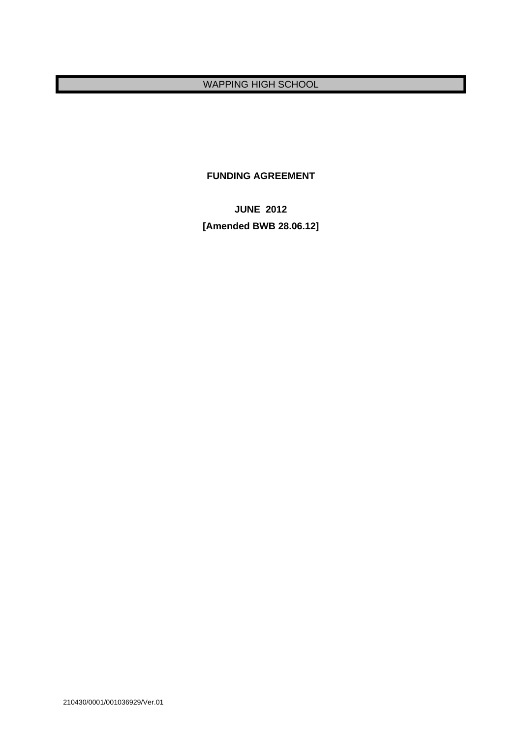# WAPPING HIGH SCHOOL

**FUNDING AGREEMENT**

**JUNE 2012**

**[Amended BWB 28.06.12]**

210430/0001/001036929/Ver.01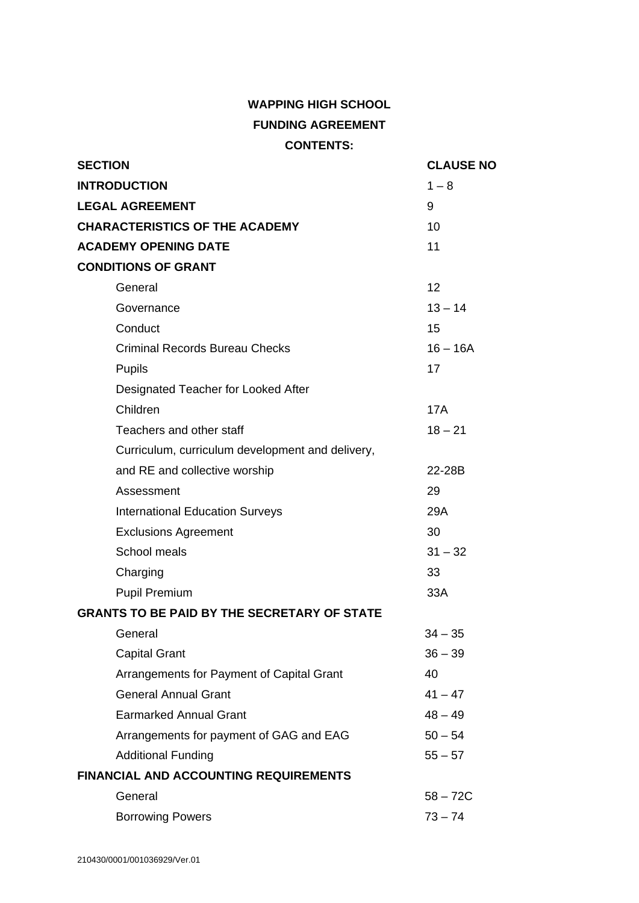**WAPPING HIGH SCHOOL**

**FUNDING AGREEMENT**

**CONTENTS:**

| **SECTION** | **CLAUSE NO** |
|---|---|
| **INTRODUCTION** | 1 – 8 |
| **LEGAL AGREEMENT** | 9 |
| **CHARACTERISTICS OF THE ACADEMY** | 10 |
| **ACADEMY OPENING DATE** | 11 |
| **CONDITIONS OF GRANT** | |
| General | 12 |
| Governance | 13 – 14 |
| Conduct | 15 |
| Criminal Records Bureau Checks | 16 – 16A |
| Pupils | 17 |
| Designated Teacher for Looked After Children | 17A |
| Teachers and other staff | 18 – 21 |
| Curriculum, curriculum development and delivery, and RE and collective worship | 22-28B |
| Assessment | 29 |
| International Education Surveys | 29A |
| Exclusions Agreement | 30 |
| School meals | 31 – 32 |
| Charging | 33 |
| Pupil Premium | 33A |
| **GRANTS TO BE PAID BY THE SECRETARY OF STATE** | |
| General | 34 – 35 |
| Capital Grant | 36 – 39 |
| Arrangements for Payment of Capital Grant | 40 |
| General Annual Grant | 41 – 47 |
| Earmarked Annual Grant | 48 – 49 |
| Arrangements for payment of GAG and EAG | 50 – 54 |
| Additional Funding | 55 – 57 |
| **FINANCIAL AND ACCOUNTING REQUIREMENTS** | |
| General | 58 – 72C |
| Borrowing Powers | 73 – 74 |

210430/0001/001036929/Ver.01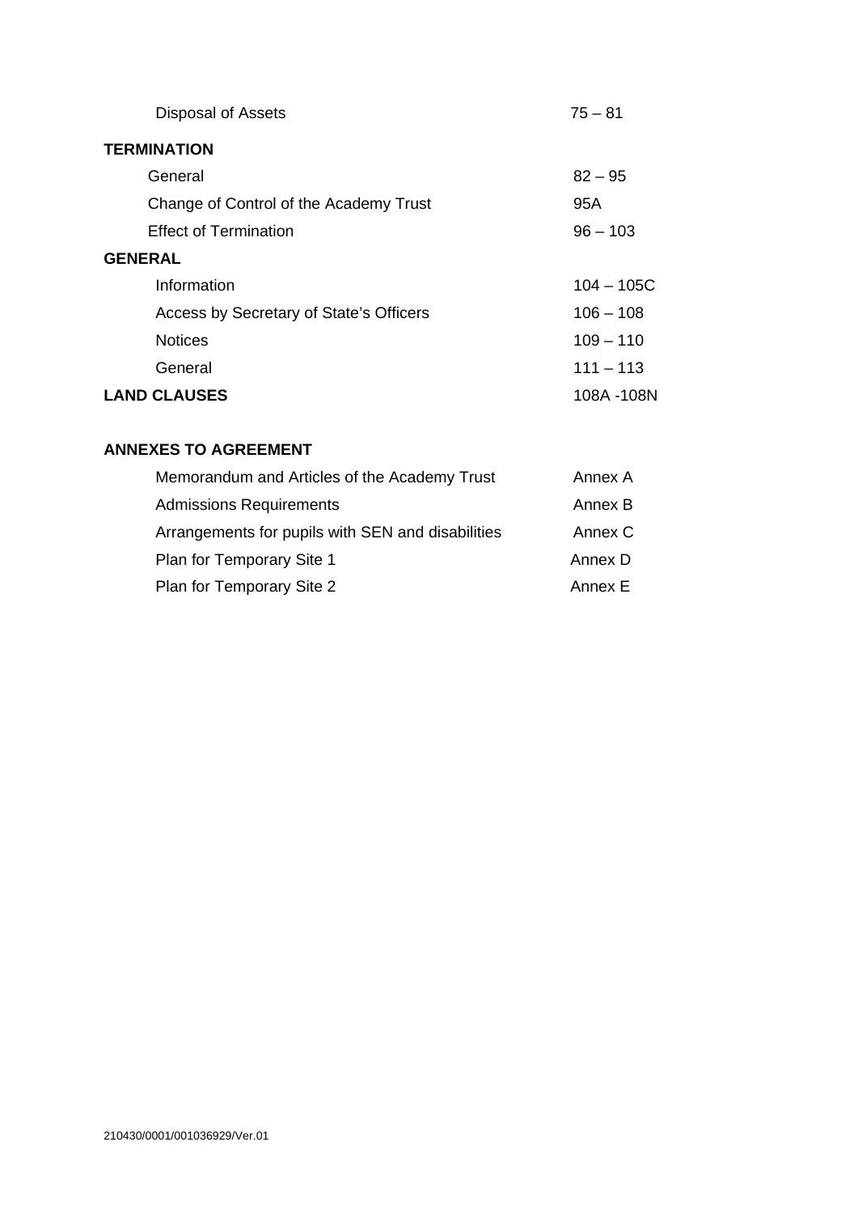| | |
|---|---|
| Disposal of Assets | 75 – 81 |
| **TERMINATION** | |
| General | 82 – 95 |
| Change of Control of the Academy Trust | 95A |
| Effect of Termination | 96 – 103 |
| **GENERAL** | |
| Information | 104 – 105C |
| Access by Secretary of State's Officers | 106 – 108 |
| Notices | 109 – 110 |
| General | 111 – 113 |
| **LAND CLAUSES** | 108A -108N |

**ANNEXES TO AGREEMENT**

| | |
|---|---|
| Memorandum and Articles of the Academy Trust | Annex A |
| Admissions Requirements | Annex B |
| Arrangements for pupils with SEN and disabilities | Annex C |
| Plan for Temporary Site 1 | Annex D |
| Plan for Temporary Site 2 | Annex E |

210430/0001/001036929/Ver.01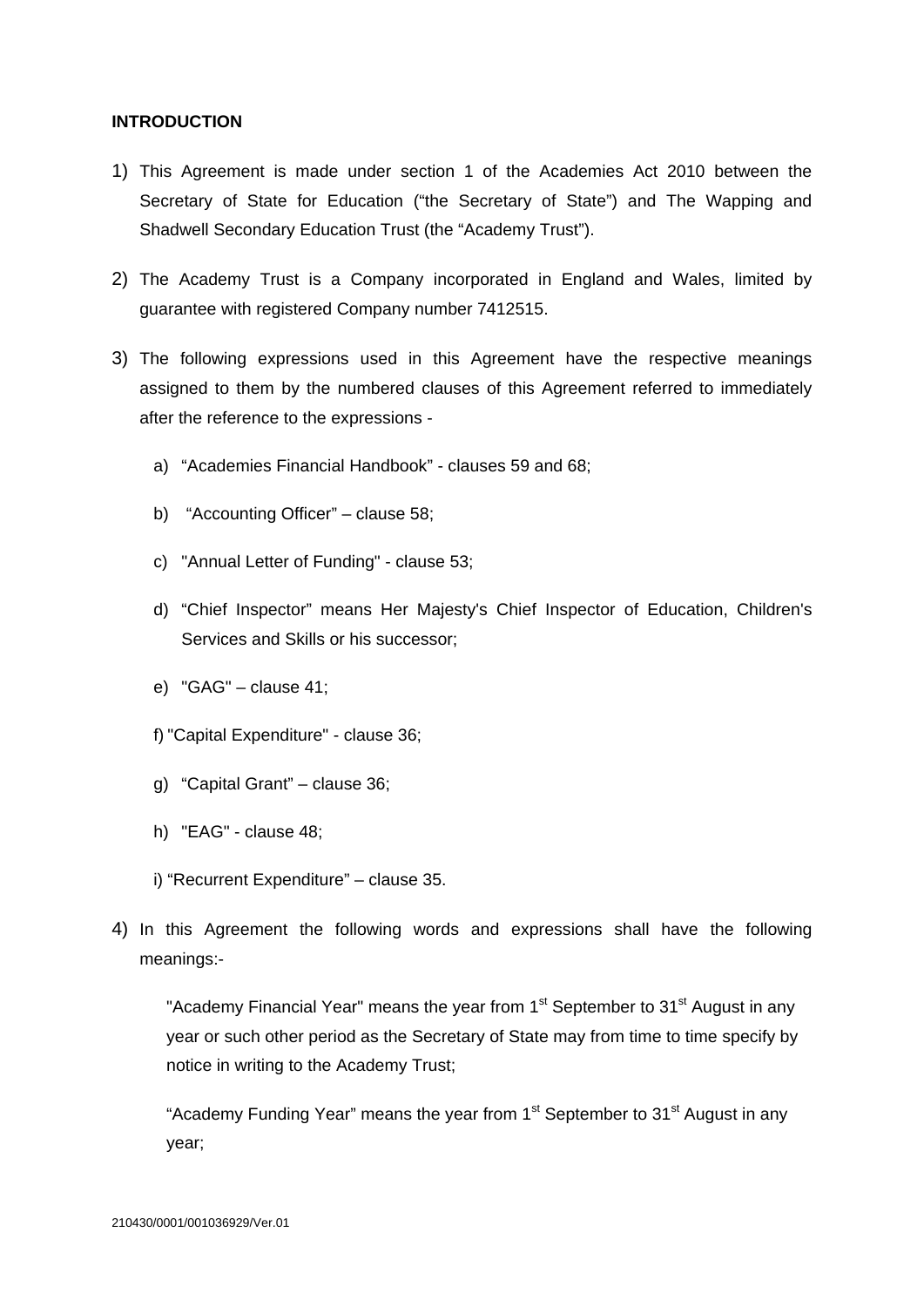**INTRODUCTION**

1) This Agreement is made under section 1 of the Academies Act 2010 between the Secretary of State for Education ("the Secretary of State") and The Wapping and Shadwell Secondary Education Trust (the "Academy Trust").

2) The Academy Trust is a Company incorporated in England and Wales, limited by guarantee with registered Company number 7412515.

3) The following expressions used in this Agreement have the respective meanings assigned to them by the numbered clauses of this Agreement referred to immediately after the reference to the expressions -

   a) "Academies Financial Handbook" - clauses 59 and 68;

   b) "Accounting Officer" – clause 58;

   c) "Annual Letter of Funding" - clause 53;

   d) "Chief Inspector" means Her Majesty's Chief Inspector of Education, Children's Services and Skills or his successor;

   e) "GAG" – clause 41;

   f) "Capital Expenditure" - clause 36;

   g) "Capital Grant" – clause 36;

   h) "EAG" - clause 48;

   i) "Recurrent Expenditure" – clause 35.

4) In this Agreement the following words and expressions shall have the following meanings:-

   "Academy Financial Year" means the year from 1st September to 31st August in any year or such other period as the Secretary of State may from time to time specify by notice in writing to the Academy Trust;

   "Academy Funding Year" means the year from 1st September to 31st August in any year;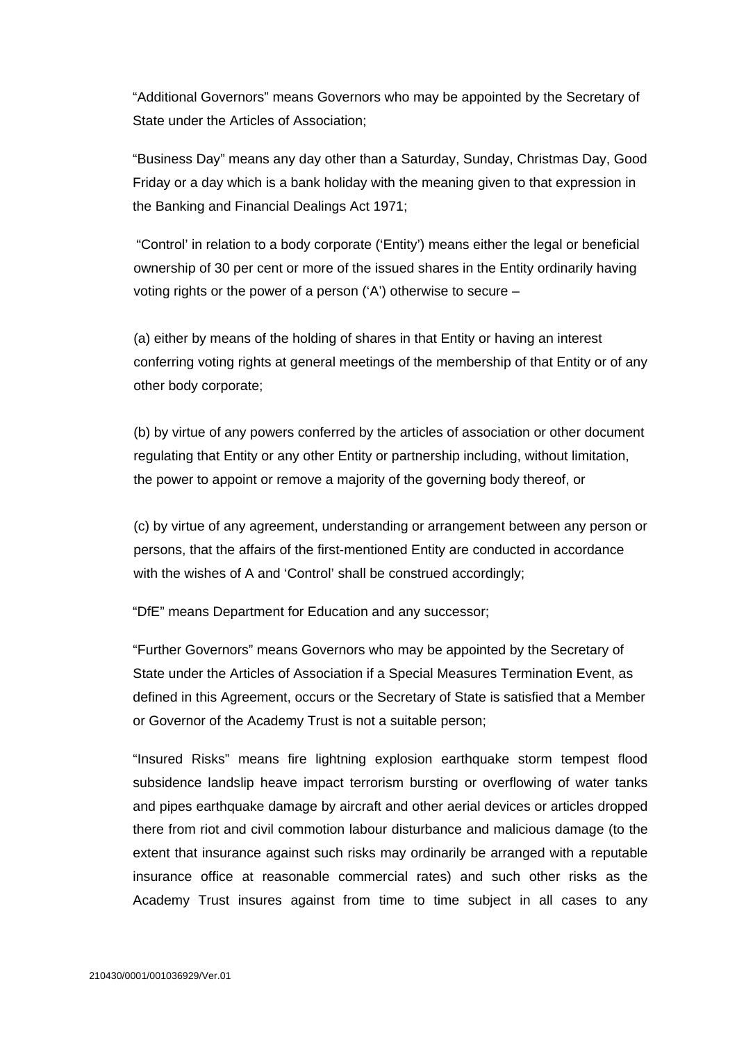“Additional Governors” means Governors who may be appointed by the Secretary of State under the Articles of Association;

“Business Day” means any day other than a Saturday, Sunday, Christmas Day, Good Friday or a day which is a bank holiday with the meaning given to that expression in the Banking and Financial Dealings Act 1971;

“Control’ in relation to a body corporate (‘Entity’) means either the legal or beneficial ownership of 30 per cent or more of the issued shares in the Entity ordinarily having voting rights or the power of a person (‘A’) otherwise to secure –

(a) either by means of the holding of shares in that Entity or having an interest conferring voting rights at general meetings of the membership of that Entity or of any other body corporate;

(b) by virtue of any powers conferred by the articles of association or other document regulating that Entity or any other Entity or partnership including, without limitation, the power to appoint or remove a majority of the governing body thereof, or

(c) by virtue of any agreement, understanding or arrangement between any person or persons, that the affairs of the first-mentioned Entity are conducted in accordance with the wishes of A and ‘Control’ shall be construed accordingly;

“DfE” means Department for Education and any successor;

“Further Governors” means Governors who may be appointed by the Secretary of State under the Articles of Association if a Special Measures Termination Event, as defined in this Agreement, occurs or the Secretary of State is satisfied that a Member or Governor of the Academy Trust is not a suitable person;

“Insured Risks” means fire lightning explosion earthquake storm tempest flood subsidence landslip heave impact terrorism bursting or overflowing of water tanks and pipes earthquake damage by aircraft and other aerial devices or articles dropped there from riot and civil commotion labour disturbance and malicious damage (to the extent that insurance against such risks may ordinarily be arranged with a reputable insurance office at reasonable commercial rates) and such other risks as the Academy Trust insures against from time to time subject in all cases to any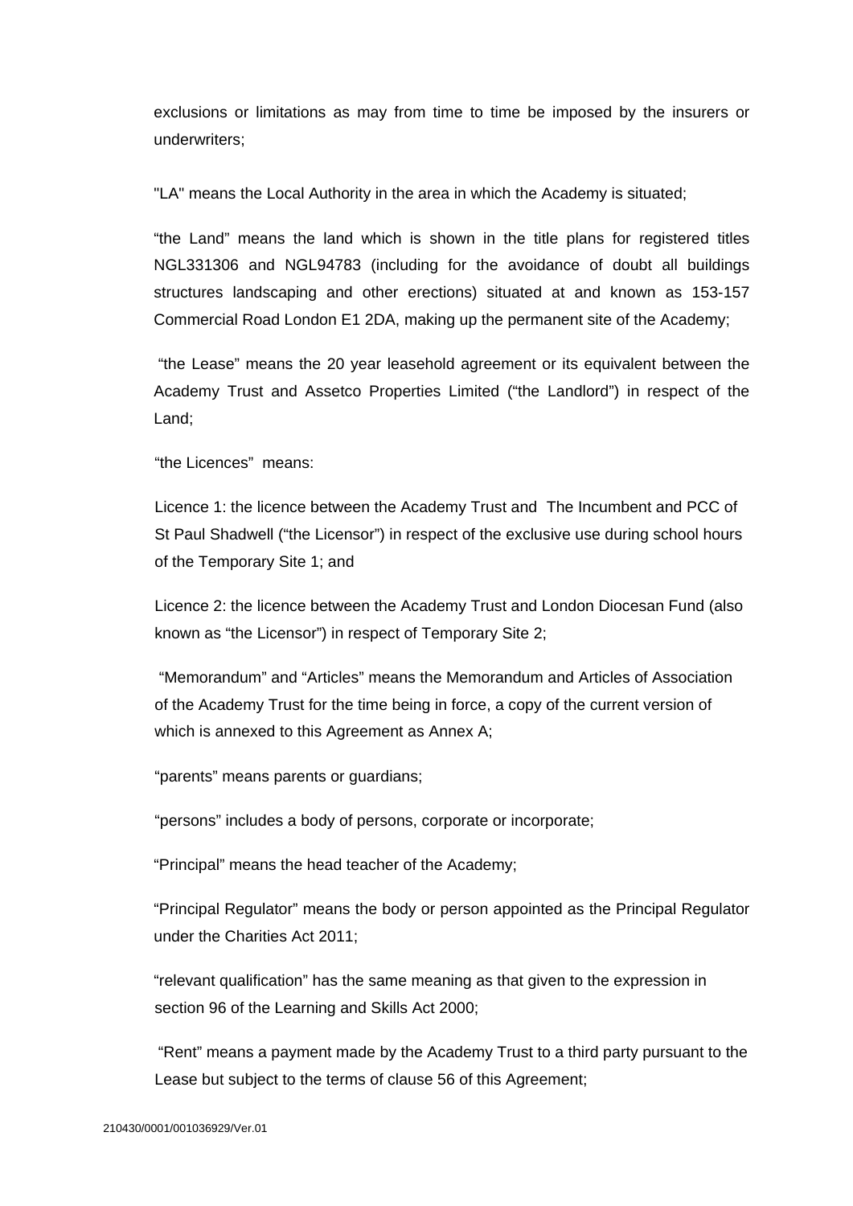exclusions or limitations as may from time to time be imposed by the insurers or underwriters;

"LA" means the Local Authority in the area in which the Academy is situated;

"the Land" means the land which is shown in the title plans for registered titles NGL331306 and NGL94783 (including for the avoidance of doubt all buildings structures landscaping and other erections) situated at and known as 153-157 Commercial Road London E1 2DA, making up the permanent site of the Academy;

"the Lease" means the 20 year leasehold agreement or its equivalent between the Academy Trust and Assetco Properties Limited ("the Landlord") in respect of the Land;

"the Licences" means:

Licence 1: the licence between the Academy Trust and The Incumbent and PCC of St Paul Shadwell ("the Licensor") in respect of the exclusive use during school hours of the Temporary Site 1; and

Licence 2: the licence between the Academy Trust and London Diocesan Fund (also known as "the Licensor") in respect of Temporary Site 2;

"Memorandum" and "Articles" means the Memorandum and Articles of Association of the Academy Trust for the time being in force, a copy of the current version of which is annexed to this Agreement as Annex A;

"parents" means parents or guardians;

"persons" includes a body of persons, corporate or incorporate;

"Principal" means the head teacher of the Academy;

"Principal Regulator" means the body or person appointed as the Principal Regulator under the Charities Act 2011;

"relevant qualification" has the same meaning as that given to the expression in section 96 of the Learning and Skills Act 2000;

"Rent" means a payment made by the Academy Trust to a third party pursuant to the Lease but subject to the terms of clause 56 of this Agreement;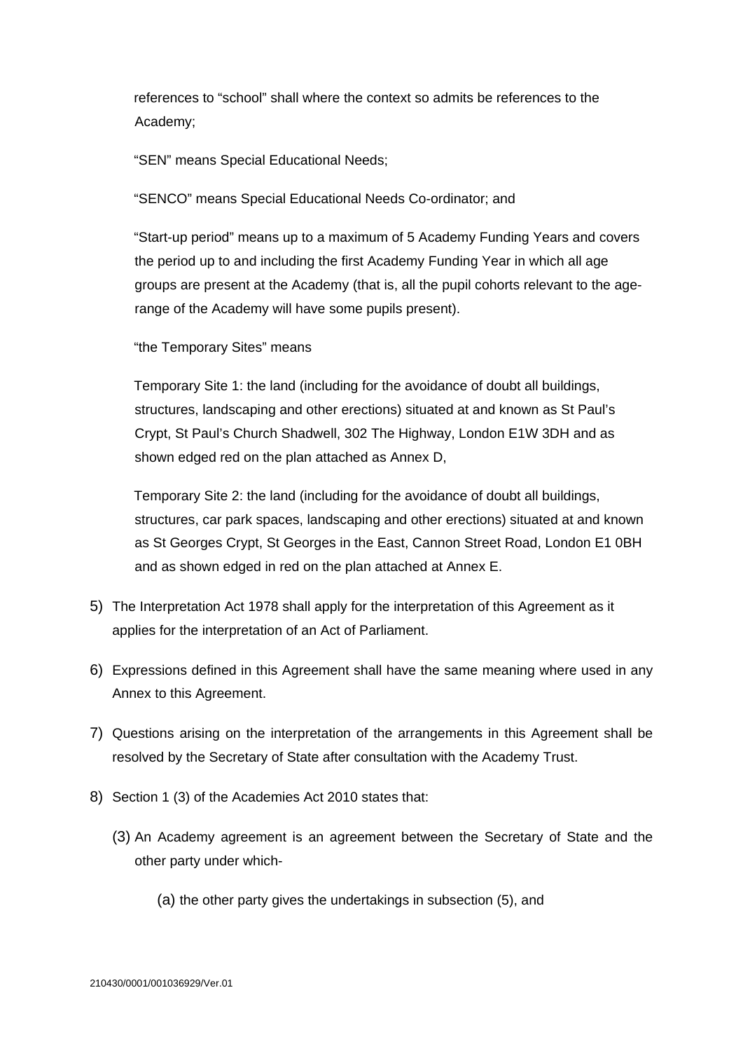references to "school" shall where the context so admits be references to the Academy;

"SEN" means Special Educational Needs;

"SENCO" means Special Educational Needs Co-ordinator; and

"Start-up period" means up to a maximum of 5 Academy Funding Years and covers the period up to and including the first Academy Funding Year in which all age groups are present at the Academy (that is, all the pupil cohorts relevant to the age-range of the Academy will have some pupils present).

"the Temporary Sites" means

Temporary Site 1: the land (including for the avoidance of doubt all buildings, structures, landscaping and other erections) situated at and known as St Paul's Crypt, St Paul's Church Shadwell, 302 The Highway, London E1W 3DH and as shown edged red on the plan attached as Annex D,

Temporary Site 2: the land (including for the avoidance of doubt all buildings, structures, car park spaces, landscaping and other erections) situated at and known as St Georges Crypt, St Georges in the East, Cannon Street Road, London E1 0BH and as shown edged in red on the plan attached at Annex E.

5) The Interpretation Act 1978 shall apply for the interpretation of this Agreement as it applies for the interpretation of an Act of Parliament.

6) Expressions defined in this Agreement shall have the same meaning where used in any Annex to this Agreement.

7) Questions arising on the interpretation of the arrangements in this Agreement shall be resolved by the Secretary of State after consultation with the Academy Trust.

8) Section 1 (3) of the Academies Act 2010 states that:

   (3) An Academy agreement is an agreement between the Secretary of State and the other party under which-

      (a) the other party gives the undertakings in subsection (5), and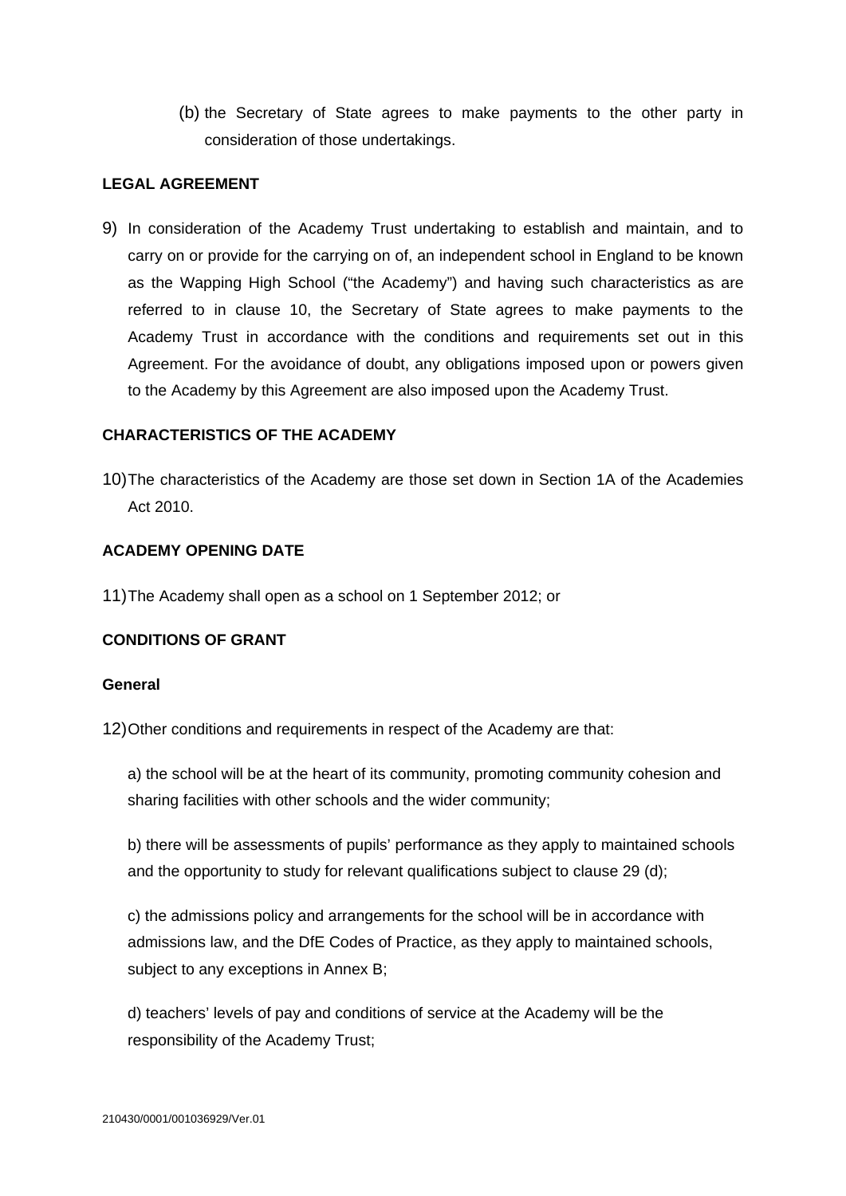(b) the Secretary of State agrees to make payments to the other party in consideration of those undertakings.

**LEGAL AGREEMENT**

9) In consideration of the Academy Trust undertaking to establish and maintain, and to carry on or provide for the carrying on of, an independent school in England to be known as the Wapping High School ("the Academy") and having such characteristics as are referred to in clause 10, the Secretary of State agrees to make payments to the Academy Trust in accordance with the conditions and requirements set out in this Agreement. For the avoidance of doubt, any obligations imposed upon or powers given to the Academy by this Agreement are also imposed upon the Academy Trust.

**CHARACTERISTICS OF THE ACADEMY**

10) The characteristics of the Academy are those set down in Section 1A of the Academies Act 2010.

**ACADEMY OPENING DATE**

11) The Academy shall open as a school on 1 September 2012; or

**CONDITIONS OF GRANT**

**General**

12) Other conditions and requirements in respect of the Academy are that:

a) the school will be at the heart of its community, promoting community cohesion and sharing facilities with other schools and the wider community;

b) there will be assessments of pupils' performance as they apply to maintained schools and the opportunity to study for relevant qualifications subject to clause 29 (d);

c) the admissions policy and arrangements for the school will be in accordance with admissions law, and the DfE Codes of Practice, as they apply to maintained schools, subject to any exceptions in Annex B;

d) teachers' levels of pay and conditions of service at the Academy will be the responsibility of the Academy Trust;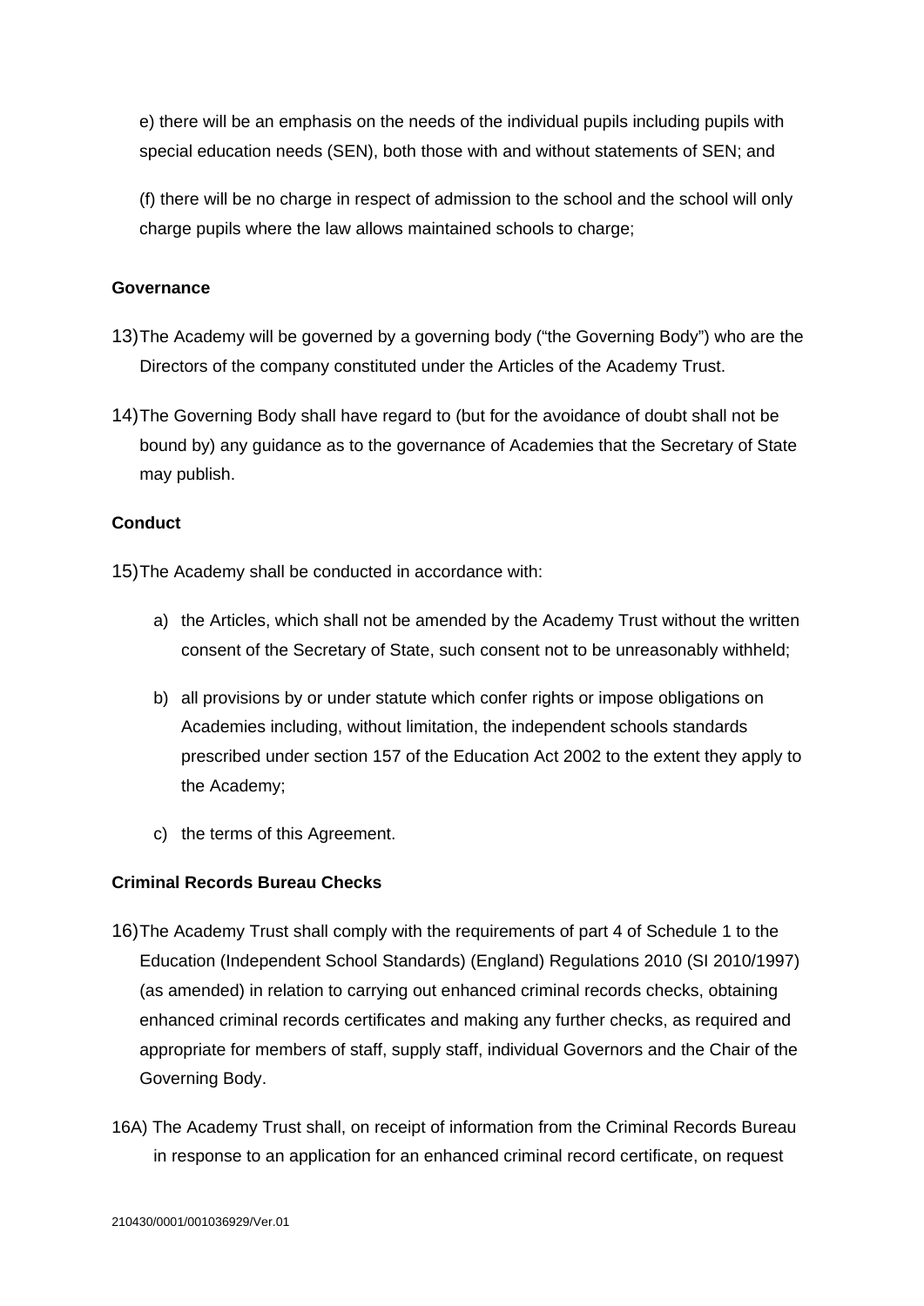e) there will be an emphasis on the needs of the individual pupils including pupils with special education needs (SEN), both those with and without statements of SEN; and

(f) there will be no charge in respect of admission to the school and the school will only charge pupils where the law allows maintained schools to charge;

**Governance**

13) The Academy will be governed by a governing body ("the Governing Body") who are the Directors of the company constituted under the Articles of the Academy Trust.

14) The Governing Body shall have regard to (but for the avoidance of doubt shall not be bound by) any guidance as to the governance of Academies that the Secretary of State may publish.

**Conduct**

15) The Academy shall be conducted in accordance with:

   a) the Articles, which shall not be amended by the Academy Trust without the written consent of the Secretary of State, such consent not to be unreasonably withheld;

   b) all provisions by or under statute which confer rights or impose obligations on Academies including, without limitation, the independent schools standards prescribed under section 157 of the Education Act 2002 to the extent they apply to the Academy;

   c) the terms of this Agreement.

**Criminal Records Bureau Checks**

16) The Academy Trust shall comply with the requirements of part 4 of Schedule 1 to the Education (Independent School Standards) (England) Regulations 2010 (SI 2010/1997) (as amended) in relation to carrying out enhanced criminal records checks, obtaining enhanced criminal records certificates and making any further checks, as required and appropriate for members of staff, supply staff, individual Governors and the Chair of the Governing Body.

16A) The Academy Trust shall, on receipt of information from the Criminal Records Bureau in response to an application for an enhanced criminal record certificate, on request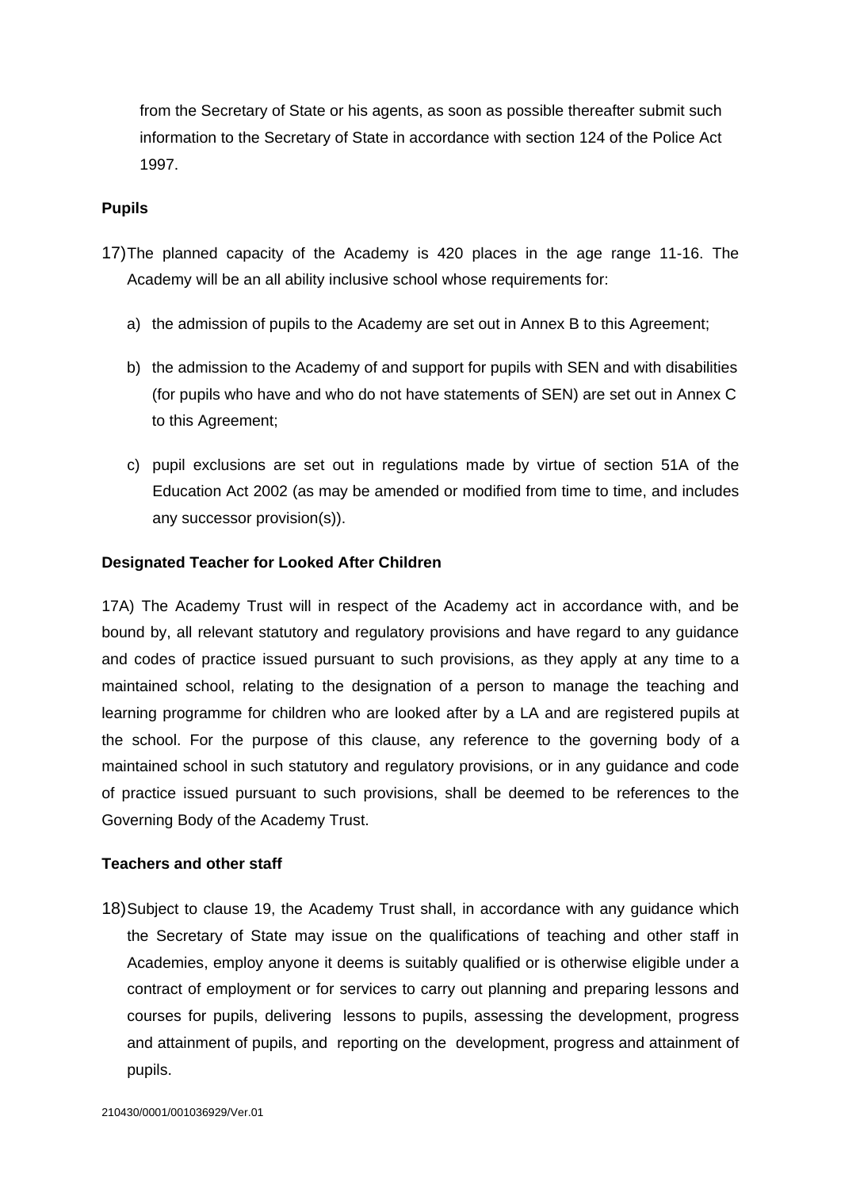from the Secretary of State or his agents, as soon as possible thereafter submit such information to the Secretary of State in accordance with section 124 of the Police Act 1997.

**Pupils**

17) The planned capacity of the Academy is 420 places in the age range 11-16. The Academy will be an all ability inclusive school whose requirements for:

a) the admission of pupils to the Academy are set out in Annex B to this Agreement;

b) the admission to the Academy of and support for pupils with SEN and with disabilities (for pupils who have and who do not have statements of SEN) are set out in Annex C to this Agreement;

c) pupil exclusions are set out in regulations made by virtue of section 51A of the Education Act 2002 (as may be amended or modified from time to time, and includes any successor provision(s)).

**Designated Teacher for Looked After Children**

17A) The Academy Trust will in respect of the Academy act in accordance with, and be bound by, all relevant statutory and regulatory provisions and have regard to any guidance and codes of practice issued pursuant to such provisions, as they apply at any time to a maintained school, relating to the designation of a person to manage the teaching and learning programme for children who are looked after by a LA and are registered pupils at the school. For the purpose of this clause, any reference to the governing body of a maintained school in such statutory and regulatory provisions, or in any guidance and code of practice issued pursuant to such provisions, shall be deemed to be references to the Governing Body of the Academy Trust.

**Teachers and other staff**

18) Subject to clause 19, the Academy Trust shall, in accordance with any guidance which the Secretary of State may issue on the qualifications of teaching and other staff in Academies, employ anyone it deems is suitably qualified or is otherwise eligible under a contract of employment or for services to carry out planning and preparing lessons and courses for pupils, delivering lessons to pupils, assessing the development, progress and attainment of pupils, and reporting on the development, progress and attainment of pupils.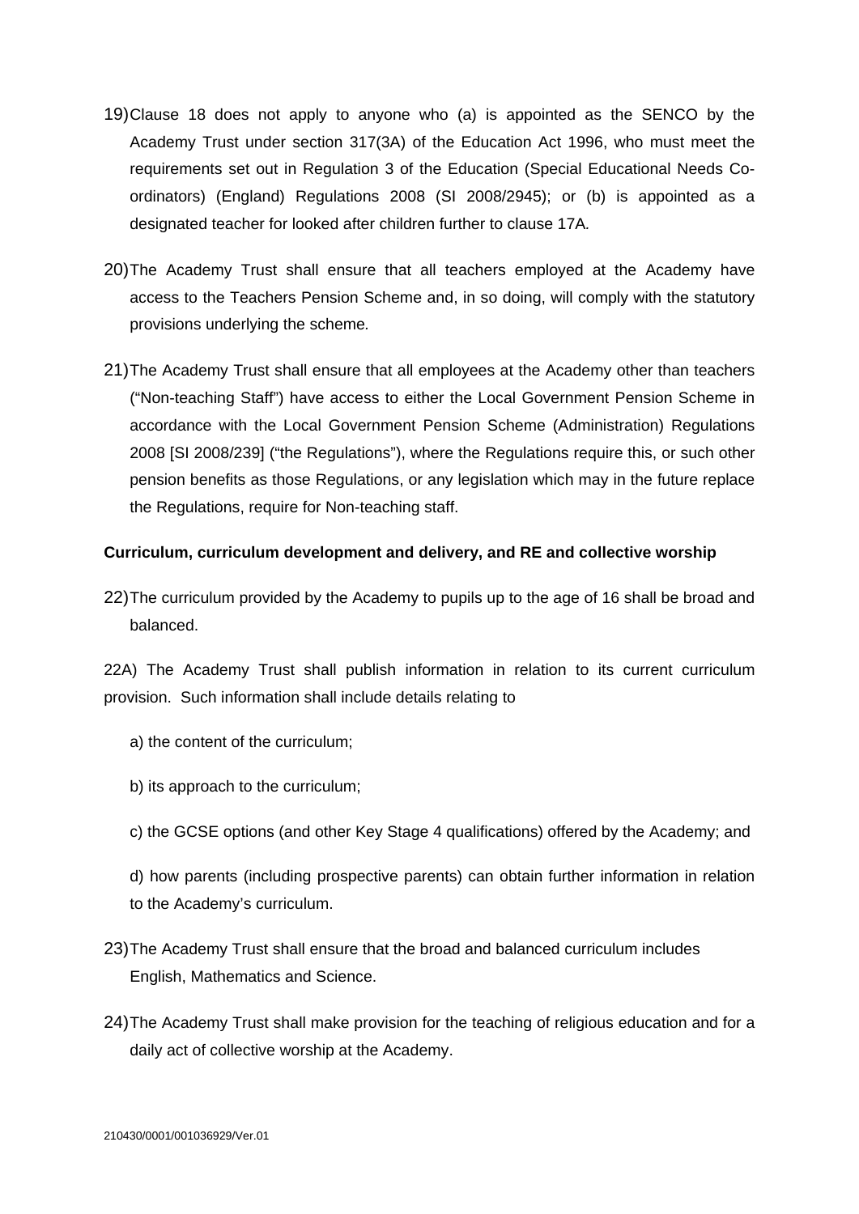19) Clause 18 does not apply to anyone who (a) is appointed as the SENCO by the Academy Trust under section 317(3A) of the Education Act 1996, who must meet the requirements set out in Regulation 3 of the Education (Special Educational Needs Co-ordinators) (England) Regulations 2008 (SI 2008/2945); or (b) is appointed as a designated teacher for looked after children further to clause 17A.

20) The Academy Trust shall ensure that all teachers employed at the Academy have access to the Teachers Pension Scheme and, in so doing, will comply with the statutory provisions underlying the scheme.

21) The Academy Trust shall ensure that all employees at the Academy other than teachers ("Non-teaching Staff") have access to either the Local Government Pension Scheme in accordance with the Local Government Pension Scheme (Administration) Regulations 2008 [SI 2008/239] ("the Regulations"), where the Regulations require this, or such other pension benefits as those Regulations, or any legislation which may in the future replace the Regulations, require for Non-teaching staff.

**Curriculum, curriculum development and delivery, and RE and collective worship**

22) The curriculum provided by the Academy to pupils up to the age of 16 shall be broad and balanced.

22A) The Academy Trust shall publish information in relation to its current curriculum provision. Such information shall include details relating to

a) the content of the curriculum;

b) its approach to the curriculum;

c) the GCSE options (and other Key Stage 4 qualifications) offered by the Academy; and

d) how parents (including prospective parents) can obtain further information in relation to the Academy's curriculum.

23) The Academy Trust shall ensure that the broad and balanced curriculum includes English, Mathematics and Science.

24) The Academy Trust shall make provision for the teaching of religious education and for a daily act of collective worship at the Academy.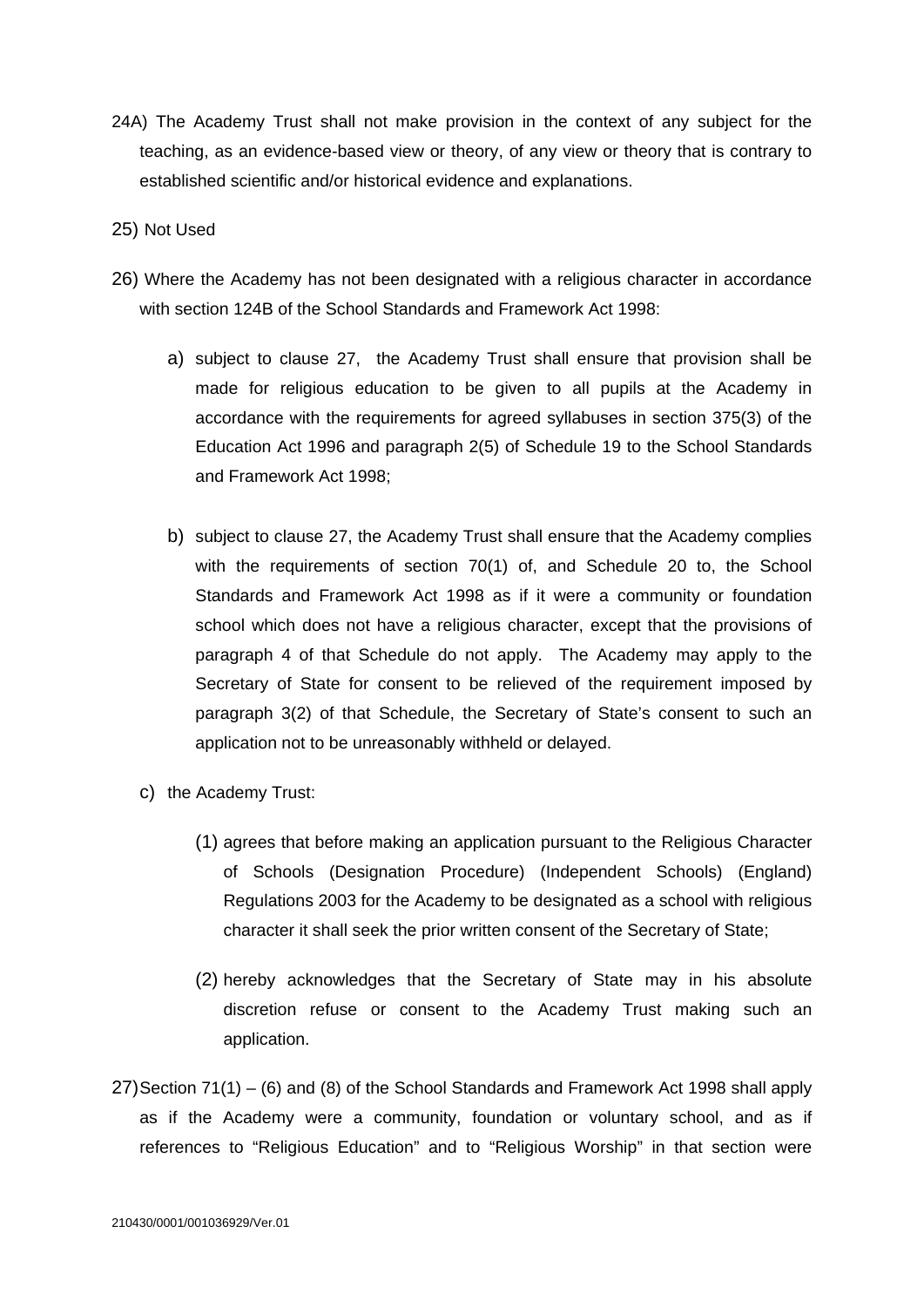24A) The Academy Trust shall not make provision in the context of any subject for the teaching, as an evidence-based view or theory, of any view or theory that is contrary to established scientific and/or historical evidence and explanations.

25) Not Used

26) Where the Academy has not been designated with a religious character in accordance with section 124B of the School Standards and Framework Act 1998:

a) subject to clause 27, the Academy Trust shall ensure that provision shall be made for religious education to be given to all pupils at the Academy in accordance with the requirements for agreed syllabuses in section 375(3) of the Education Act 1996 and paragraph 2(5) of Schedule 19 to the School Standards and Framework Act 1998;

b) subject to clause 27, the Academy Trust shall ensure that the Academy complies with the requirements of section 70(1) of, and Schedule 20 to, the School Standards and Framework Act 1998 as if it were a community or foundation school which does not have a religious character, except that the provisions of paragraph 4 of that Schedule do not apply. The Academy may apply to the Secretary of State for consent to be relieved of the requirement imposed by paragraph 3(2) of that Schedule, the Secretary of State's consent to such an application not to be unreasonably withheld or delayed.

c) the Academy Trust:

(1) agrees that before making an application pursuant to the Religious Character of Schools (Designation Procedure) (Independent Schools) (England) Regulations 2003 for the Academy to be designated as a school with religious character it shall seek the prior written consent of the Secretary of State;

(2) hereby acknowledges that the Secretary of State may in his absolute discretion refuse or consent to the Academy Trust making such an application.

27) Section 71(1) – (6) and (8) of the School Standards and Framework Act 1998 shall apply as if the Academy were a community, foundation or voluntary school, and as if references to "Religious Education" and to "Religious Worship" in that section were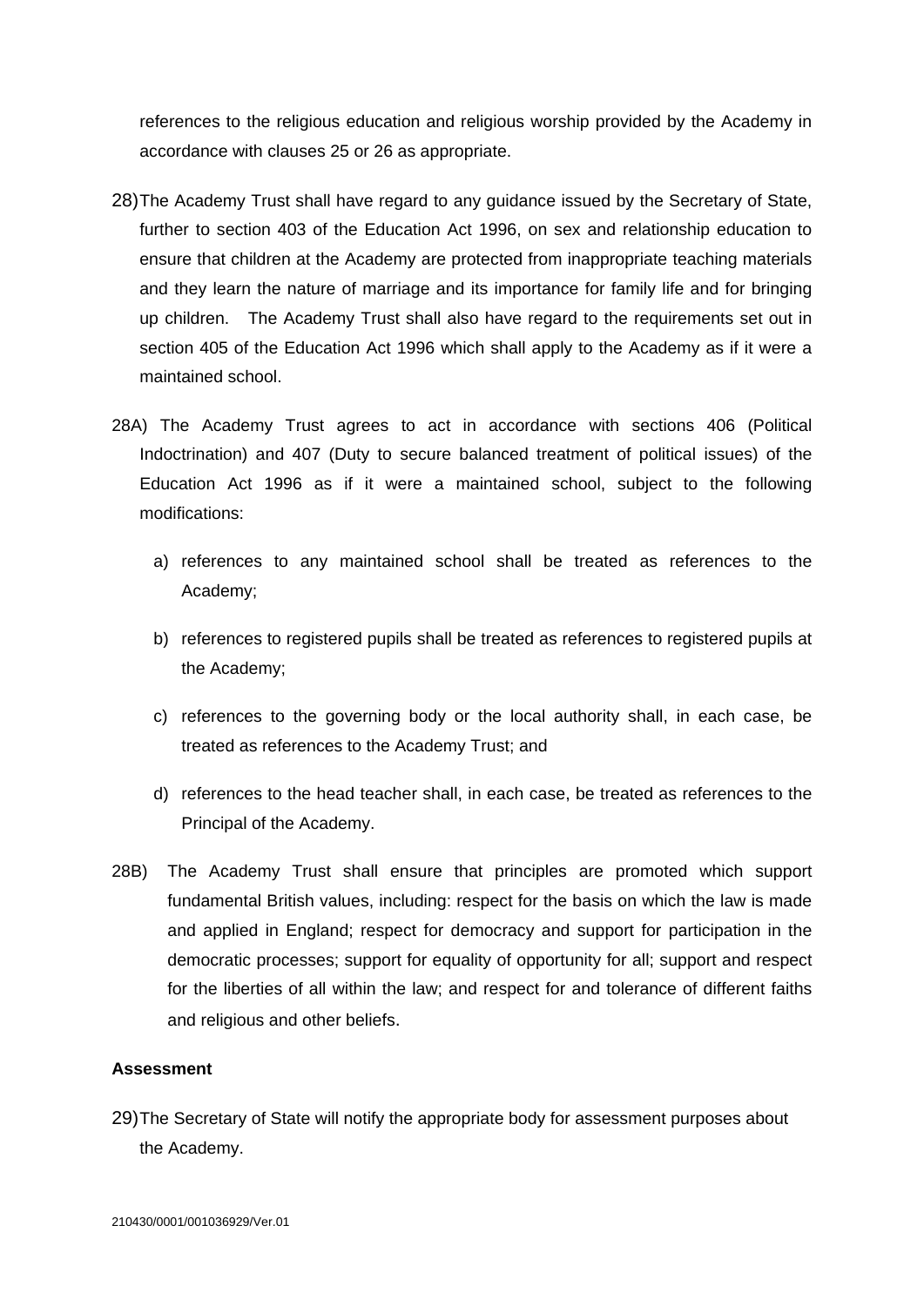references to the religious education and religious worship provided by the Academy in accordance with clauses 25 or 26 as appropriate.

28) The Academy Trust shall have regard to any guidance issued by the Secretary of State, further to section 403 of the Education Act 1996, on sex and relationship education to ensure that children at the Academy are protected from inappropriate teaching materials and they learn the nature of marriage and its importance for family life and for bringing up children. The Academy Trust shall also have regard to the requirements set out in section 405 of the Education Act 1996 which shall apply to the Academy as if it were a maintained school.

28A) The Academy Trust agrees to act in accordance with sections 406 (Political Indoctrination) and 407 (Duty to secure balanced treatment of political issues) of the Education Act 1996 as if it were a maintained school, subject to the following modifications:

a) references to any maintained school shall be treated as references to the Academy;

b) references to registered pupils shall be treated as references to registered pupils at the Academy;

c) references to the governing body or the local authority shall, in each case, be treated as references to the Academy Trust; and

d) references to the head teacher shall, in each case, be treated as references to the Principal of the Academy.

28B) The Academy Trust shall ensure that principles are promoted which support fundamental British values, including: respect for the basis on which the law is made and applied in England; respect for democracy and support for participation in the democratic processes; support for equality of opportunity for all; support and respect for the liberties of all within the law; and respect for and tolerance of different faiths and religious and other beliefs.

**Assessment**

29) The Secretary of State will notify the appropriate body for assessment purposes about the Academy.

210430/0001/001036929/Ver.01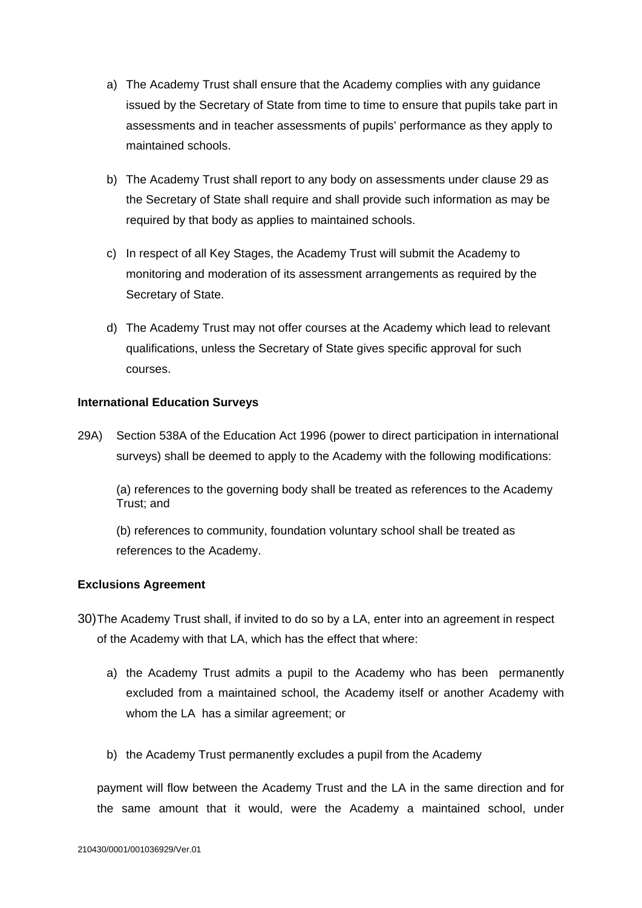a) The Academy Trust shall ensure that the Academy complies with any guidance issued by the Secretary of State from time to time to ensure that pupils take part in assessments and in teacher assessments of pupils' performance as they apply to maintained schools.

b) The Academy Trust shall report to any body on assessments under clause 29 as the Secretary of State shall require and shall provide such information as may be required by that body as applies to maintained schools.

c) In respect of all Key Stages, the Academy Trust will submit the Academy to monitoring and moderation of its assessment arrangements as required by the Secretary of State.

d) The Academy Trust may not offer courses at the Academy which lead to relevant qualifications, unless the Secretary of State gives specific approval for such courses.

**International Education Surveys**

29A) Section 538A of the Education Act 1996 (power to direct participation in international surveys) shall be deemed to apply to the Academy with the following modifications:

(a) references to the governing body shall be treated as references to the Academy Trust; and

(b) references to community, foundation voluntary school shall be treated as references to the Academy.

**Exclusions Agreement**

30) The Academy Trust shall, if invited to do so by a LA, enter into an agreement in respect of the Academy with that LA, which has the effect that where:

a) the Academy Trust admits a pupil to the Academy who has been permanently excluded from a maintained school, the Academy itself or another Academy with whom the LA has a similar agreement; or

b) the Academy Trust permanently excludes a pupil from the Academy

payment will flow between the Academy Trust and the LA in the same direction and for the same amount that it would, were the Academy a maintained school, under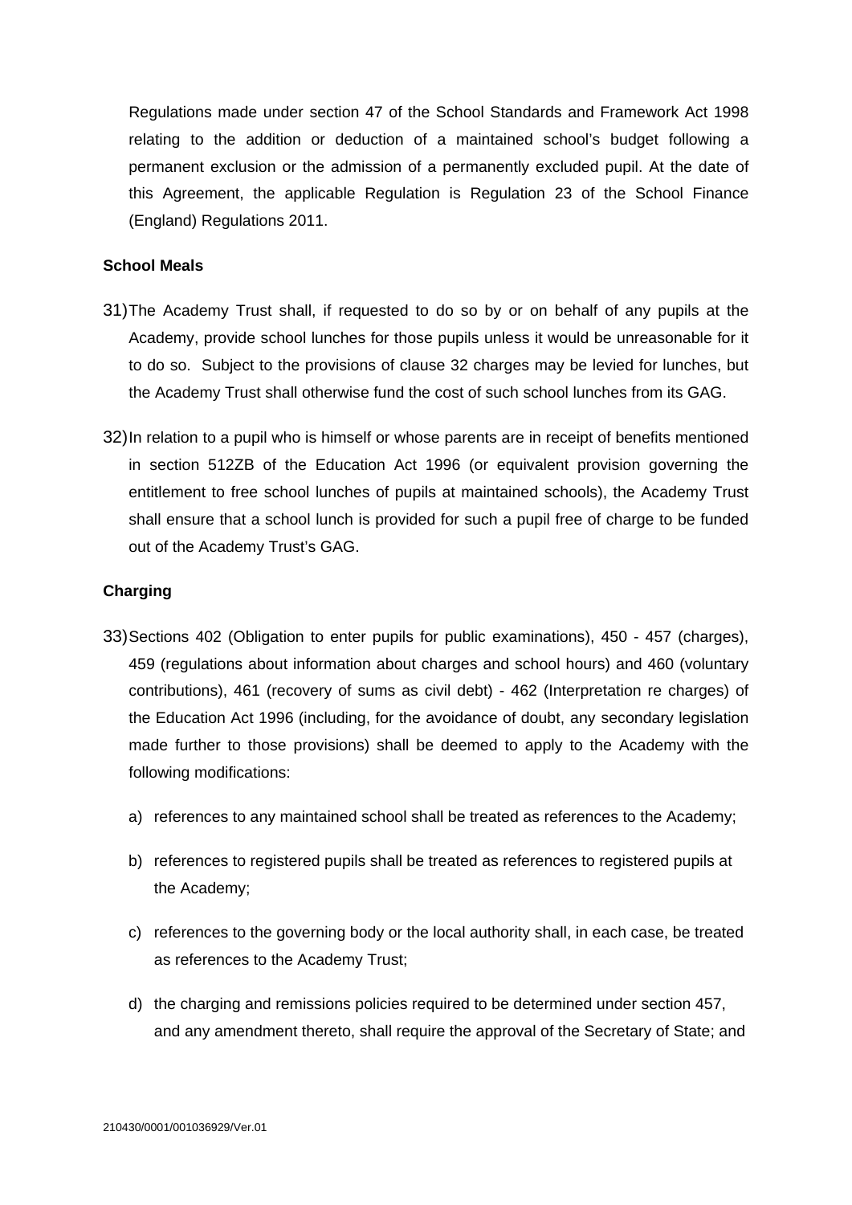Regulations made under section 47 of the School Standards and Framework Act 1998 relating to the addition or deduction of a maintained school's budget following a permanent exclusion or the admission of a permanently excluded pupil. At the date of this Agreement, the applicable Regulation is Regulation 23 of the School Finance (England) Regulations 2011.

**School Meals**

31) The Academy Trust shall, if requested to do so by or on behalf of any pupils at the Academy, provide school lunches for those pupils unless it would be unreasonable for it to do so. Subject to the provisions of clause 32 charges may be levied for lunches, but the Academy Trust shall otherwise fund the cost of such school lunches from its GAG.

32) In relation to a pupil who is himself or whose parents are in receipt of benefits mentioned in section 512ZB of the Education Act 1996 (or equivalent provision governing the entitlement to free school lunches of pupils at maintained schools), the Academy Trust shall ensure that a school lunch is provided for such a pupil free of charge to be funded out of the Academy Trust's GAG.

**Charging**

33) Sections 402 (Obligation to enter pupils for public examinations), 450 - 457 (charges), 459 (regulations about information about charges and school hours) and 460 (voluntary contributions), 461 (recovery of sums as civil debt) - 462 (Interpretation re charges) of the Education Act 1996 (including, for the avoidance of doubt, any secondary legislation made further to those provisions) shall be deemed to apply to the Academy with the following modifications:

   a) references to any maintained school shall be treated as references to the Academy;

   b) references to registered pupils shall be treated as references to registered pupils at the Academy;

   c) references to the governing body or the local authority shall, in each case, be treated as references to the Academy Trust;

   d) the charging and remissions policies required to be determined under section 457, and any amendment thereto, shall require the approval of the Secretary of State; and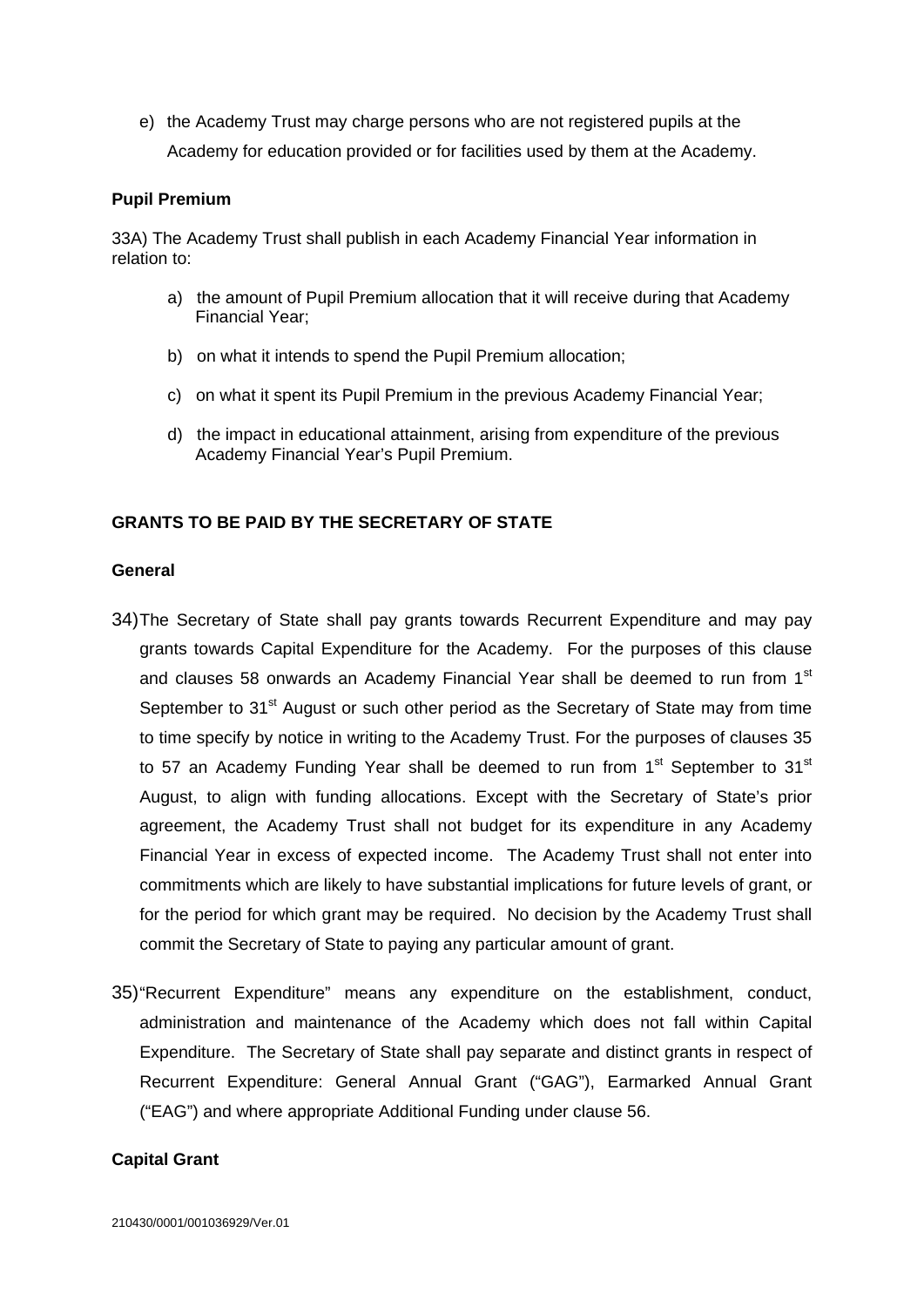e) the Academy Trust may charge persons who are not registered pupils at the Academy for education provided or for facilities used by them at the Academy.

**Pupil Premium**

33A) The Academy Trust shall publish in each Academy Financial Year information in relation to:

a) the amount of Pupil Premium allocation that it will receive during that Academy Financial Year;

b) on what it intends to spend the Pupil Premium allocation;

c) on what it spent its Pupil Premium in the previous Academy Financial Year;

d) the impact in educational attainment, arising from expenditure of the previous Academy Financial Year's Pupil Premium.

**GRANTS TO BE PAID BY THE SECRETARY OF STATE**

**General**

34) The Secretary of State shall pay grants towards Recurrent Expenditure and may pay grants towards Capital Expenditure for the Academy. For the purposes of this clause and clauses 58 onwards an Academy Financial Year shall be deemed to run from 1st September to 31st August or such other period as the Secretary of State may from time to time specify by notice in writing to the Academy Trust. For the purposes of clauses 35 to 57 an Academy Funding Year shall be deemed to run from 1st September to 31st August, to align with funding allocations. Except with the Secretary of State's prior agreement, the Academy Trust shall not budget for its expenditure in any Academy Financial Year in excess of expected income. The Academy Trust shall not enter into commitments which are likely to have substantial implications for future levels of grant, or for the period for which grant may be required. No decision by the Academy Trust shall commit the Secretary of State to paying any particular amount of grant.

35) "Recurrent Expenditure" means any expenditure on the establishment, conduct, administration and maintenance of the Academy which does not fall within Capital Expenditure. The Secretary of State shall pay separate and distinct grants in respect of Recurrent Expenditure: General Annual Grant ("GAG"), Earmarked Annual Grant ("EAG") and where appropriate Additional Funding under clause 56.

**Capital Grant**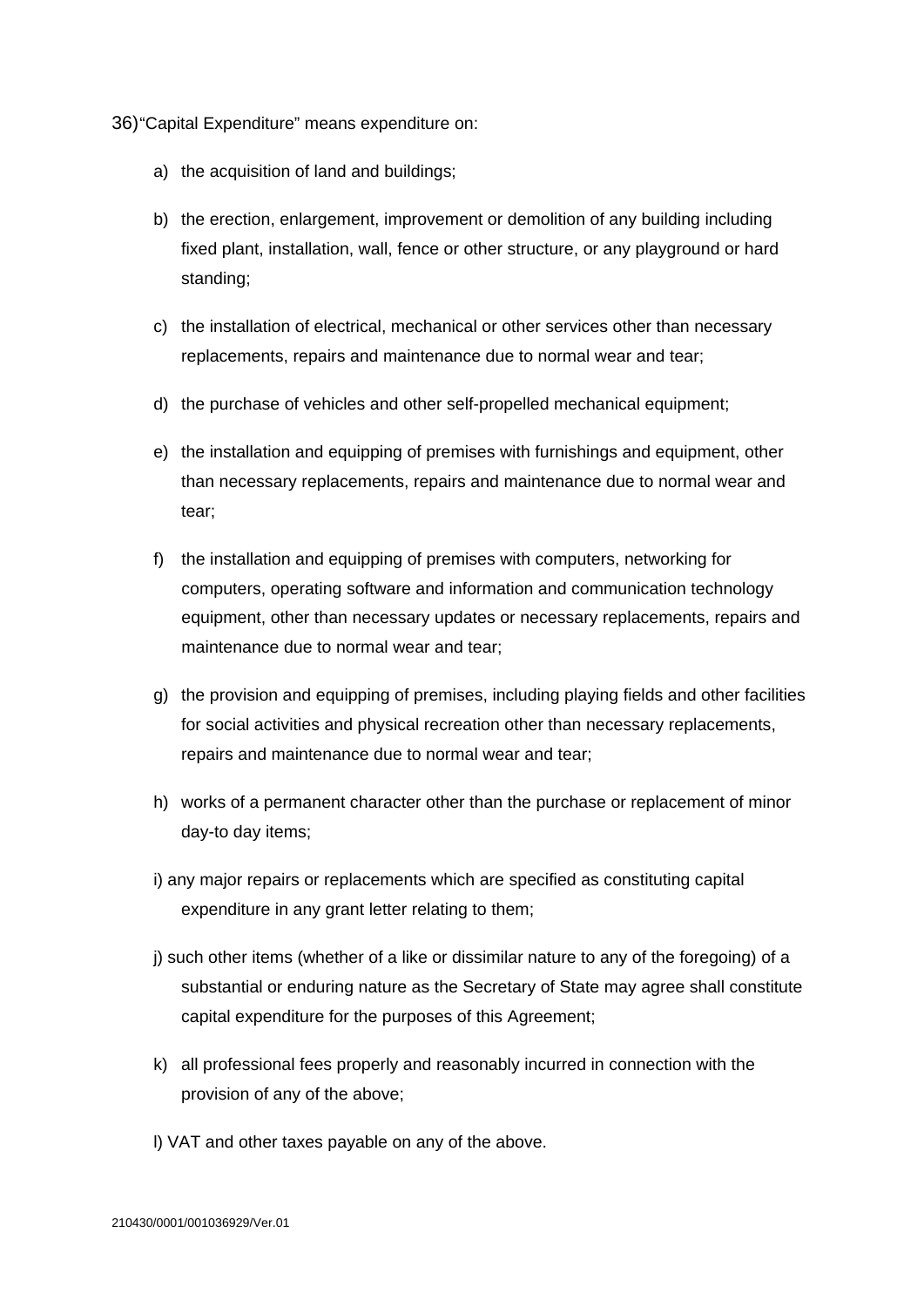36) "Capital Expenditure" means expenditure on:

a) the acquisition of land and buildings;

b) the erection, enlargement, improvement or demolition of any building including fixed plant, installation, wall, fence or other structure, or any playground or hard standing;

c) the installation of electrical, mechanical or other services other than necessary replacements, repairs and maintenance due to normal wear and tear;

d) the purchase of vehicles and other self-propelled mechanical equipment;

e) the installation and equipping of premises with furnishings and equipment, other than necessary replacements, repairs and maintenance due to normal wear and tear;

f) the installation and equipping of premises with computers, networking for computers, operating software and information and communication technology equipment, other than necessary updates or necessary replacements, repairs and maintenance due to normal wear and tear;

g) the provision and equipping of premises, including playing fields and other facilities for social activities and physical recreation other than necessary replacements, repairs and maintenance due to normal wear and tear;

h) works of a permanent character other than the purchase or replacement of minor day-to day items;

i) any major repairs or replacements which are specified as constituting capital expenditure in any grant letter relating to them;

j) such other items (whether of a like or dissimilar nature to any of the foregoing) of a substantial or enduring nature as the Secretary of State may agree shall constitute capital expenditure for the purposes of this Agreement;

k) all professional fees properly and reasonably incurred in connection with the provision of any of the above;

l) VAT and other taxes payable on any of the above.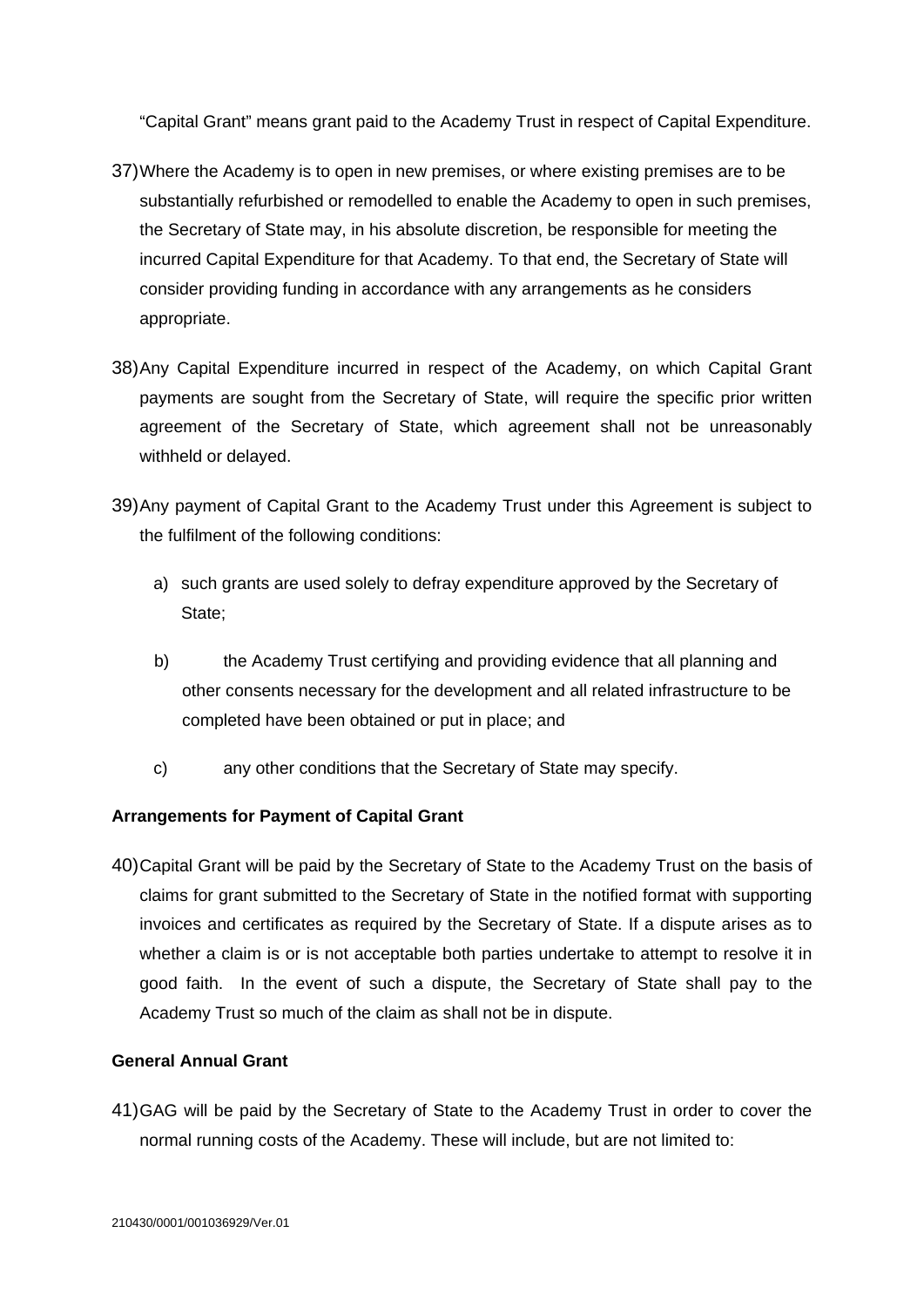"Capital Grant" means grant paid to the Academy Trust in respect of Capital Expenditure.

37) Where the Academy is to open in new premises, or where existing premises are to be substantially refurbished or remodelled to enable the Academy to open in such premises, the Secretary of State may, in his absolute discretion, be responsible for meeting the incurred Capital Expenditure for that Academy. To that end, the Secretary of State will consider providing funding in accordance with any arrangements as he considers appropriate.

38) Any Capital Expenditure incurred in respect of the Academy, on which Capital Grant payments are sought from the Secretary of State, will require the specific prior written agreement of the Secretary of State, which agreement shall not be unreasonably withheld or delayed.

39) Any payment of Capital Grant to the Academy Trust under this Agreement is subject to the fulfilment of the following conditions:

   a) such grants are used solely to defray expenditure approved by the Secretary of State;

   b) the Academy Trust certifying and providing evidence that all planning and other consents necessary for the development and all related infrastructure to be completed have been obtained or put in place; and

   c) any other conditions that the Secretary of State may specify.

**Arrangements for Payment of Capital Grant**

40) Capital Grant will be paid by the Secretary of State to the Academy Trust on the basis of claims for grant submitted to the Secretary of State in the notified format with supporting invoices and certificates as required by the Secretary of State. If a dispute arises as to whether a claim is or is not acceptable both parties undertake to attempt to resolve it in good faith. In the event of such a dispute, the Secretary of State shall pay to the Academy Trust so much of the claim as shall not be in dispute.

**General Annual Grant**

41) GAG will be paid by the Secretary of State to the Academy Trust in order to cover the normal running costs of the Academy. These will include, but are not limited to: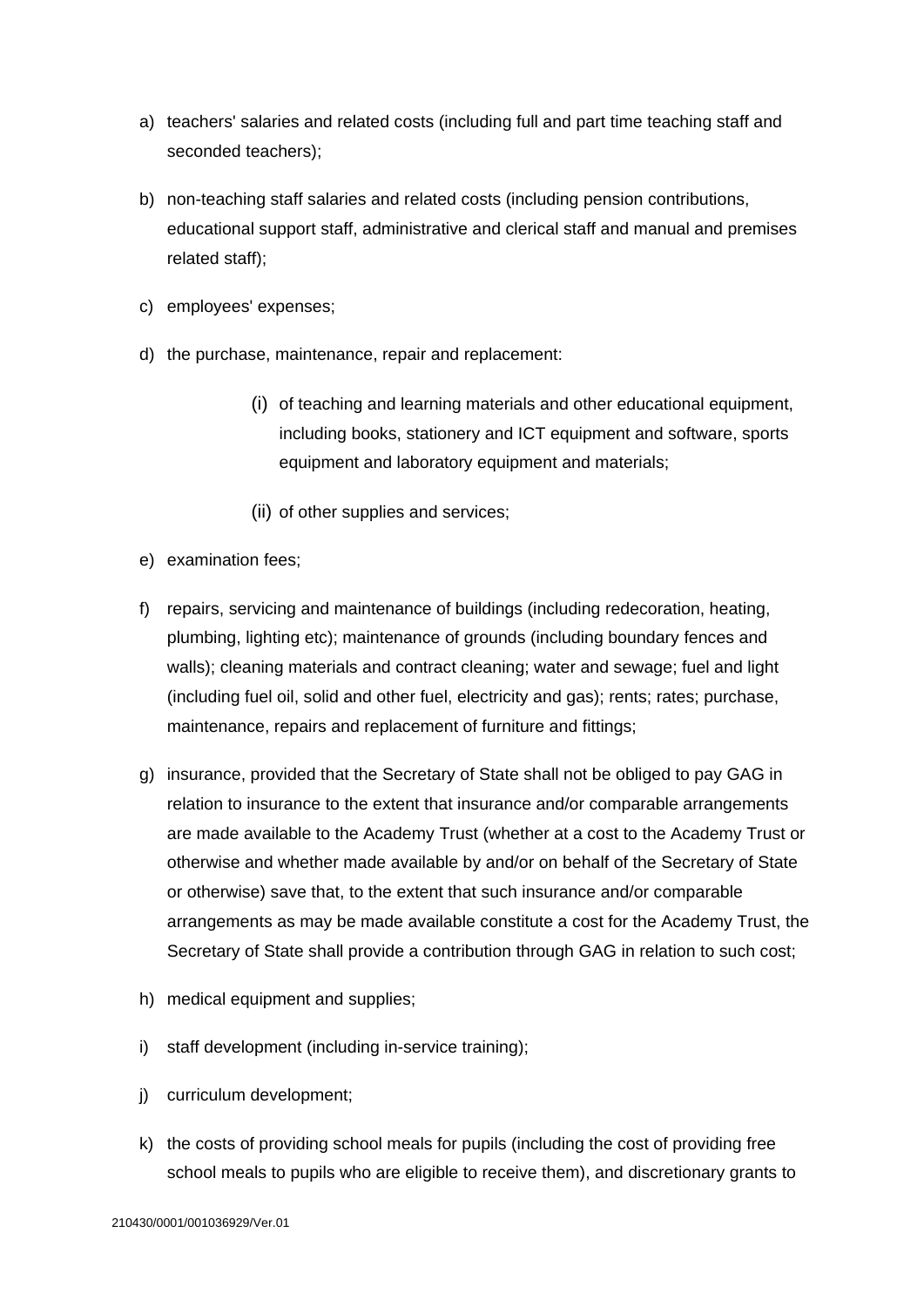a) teachers' salaries and related costs (including full and part time teaching staff and seconded teachers);

b) non-teaching staff salaries and related costs (including pension contributions, educational support staff, administrative and clerical staff and manual and premises related staff);

c) employees' expenses;

d) the purchase, maintenance, repair and replacement:

    (i) of teaching and learning materials and other educational equipment, including books, stationery and ICT equipment and software, sports equipment and laboratory equipment and materials;

    (ii) of other supplies and services;

e) examination fees;

f) repairs, servicing and maintenance of buildings (including redecoration, heating, plumbing, lighting etc); maintenance of grounds (including boundary fences and walls); cleaning materials and contract cleaning; water and sewage; fuel and light (including fuel oil, solid and other fuel, electricity and gas); rents; rates; purchase, maintenance, repairs and replacement of furniture and fittings;

g) insurance, provided that the Secretary of State shall not be obliged to pay GAG in relation to insurance to the extent that insurance and/or comparable arrangements are made available to the Academy Trust (whether at a cost to the Academy Trust or otherwise and whether made available by and/or on behalf of the Secretary of State or otherwise) save that, to the extent that such insurance and/or comparable arrangements as may be made available constitute a cost for the Academy Trust, the Secretary of State shall provide a contribution through GAG in relation to such cost;

h) medical equipment and supplies;

i) staff development (including in-service training);

j) curriculum development;

k) the costs of providing school meals for pupils (including the cost of providing free school meals to pupils who are eligible to receive them), and discretionary grants to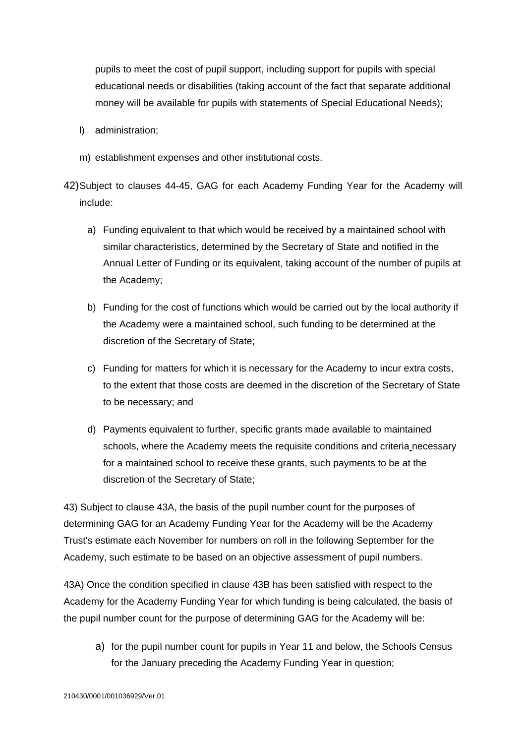pupils to meet the cost of pupil support, including support for pupils with special educational needs or disabilities (taking account of the fact that separate additional money will be available for pupils with statements of Special Educational Needs);

l) administration;

m) establishment expenses and other institutional costs.

42) Subject to clauses 44-45, GAG for each Academy Funding Year for the Academy will include:

a) Funding equivalent to that which would be received by a maintained school with similar characteristics, determined by the Secretary of State and notified in the Annual Letter of Funding or its equivalent, taking account of the number of pupils at the Academy;

b) Funding for the cost of functions which would be carried out by the local authority if the Academy were a maintained school, such funding to be determined at the discretion of the Secretary of State;

c) Funding for matters for which it is necessary for the Academy to incur extra costs, to the extent that those costs are deemed in the discretion of the Secretary of State to be necessary; and

d) Payments equivalent to further, specific grants made available to maintained schools, where the Academy meets the requisite conditions and criteria necessary for a maintained school to receive these grants, such payments to be at the discretion of the Secretary of State;

43) Subject to clause 43A, the basis of the pupil number count for the purposes of determining GAG for an Academy Funding Year for the Academy will be the Academy Trust's estimate each November for numbers on roll in the following September for the Academy, such estimate to be based on an objective assessment of pupil numbers.

43A) Once the condition specified in clause 43B has been satisfied with respect to the Academy for the Academy Funding Year for which funding is being calculated, the basis of the pupil number count for the purpose of determining GAG for the Academy will be:

a) for the pupil number count for pupils in Year 11 and below, the Schools Census for the January preceding the Academy Funding Year in question;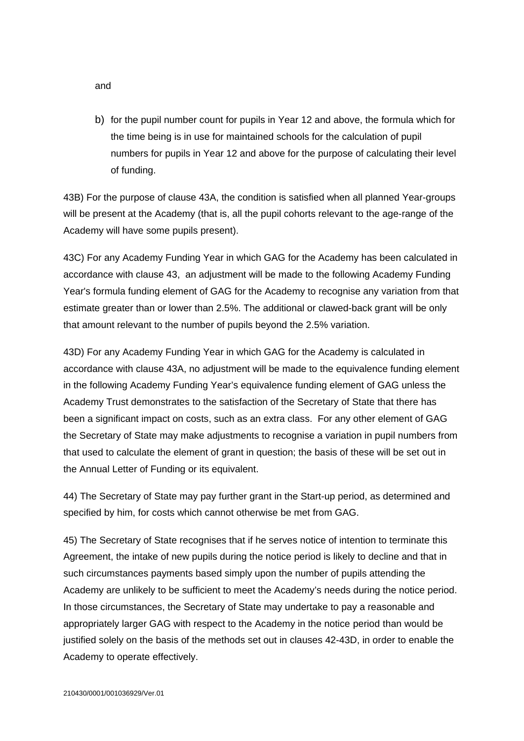and

b) for the pupil number count for pupils in Year 12 and above, the formula which for the time being is in use for maintained schools for the calculation of pupil numbers for pupils in Year 12 and above for the purpose of calculating their level of funding.

43B) For the purpose of clause 43A, the condition is satisfied when all planned Year-groups will be present at the Academy (that is, all the pupil cohorts relevant to the age-range of the Academy will have some pupils present).

43C) For any Academy Funding Year in which GAG for the Academy has been calculated in accordance with clause 43, an adjustment will be made to the following Academy Funding Year's formula funding element of GAG for the Academy to recognise any variation from that estimate greater than or lower than 2.5%. The additional or clawed-back grant will be only that amount relevant to the number of pupils beyond the 2.5% variation.

43D) For any Academy Funding Year in which GAG for the Academy is calculated in accordance with clause 43A, no adjustment will be made to the equivalence funding element in the following Academy Funding Year's equivalence funding element of GAG unless the Academy Trust demonstrates to the satisfaction of the Secretary of State that there has been a significant impact on costs, such as an extra class. For any other element of GAG the Secretary of State may make adjustments to recognise a variation in pupil numbers from that used to calculate the element of grant in question; the basis of these will be set out in the Annual Letter of Funding or its equivalent.

44) The Secretary of State may pay further grant in the Start-up period, as determined and specified by him, for costs which cannot otherwise be met from GAG.

45) The Secretary of State recognises that if he serves notice of intention to terminate this Agreement, the intake of new pupils during the notice period is likely to decline and that in such circumstances payments based simply upon the number of pupils attending the Academy are unlikely to be sufficient to meet the Academy's needs during the notice period. In those circumstances, the Secretary of State may undertake to pay a reasonable and appropriately larger GAG with respect to the Academy in the notice period than would be justified solely on the basis of the methods set out in clauses 42-43D, in order to enable the Academy to operate effectively.

210430/0001/001036929/Ver.01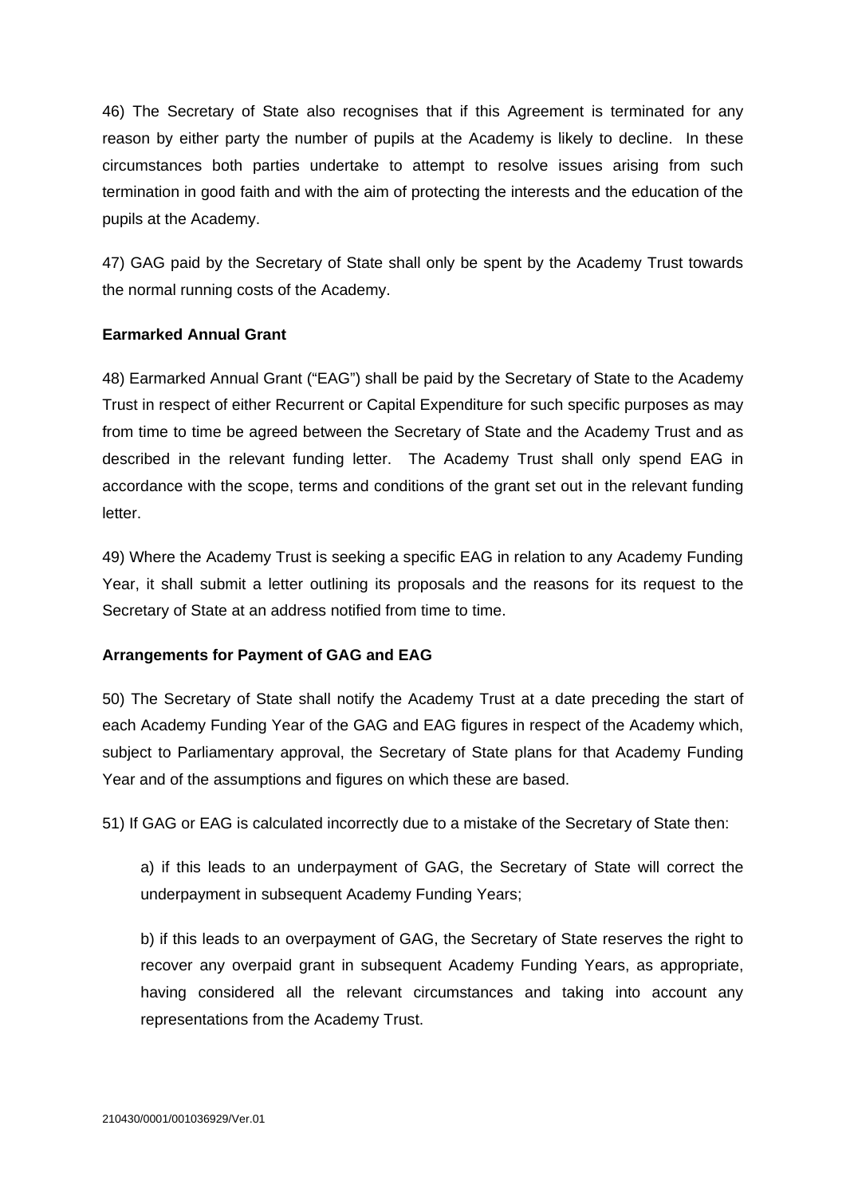46) The Secretary of State also recognises that if this Agreement is terminated for any reason by either party the number of pupils at the Academy is likely to decline. In these circumstances both parties undertake to attempt to resolve issues arising from such termination in good faith and with the aim of protecting the interests and the education of the pupils at the Academy.

47) GAG paid by the Secretary of State shall only be spent by the Academy Trust towards the normal running costs of the Academy.

**Earmarked Annual Grant**

48) Earmarked Annual Grant ("EAG") shall be paid by the Secretary of State to the Academy Trust in respect of either Recurrent or Capital Expenditure for such specific purposes as may from time to time be agreed between the Secretary of State and the Academy Trust and as described in the relevant funding letter. The Academy Trust shall only spend EAG in accordance with the scope, terms and conditions of the grant set out in the relevant funding letter.

49) Where the Academy Trust is seeking a specific EAG in relation to any Academy Funding Year, it shall submit a letter outlining its proposals and the reasons for its request to the Secretary of State at an address notified from time to time.

**Arrangements for Payment of GAG and EAG**

50) The Secretary of State shall notify the Academy Trust at a date preceding the start of each Academy Funding Year of the GAG and EAG figures in respect of the Academy which, subject to Parliamentary approval, the Secretary of State plans for that Academy Funding Year and of the assumptions and figures on which these are based.

51) If GAG or EAG is calculated incorrectly due to a mistake of the Secretary of State then:

a) if this leads to an underpayment of GAG, the Secretary of State will correct the underpayment in subsequent Academy Funding Years;

b) if this leads to an overpayment of GAG, the Secretary of State reserves the right to recover any overpaid grant in subsequent Academy Funding Years, as appropriate, having considered all the relevant circumstances and taking into account any representations from the Academy Trust.

210430/0001/001036929/Ver.01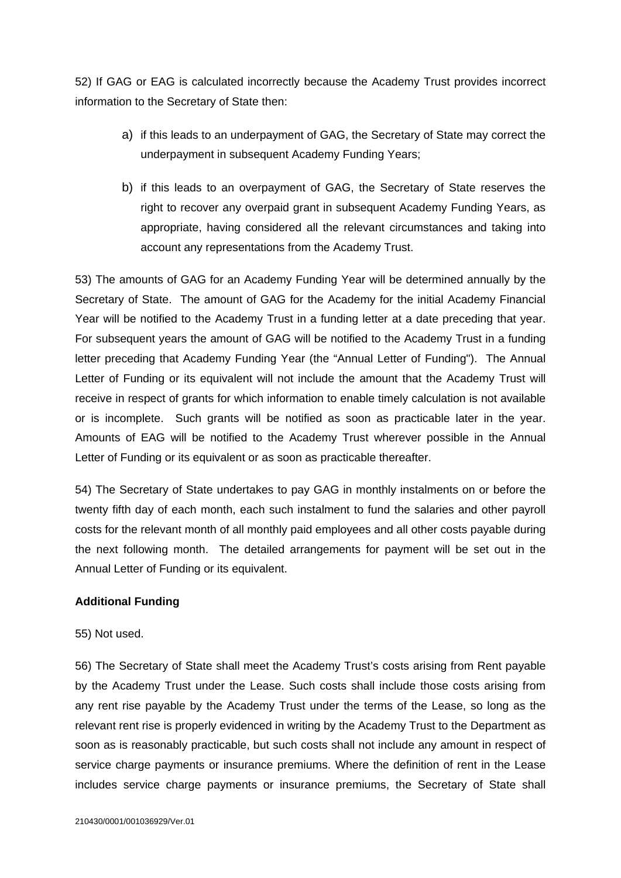52) If GAG or EAG is calculated incorrectly because the Academy Trust provides incorrect information to the Secretary of State then:

a) if this leads to an underpayment of GAG, the Secretary of State may correct the underpayment in subsequent Academy Funding Years;

b) if this leads to an overpayment of GAG, the Secretary of State reserves the right to recover any overpaid grant in subsequent Academy Funding Years, as appropriate, having considered all the relevant circumstances and taking into account any representations from the Academy Trust.

53) The amounts of GAG for an Academy Funding Year will be determined annually by the Secretary of State. The amount of GAG for the Academy for the initial Academy Financial Year will be notified to the Academy Trust in a funding letter at a date preceding that year. For subsequent years the amount of GAG will be notified to the Academy Trust in a funding letter preceding that Academy Funding Year (the "Annual Letter of Funding"). The Annual Letter of Funding or its equivalent will not include the amount that the Academy Trust will receive in respect of grants for which information to enable timely calculation is not available or is incomplete. Such grants will be notified as soon as practicable later in the year. Amounts of EAG will be notified to the Academy Trust wherever possible in the Annual Letter of Funding or its equivalent or as soon as practicable thereafter.

54) The Secretary of State undertakes to pay GAG in monthly instalments on or before the twenty fifth day of each month, each such instalment to fund the salaries and other payroll costs for the relevant month of all monthly paid employees and all other costs payable during the next following month. The detailed arrangements for payment will be set out in the Annual Letter of Funding or its equivalent.

**Additional Funding**

55) Not used.

56) The Secretary of State shall meet the Academy Trust's costs arising from Rent payable by the Academy Trust under the Lease. Such costs shall include those costs arising from any rent rise payable by the Academy Trust under the terms of the Lease, so long as the relevant rent rise is properly evidenced in writing by the Academy Trust to the Department as soon as is reasonably practicable, but such costs shall not include any amount in respect of service charge payments or insurance premiums. Where the definition of rent in the Lease includes service charge payments or insurance premiums, the Secretary of State shall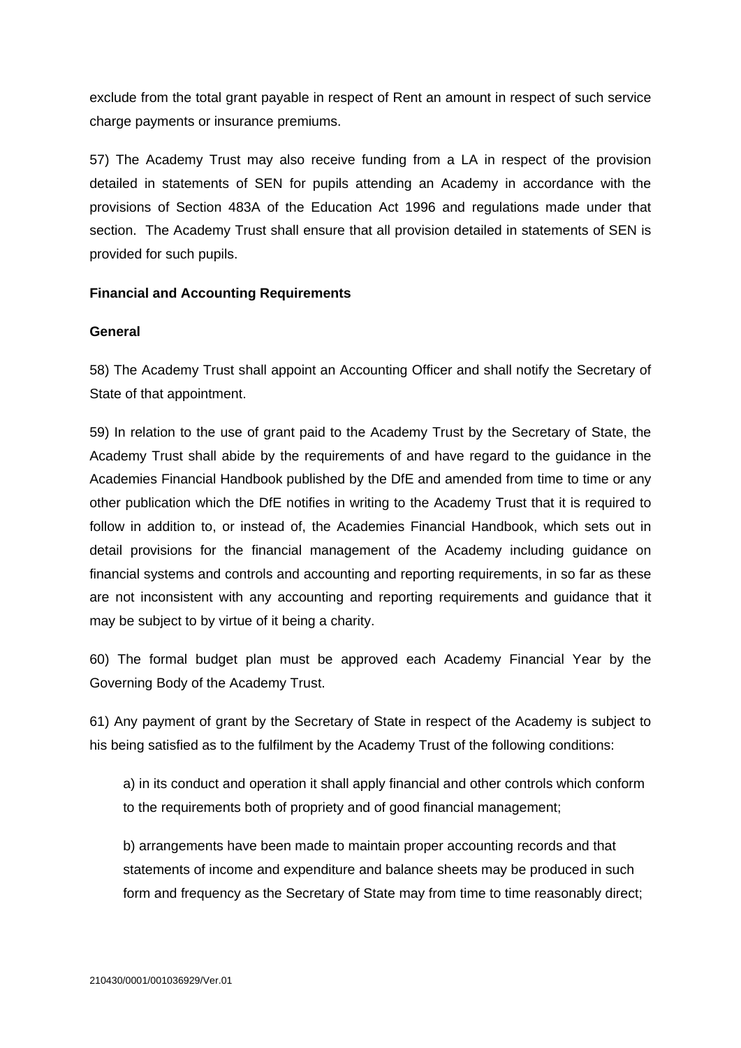exclude from the total grant payable in respect of Rent an amount in respect of such service charge payments or insurance premiums.

57) The Academy Trust may also receive funding from a LA in respect of the provision detailed in statements of SEN for pupils attending an Academy in accordance with the provisions of Section 483A of the Education Act 1996 and regulations made under that section. The Academy Trust shall ensure that all provision detailed in statements of SEN is provided for such pupils.

**Financial and Accounting Requirements**

**General**

58) The Academy Trust shall appoint an Accounting Officer and shall notify the Secretary of State of that appointment.

59) In relation to the use of grant paid to the Academy Trust by the Secretary of State, the Academy Trust shall abide by the requirements of and have regard to the guidance in the Academies Financial Handbook published by the DfE and amended from time to time or any other publication which the DfE notifies in writing to the Academy Trust that it is required to follow in addition to, or instead of, the Academies Financial Handbook, which sets out in detail provisions for the financial management of the Academy including guidance on financial systems and controls and accounting and reporting requirements, in so far as these are not inconsistent with any accounting and reporting requirements and guidance that it may be subject to by virtue of it being a charity.

60) The formal budget plan must be approved each Academy Financial Year by the Governing Body of the Academy Trust.

61) Any payment of grant by the Secretary of State in respect of the Academy is subject to his being satisfied as to the fulfilment by the Academy Trust of the following conditions:

a) in its conduct and operation it shall apply financial and other controls which conform to the requirements both of propriety and of good financial management;

b) arrangements have been made to maintain proper accounting records and that statements of income and expenditure and balance sheets may be produced in such form and frequency as the Secretary of State may from time to time reasonably direct;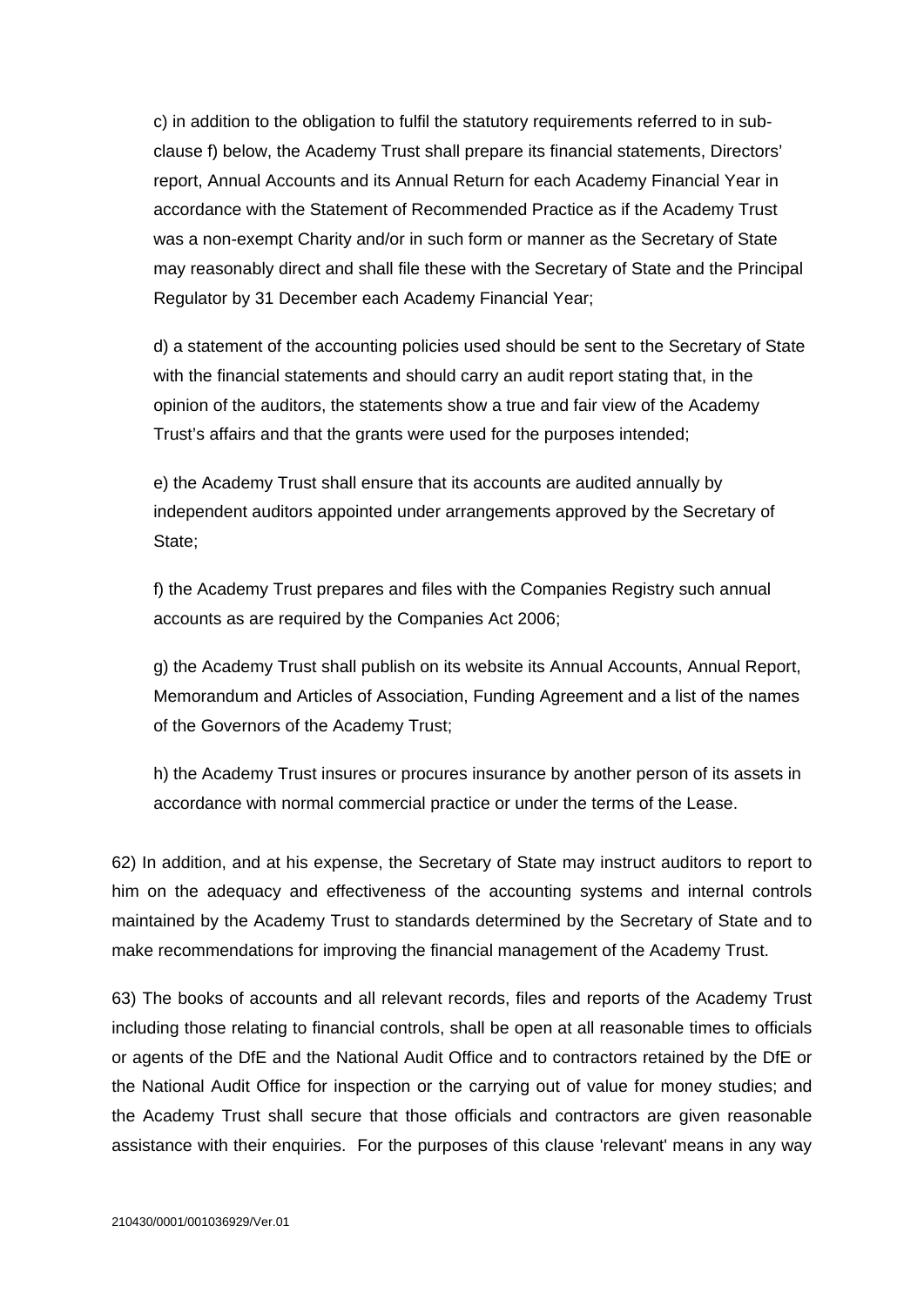c) in addition to the obligation to fulfil the statutory requirements referred to in sub-clause f) below, the Academy Trust shall prepare its financial statements, Directors' report, Annual Accounts and its Annual Return for each Academy Financial Year in accordance with the Statement of Recommended Practice as if the Academy Trust was a non-exempt Charity and/or in such form or manner as the Secretary of State may reasonably direct and shall file these with the Secretary of State and the Principal Regulator by 31 December each Academy Financial Year;

d) a statement of the accounting policies used should be sent to the Secretary of State with the financial statements and should carry an audit report stating that, in the opinion of the auditors, the statements show a true and fair view of the Academy Trust's affairs and that the grants were used for the purposes intended;

e) the Academy Trust shall ensure that its accounts are audited annually by independent auditors appointed under arrangements approved by the Secretary of State;

f) the Academy Trust prepares and files with the Companies Registry such annual accounts as are required by the Companies Act 2006;

g) the Academy Trust shall publish on its website its Annual Accounts, Annual Report, Memorandum and Articles of Association, Funding Agreement and a list of the names of the Governors of the Academy Trust;

h) the Academy Trust insures or procures insurance by another person of its assets in accordance with normal commercial practice or under the terms of the Lease.

62) In addition, and at his expense, the Secretary of State may instruct auditors to report to him on the adequacy and effectiveness of the accounting systems and internal controls maintained by the Academy Trust to standards determined by the Secretary of State and to make recommendations for improving the financial management of the Academy Trust.

63) The books of accounts and all relevant records, files and reports of the Academy Trust including those relating to financial controls, shall be open at all reasonable times to officials or agents of the DfE and the National Audit Office and to contractors retained by the DfE or the National Audit Office for inspection or the carrying out of value for money studies; and the Academy Trust shall secure that those officials and contractors are given reasonable assistance with their enquiries. For the purposes of this clause 'relevant' means in any way

210430/0001/001036929/Ver.01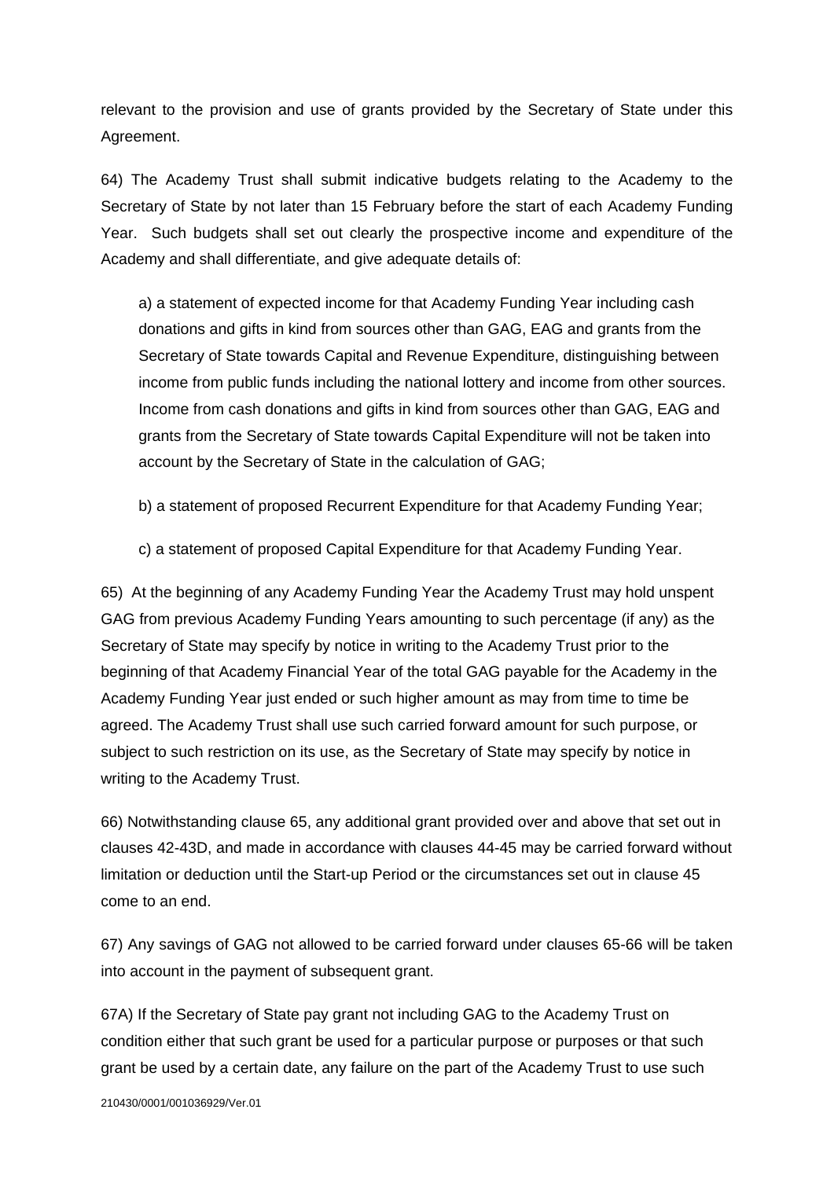relevant to the provision and use of grants provided by the Secretary of State under this Agreement.

64) The Academy Trust shall submit indicative budgets relating to the Academy to the Secretary of State by not later than 15 February before the start of each Academy Funding Year. Such budgets shall set out clearly the prospective income and expenditure of the Academy and shall differentiate, and give adequate details of:

a) a statement of expected income for that Academy Funding Year including cash donations and gifts in kind from sources other than GAG, EAG and grants from the Secretary of State towards Capital and Revenue Expenditure, distinguishing between income from public funds including the national lottery and income from other sources. Income from cash donations and gifts in kind from sources other than GAG, EAG and grants from the Secretary of State towards Capital Expenditure will not be taken into account by the Secretary of State in the calculation of GAG;

b) a statement of proposed Recurrent Expenditure for that Academy Funding Year;

c) a statement of proposed Capital Expenditure for that Academy Funding Year.

65) At the beginning of any Academy Funding Year the Academy Trust may hold unspent GAG from previous Academy Funding Years amounting to such percentage (if any) as the Secretary of State may specify by notice in writing to the Academy Trust prior to the beginning of that Academy Financial Year of the total GAG payable for the Academy in the Academy Funding Year just ended or such higher amount as may from time to time be agreed. The Academy Trust shall use such carried forward amount for such purpose, or subject to such restriction on its use, as the Secretary of State may specify by notice in writing to the Academy Trust.

66) Notwithstanding clause 65, any additional grant provided over and above that set out in clauses 42-43D, and made in accordance with clauses 44-45 may be carried forward without limitation or deduction until the Start-up Period or the circumstances set out in clause 45 come to an end.

67) Any savings of GAG not allowed to be carried forward under clauses 65-66 will be taken into account in the payment of subsequent grant.

67A) If the Secretary of State pay grant not including GAG to the Academy Trust on condition either that such grant be used for a particular purpose or purposes or that such grant be used by a certain date, any failure on the part of the Academy Trust to use such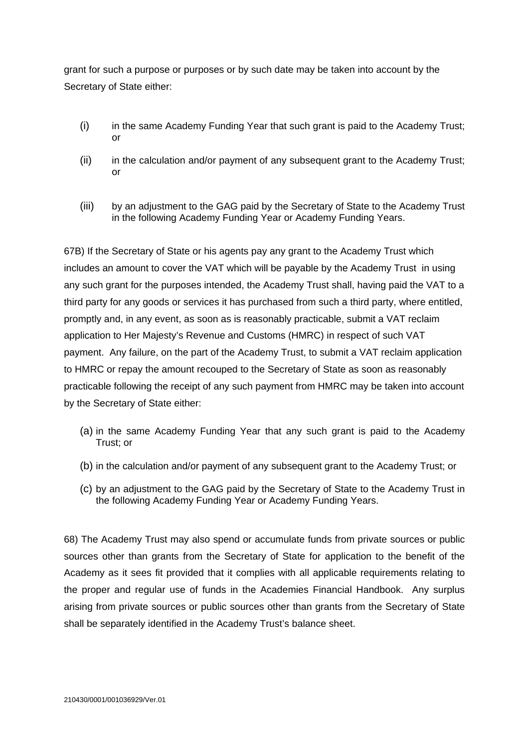grant for such a purpose or purposes or by such date may be taken into account by the Secretary of State either:

(i) in the same Academy Funding Year that such grant is paid to the Academy Trust; or

(ii) in the calculation and/or payment of any subsequent grant to the Academy Trust; or

(iii) by an adjustment to the GAG paid by the Secretary of State to the Academy Trust in the following Academy Funding Year or Academy Funding Years.

67B) If the Secretary of State or his agents pay any grant to the Academy Trust which includes an amount to cover the VAT which will be payable by the Academy Trust in using any such grant for the purposes intended, the Academy Trust shall, having paid the VAT to a third party for any goods or services it has purchased from such a third party, where entitled, promptly and, in any event, as soon as is reasonably practicable, submit a VAT reclaim application to Her Majesty's Revenue and Customs (HMRC) in respect of such VAT payment. Any failure, on the part of the Academy Trust, to submit a VAT reclaim application to HMRC or repay the amount recouped to the Secretary of State as soon as reasonably practicable following the receipt of any such payment from HMRC may be taken into account by the Secretary of State either:

(a) in the same Academy Funding Year that any such grant is paid to the Academy Trust; or

(b) in the calculation and/or payment of any subsequent grant to the Academy Trust; or

(c) by an adjustment to the GAG paid by the Secretary of State to the Academy Trust in the following Academy Funding Year or Academy Funding Years.

68) The Academy Trust may also spend or accumulate funds from private sources or public sources other than grants from the Secretary of State for application to the benefit of the Academy as it sees fit provided that it complies with all applicable requirements relating to the proper and regular use of funds in the Academies Financial Handbook. Any surplus arising from private sources or public sources other than grants from the Secretary of State shall be separately identified in the Academy Trust's balance sheet.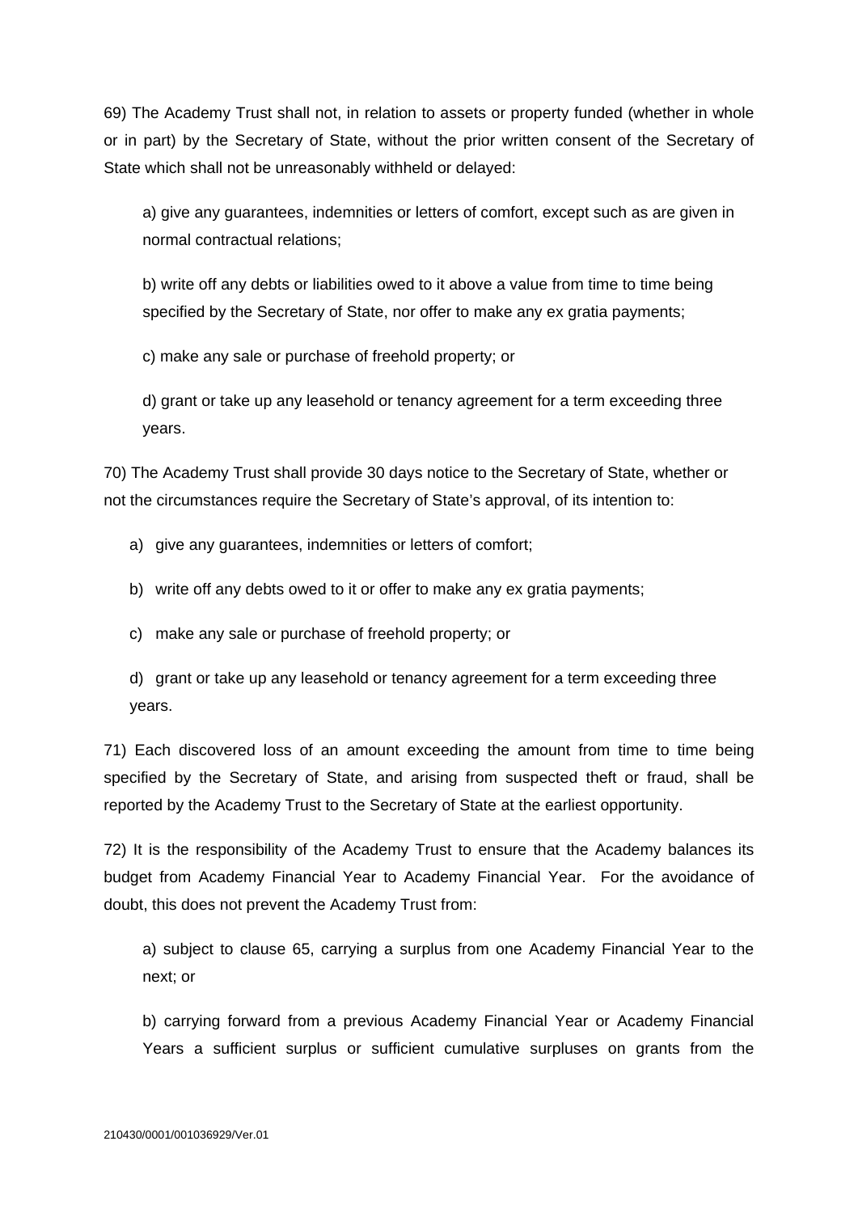69) The Academy Trust shall not, in relation to assets or property funded (whether in whole or in part) by the Secretary of State, without the prior written consent of the Secretary of State which shall not be unreasonably withheld or delayed:

a) give any guarantees, indemnities or letters of comfort, except such as are given in normal contractual relations;

b) write off any debts or liabilities owed to it above a value from time to time being specified by the Secretary of State, nor offer to make any ex gratia payments;

c) make any sale or purchase of freehold property; or

d) grant or take up any leasehold or tenancy agreement for a term exceeding three years.

70) The Academy Trust shall provide 30 days notice to the Secretary of State, whether or not the circumstances require the Secretary of State's approval, of its intention to:

a) give any guarantees, indemnities or letters of comfort;

b) write off any debts owed to it or offer to make any ex gratia payments;

c) make any sale or purchase of freehold property; or

d) grant or take up any leasehold or tenancy agreement for a term exceeding three years.

71) Each discovered loss of an amount exceeding the amount from time to time being specified by the Secretary of State, and arising from suspected theft or fraud, shall be reported by the Academy Trust to the Secretary of State at the earliest opportunity.

72) It is the responsibility of the Academy Trust to ensure that the Academy balances its budget from Academy Financial Year to Academy Financial Year. For the avoidance of doubt, this does not prevent the Academy Trust from:

a) subject to clause 65, carrying a surplus from one Academy Financial Year to the next; or

b) carrying forward from a previous Academy Financial Year or Academy Financial Years a sufficient surplus or sufficient cumulative surpluses on grants from the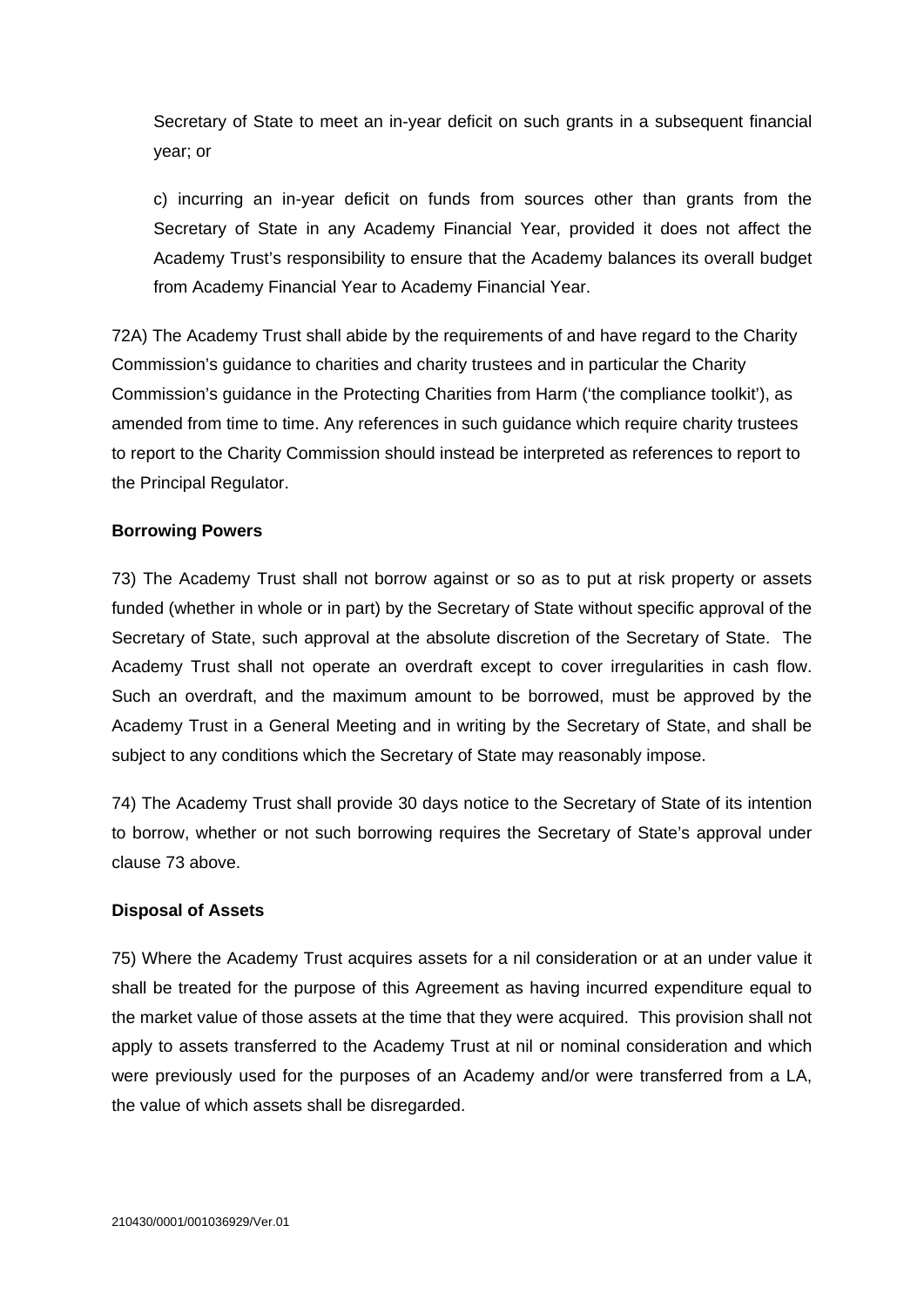Secretary of State to meet an in-year deficit on such grants in a subsequent financial year; or

c) incurring an in-year deficit on funds from sources other than grants from the Secretary of State in any Academy Financial Year, provided it does not affect the Academy Trust's responsibility to ensure that the Academy balances its overall budget from Academy Financial Year to Academy Financial Year.

72A) The Academy Trust shall abide by the requirements of and have regard to the Charity Commission's guidance to charities and charity trustees and in particular the Charity Commission's guidance in the Protecting Charities from Harm ('the compliance toolkit'), as amended from time to time. Any references in such guidance which require charity trustees to report to the Charity Commission should instead be interpreted as references to report to the Principal Regulator.

**Borrowing Powers**

73) The Academy Trust shall not borrow against or so as to put at risk property or assets funded (whether in whole or in part) by the Secretary of State without specific approval of the Secretary of State, such approval at the absolute discretion of the Secretary of State. The Academy Trust shall not operate an overdraft except to cover irregularities in cash flow. Such an overdraft, and the maximum amount to be borrowed, must be approved by the Academy Trust in a General Meeting and in writing by the Secretary of State, and shall be subject to any conditions which the Secretary of State may reasonably impose.

74) The Academy Trust shall provide 30 days notice to the Secretary of State of its intention to borrow, whether or not such borrowing requires the Secretary of State's approval under clause 73 above.

**Disposal of Assets**

75) Where the Academy Trust acquires assets for a nil consideration or at an under value it shall be treated for the purpose of this Agreement as having incurred expenditure equal to the market value of those assets at the time that they were acquired. This provision shall not apply to assets transferred to the Academy Trust at nil or nominal consideration and which were previously used for the purposes of an Academy and/or were transferred from a LA, the value of which assets shall be disregarded.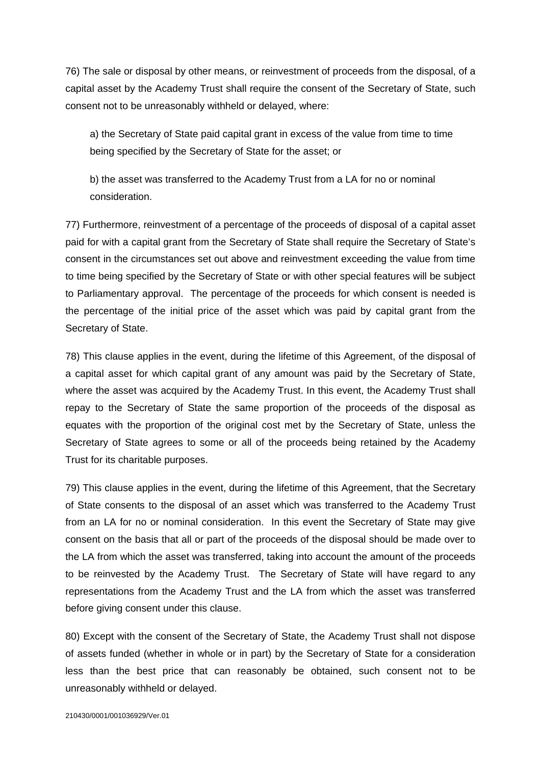76) The sale or disposal by other means, or reinvestment of proceeds from the disposal, of a capital asset by the Academy Trust shall require the consent of the Secretary of State, such consent not to be unreasonably withheld or delayed, where:

a) the Secretary of State paid capital grant in excess of the value from time to time being specified by the Secretary of State for the asset; or

b) the asset was transferred to the Academy Trust from a LA for no or nominal consideration.

77) Furthermore, reinvestment of a percentage of the proceeds of disposal of a capital asset paid for with a capital grant from the Secretary of State shall require the Secretary of State's consent in the circumstances set out above and reinvestment exceeding the value from time to time being specified by the Secretary of State or with other special features will be subject to Parliamentary approval. The percentage of the proceeds for which consent is needed is the percentage of the initial price of the asset which was paid by capital grant from the Secretary of State.

78) This clause applies in the event, during the lifetime of this Agreement, of the disposal of a capital asset for which capital grant of any amount was paid by the Secretary of State, where the asset was acquired by the Academy Trust. In this event, the Academy Trust shall repay to the Secretary of State the same proportion of the proceeds of the disposal as equates with the proportion of the original cost met by the Secretary of State, unless the Secretary of State agrees to some or all of the proceeds being retained by the Academy Trust for its charitable purposes.

79) This clause applies in the event, during the lifetime of this Agreement, that the Secretary of State consents to the disposal of an asset which was transferred to the Academy Trust from an LA for no or nominal consideration. In this event the Secretary of State may give consent on the basis that all or part of the proceeds of the disposal should be made over to the LA from which the asset was transferred, taking into account the amount of the proceeds to be reinvested by the Academy Trust. The Secretary of State will have regard to any representations from the Academy Trust and the LA from which the asset was transferred before giving consent under this clause.

80) Except with the consent of the Secretary of State, the Academy Trust shall not dispose of assets funded (whether in whole or in part) by the Secretary of State for a consideration less than the best price that can reasonably be obtained, such consent not to be unreasonably withheld or delayed.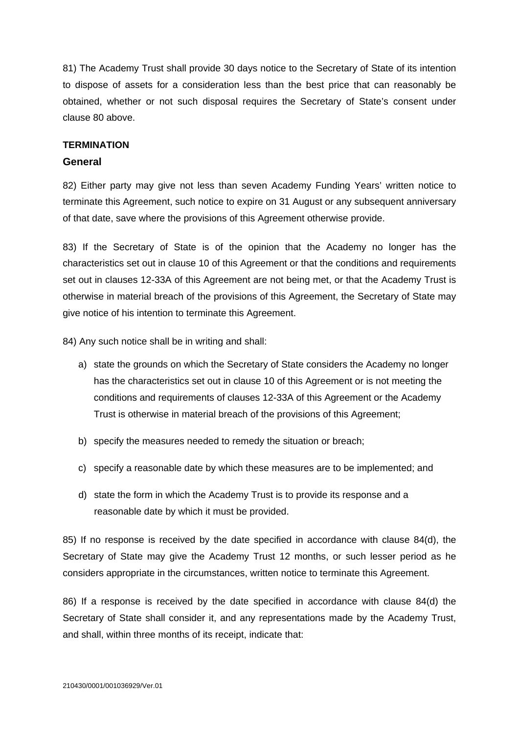81) The Academy Trust shall provide 30 days notice to the Secretary of State of its intention to dispose of assets for a consideration less than the best price that can reasonably be obtained, whether or not such disposal requires the Secretary of State's consent under clause 80 above.

**TERMINATION**

**General**

82) Either party may give not less than seven Academy Funding Years' written notice to terminate this Agreement, such notice to expire on 31 August or any subsequent anniversary of that date, save where the provisions of this Agreement otherwise provide.

83) If the Secretary of State is of the opinion that the Academy no longer has the characteristics set out in clause 10 of this Agreement or that the conditions and requirements set out in clauses 12-33A of this Agreement are not being met, or that the Academy Trust is otherwise in material breach of the provisions of this Agreement, the Secretary of State may give notice of his intention to terminate this Agreement.

84) Any such notice shall be in writing and shall:

a) state the grounds on which the Secretary of State considers the Academy no longer has the characteristics set out in clause 10 of this Agreement or is not meeting the conditions and requirements of clauses 12-33A of this Agreement or the Academy Trust is otherwise in material breach of the provisions of this Agreement;

b) specify the measures needed to remedy the situation or breach;

c) specify a reasonable date by which these measures are to be implemented; and

d) state the form in which the Academy Trust is to provide its response and a reasonable date by which it must be provided.

85) If no response is received by the date specified in accordance with clause 84(d), the Secretary of State may give the Academy Trust 12 months, or such lesser period as he considers appropriate in the circumstances, written notice to terminate this Agreement.

86) If a response is received by the date specified in accordance with clause 84(d) the Secretary of State shall consider it, and any representations made by the Academy Trust, and shall, within three months of its receipt, indicate that: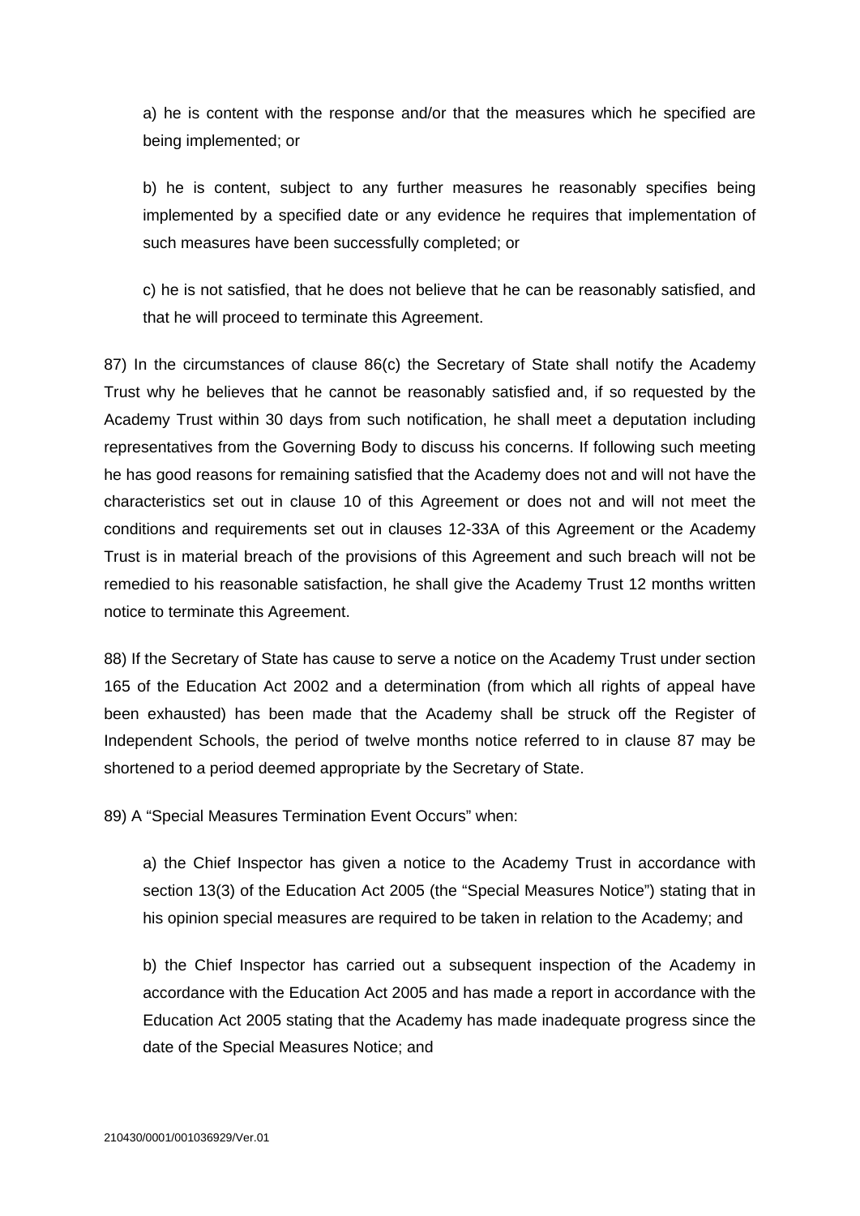a) he is content with the response and/or that the measures which he specified are being implemented; or

b) he is content, subject to any further measures he reasonably specifies being implemented by a specified date or any evidence he requires that implementation of such measures have been successfully completed; or

c) he is not satisfied, that he does not believe that he can be reasonably satisfied, and that he will proceed to terminate this Agreement.

87) In the circumstances of clause 86(c) the Secretary of State shall notify the Academy Trust why he believes that he cannot be reasonably satisfied and, if so requested by the Academy Trust within 30 days from such notification, he shall meet a deputation including representatives from the Governing Body to discuss his concerns. If following such meeting he has good reasons for remaining satisfied that the Academy does not and will not have the characteristics set out in clause 10 of this Agreement or does not and will not meet the conditions and requirements set out in clauses 12-33A of this Agreement or the Academy Trust is in material breach of the provisions of this Agreement and such breach will not be remedied to his reasonable satisfaction, he shall give the Academy Trust 12 months written notice to terminate this Agreement.

88) If the Secretary of State has cause to serve a notice on the Academy Trust under section 165 of the Education Act 2002 and a determination (from which all rights of appeal have been exhausted) has been made that the Academy shall be struck off the Register of Independent Schools, the period of twelve months notice referred to in clause 87 may be shortened to a period deemed appropriate by the Secretary of State.

89) A "Special Measures Termination Event Occurs" when:

a) the Chief Inspector has given a notice to the Academy Trust in accordance with section 13(3) of the Education Act 2005 (the "Special Measures Notice") stating that in his opinion special measures are required to be taken in relation to the Academy; and

b) the Chief Inspector has carried out a subsequent inspection of the Academy in accordance with the Education Act 2005 and has made a report in accordance with the Education Act 2005 stating that the Academy has made inadequate progress since the date of the Special Measures Notice; and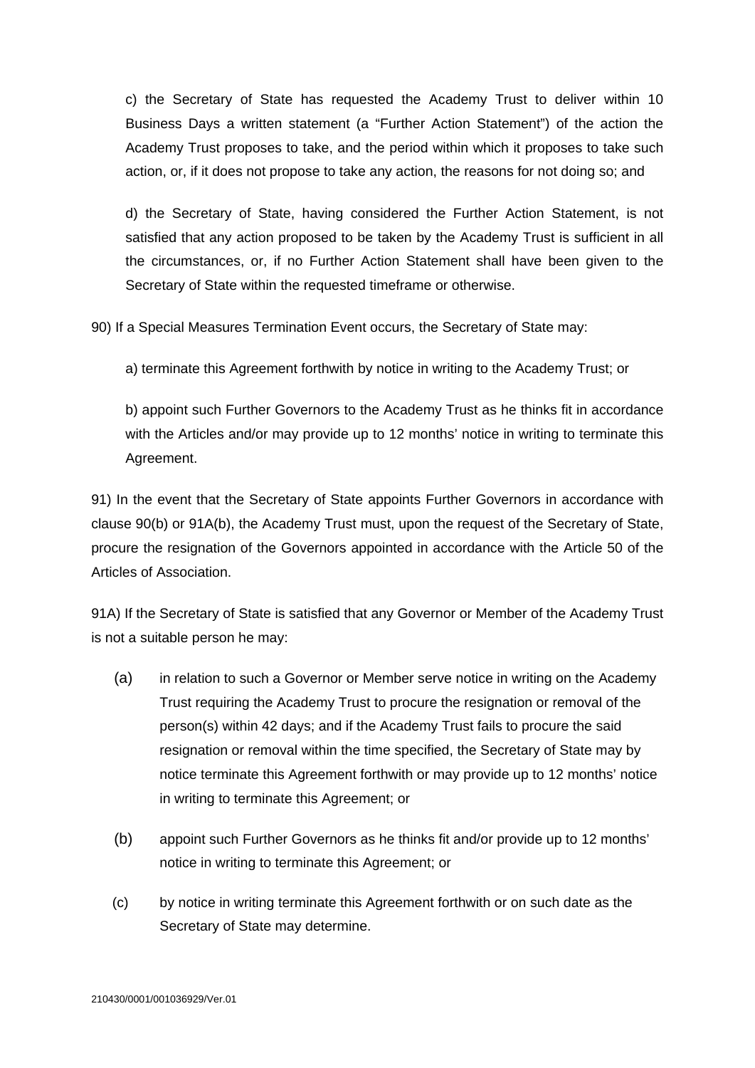c) the Secretary of State has requested the Academy Trust to deliver within 10 Business Days a written statement (a "Further Action Statement") of the action the Academy Trust proposes to take, and the period within which it proposes to take such action, or, if it does not propose to take any action, the reasons for not doing so; and

d) the Secretary of State, having considered the Further Action Statement, is not satisfied that any action proposed to be taken by the Academy Trust is sufficient in all the circumstances, or, if no Further Action Statement shall have been given to the Secretary of State within the requested timeframe or otherwise.

90) If a Special Measures Termination Event occurs, the Secretary of State may:

a) terminate this Agreement forthwith by notice in writing to the Academy Trust; or

b) appoint such Further Governors to the Academy Trust as he thinks fit in accordance with the Articles and/or may provide up to 12 months' notice in writing to terminate this Agreement.

91) In the event that the Secretary of State appoints Further Governors in accordance with clause 90(b) or 91A(b), the Academy Trust must, upon the request of the Secretary of State, procure the resignation of the Governors appointed in accordance with the Article 50 of the Articles of Association.

91A) If the Secretary of State is satisfied that any Governor or Member of the Academy Trust is not a suitable person he may:

(a) in relation to such a Governor or Member serve notice in writing on the Academy Trust requiring the Academy Trust to procure the resignation or removal of the person(s) within 42 days; and if the Academy Trust fails to procure the said resignation or removal within the time specified, the Secretary of State may by notice terminate this Agreement forthwith or may provide up to 12 months' notice in writing to terminate this Agreement; or

(b) appoint such Further Governors as he thinks fit and/or provide up to 12 months' notice in writing to terminate this Agreement; or

(c) by notice in writing terminate this Agreement forthwith or on such date as the Secretary of State may determine.

210430/0001/001036929/Ver.01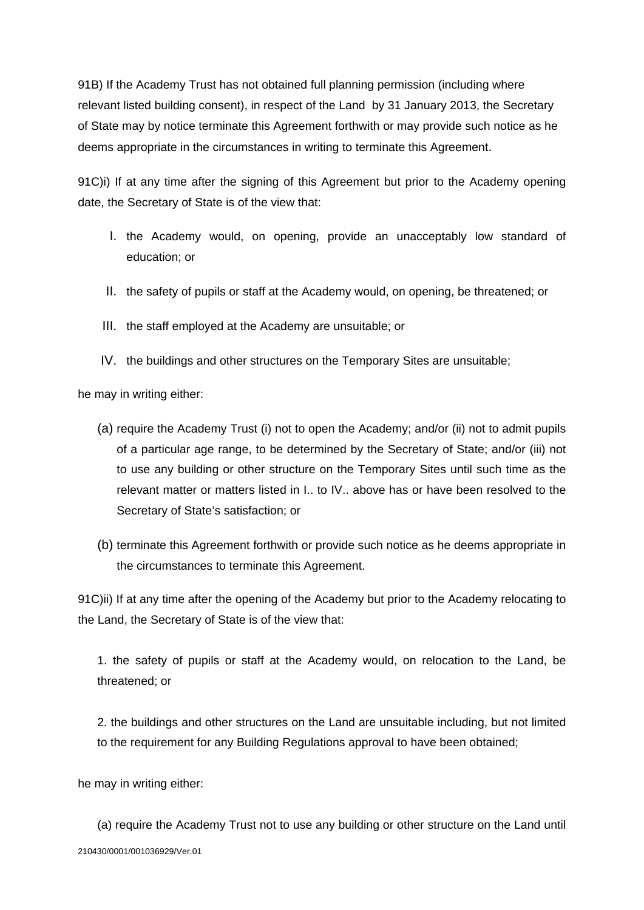91B) If the Academy Trust has not obtained full planning permission (including where relevant listed building consent), in respect of the Land by 31 January 2013, the Secretary of State may by notice terminate this Agreement forthwith or may provide such notice as he deems appropriate in the circumstances in writing to terminate this Agreement.

91C)i) If at any time after the signing of this Agreement but prior to the Academy opening date, the Secretary of State is of the view that:

I. the Academy would, on opening, provide an unacceptably low standard of education; or

II. the safety of pupils or staff at the Academy would, on opening, be threatened; or

III. the staff employed at the Academy are unsuitable; or

IV. the buildings and other structures on the Temporary Sites are unsuitable;

he may in writing either:

(a) require the Academy Trust (i) not to open the Academy; and/or (ii) not to admit pupils of a particular age range, to be determined by the Secretary of State; and/or (iii) not to use any building or other structure on the Temporary Sites until such time as the relevant matter or matters listed in I.. to IV.. above has or have been resolved to the Secretary of State's satisfaction; or

(b) terminate this Agreement forthwith or provide such notice as he deems appropriate in the circumstances to terminate this Agreement.

91C)ii) If at any time after the opening of the Academy but prior to the Academy relocating to the Land, the Secretary of State is of the view that:

1. the safety of pupils or staff at the Academy would, on relocation to the Land, be threatened; or

2. the buildings and other structures on the Land are unsuitable including, but not limited to the requirement for any Building Regulations approval to have been obtained;

he may in writing either:

(a) require the Academy Trust not to use any building or other structure on the Land until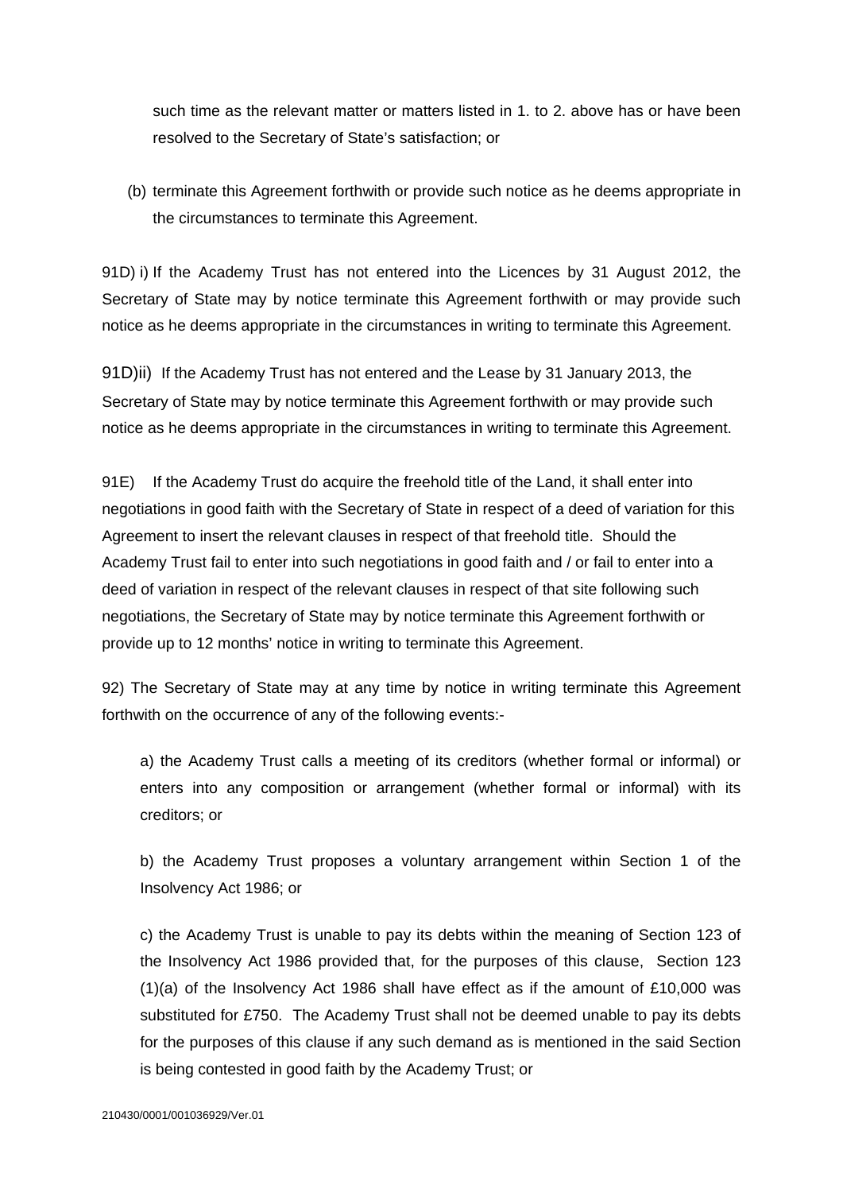such time as the relevant matter or matters listed in 1. to 2. above has or have been resolved to the Secretary of State's satisfaction; or

(b) terminate this Agreement forthwith or provide such notice as he deems appropriate in the circumstances to terminate this Agreement.

91D) i) If the Academy Trust has not entered into the Licences by 31 August 2012, the Secretary of State may by notice terminate this Agreement forthwith or may provide such notice as he deems appropriate in the circumstances in writing to terminate this Agreement.

91D)ii) If the Academy Trust has not entered and the Lease by 31 January 2013, the Secretary of State may by notice terminate this Agreement forthwith or may provide such notice as he deems appropriate in the circumstances in writing to terminate this Agreement.

91E) If the Academy Trust do acquire the freehold title of the Land, it shall enter into negotiations in good faith with the Secretary of State in respect of a deed of variation for this Agreement to insert the relevant clauses in respect of that freehold title. Should the Academy Trust fail to enter into such negotiations in good faith and / or fail to enter into a deed of variation in respect of the relevant clauses in respect of that site following such negotiations, the Secretary of State may by notice terminate this Agreement forthwith or provide up to 12 months' notice in writing to terminate this Agreement.

92) The Secretary of State may at any time by notice in writing terminate this Agreement forthwith on the occurrence of any of the following events:-

a) the Academy Trust calls a meeting of its creditors (whether formal or informal) or enters into any composition or arrangement (whether formal or informal) with its creditors; or

b) the Academy Trust proposes a voluntary arrangement within Section 1 of the Insolvency Act 1986; or

c) the Academy Trust is unable to pay its debts within the meaning of Section 123 of the Insolvency Act 1986 provided that, for the purposes of this clause, Section 123 (1)(a) of the Insolvency Act 1986 shall have effect as if the amount of £10,000 was substituted for £750. The Academy Trust shall not be deemed unable to pay its debts for the purposes of this clause if any such demand as is mentioned in the said Section is being contested in good faith by the Academy Trust; or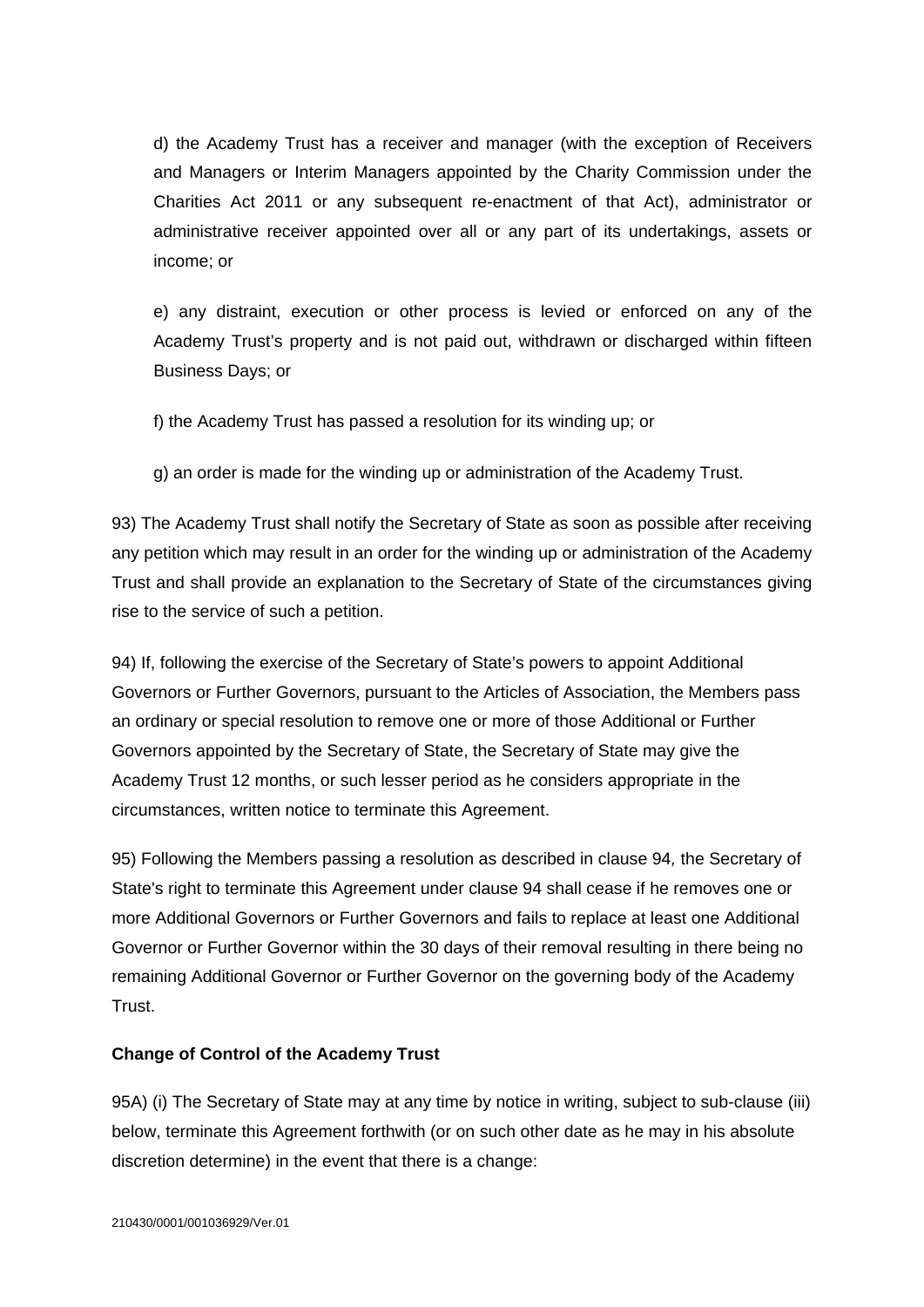d) the Academy Trust has a receiver and manager (with the exception of Receivers and Managers or Interim Managers appointed by the Charity Commission under the Charities Act 2011 or any subsequent re-enactment of that Act), administrator or administrative receiver appointed over all or any part of its undertakings, assets or income; or

e) any distraint, execution or other process is levied or enforced on any of the Academy Trust's property and is not paid out, withdrawn or discharged within fifteen Business Days; or

f) the Academy Trust has passed a resolution for its winding up; or

g) an order is made for the winding up or administration of the Academy Trust.

93) The Academy Trust shall notify the Secretary of State as soon as possible after receiving any petition which may result in an order for the winding up or administration of the Academy Trust and shall provide an explanation to the Secretary of State of the circumstances giving rise to the service of such a petition.

94) If, following the exercise of the Secretary of State's powers to appoint Additional Governors or Further Governors, pursuant to the Articles of Association, the Members pass an ordinary or special resolution to remove one or more of those Additional or Further Governors appointed by the Secretary of State, the Secretary of State may give the Academy Trust 12 months, or such lesser period as he considers appropriate in the circumstances, written notice to terminate this Agreement.

95) Following the Members passing a resolution as described in clause 94*,* the Secretary of State's right to terminate this Agreement under clause 94 shall cease if he removes one or more Additional Governors or Further Governors and fails to replace at least one Additional Governor or Further Governor within the 30 days of their removal resulting in there being no remaining Additional Governor or Further Governor on the governing body of the Academy Trust.

**Change of Control of the Academy Trust**

95A) (i) The Secretary of State may at any time by notice in writing, subject to sub-clause (iii) below, terminate this Agreement forthwith (or on such other date as he may in his absolute discretion determine) in the event that there is a change: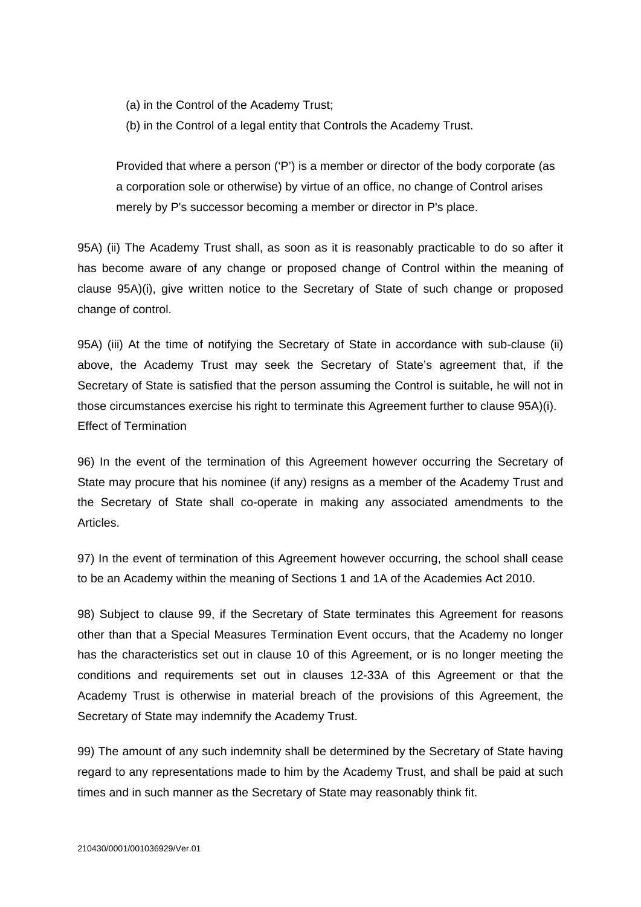(a) in the Control of the Academy Trust;

(b) in the Control of a legal entity that Controls the Academy Trust.

Provided that where a person ('P') is a member or director of the body corporate (as a corporation sole or otherwise) by virtue of an office, no change of Control arises merely by P's successor becoming a member or director in P's place.

95A) (ii) The Academy Trust shall, as soon as it is reasonably practicable to do so after it has become aware of any change or proposed change of Control within the meaning of clause 95A)(i), give written notice to the Secretary of State of such change or proposed change of control.

95A) (iii) At the time of notifying the Secretary of State in accordance with sub-clause (ii) above, the Academy Trust may seek the Secretary of State's agreement that, if the Secretary of State is satisfied that the person assuming the Control is suitable, he will not in those circumstances exercise his right to terminate this Agreement further to clause 95A)(i).

Effect of Termination

96) In the event of the termination of this Agreement however occurring the Secretary of State may procure that his nominee (if any) resigns as a member of the Academy Trust and the Secretary of State shall co-operate in making any associated amendments to the Articles.

97) In the event of termination of this Agreement however occurring, the school shall cease to be an Academy within the meaning of Sections 1 and 1A of the Academies Act 2010.

98) Subject to clause 99, if the Secretary of State terminates this Agreement for reasons other than that a Special Measures Termination Event occurs, that the Academy no longer has the characteristics set out in clause 10 of this Agreement, or is no longer meeting the conditions and requirements set out in clauses 12-33A of this Agreement or that the Academy Trust is otherwise in material breach of the provisions of this Agreement, the Secretary of State may indemnify the Academy Trust.

99) The amount of any such indemnity shall be determined by the Secretary of State having regard to any representations made to him by the Academy Trust, and shall be paid at such times and in such manner as the Secretary of State may reasonably think fit.

210430/0001/001036929/Ver.01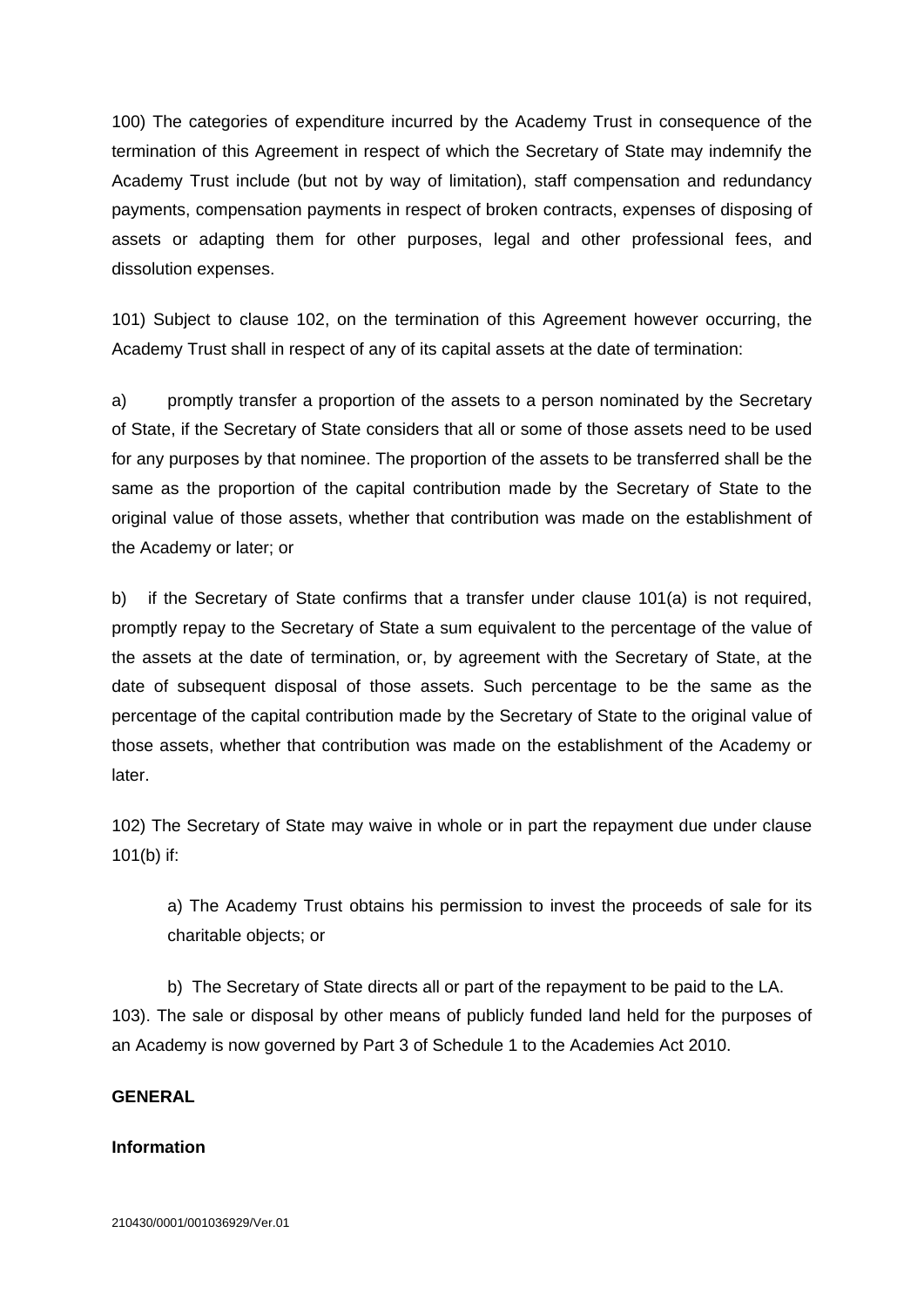100) The categories of expenditure incurred by the Academy Trust in consequence of the termination of this Agreement in respect of which the Secretary of State may indemnify the Academy Trust include (but not by way of limitation), staff compensation and redundancy payments, compensation payments in respect of broken contracts, expenses of disposing of assets or adapting them for other purposes, legal and other professional fees, and dissolution expenses.

101) Subject to clause 102, on the termination of this Agreement however occurring, the Academy Trust shall in respect of any of its capital assets at the date of termination:

a) promptly transfer a proportion of the assets to a person nominated by the Secretary of State, if the Secretary of State considers that all or some of those assets need to be used for any purposes by that nominee. The proportion of the assets to be transferred shall be the same as the proportion of the capital contribution made by the Secretary of State to the original value of those assets, whether that contribution was made on the establishment of the Academy or later; or

b) if the Secretary of State confirms that a transfer under clause 101(a) is not required, promptly repay to the Secretary of State a sum equivalent to the percentage of the value of the assets at the date of termination, or, by agreement with the Secretary of State, at the date of subsequent disposal of those assets. Such percentage to be the same as the percentage of the capital contribution made by the Secretary of State to the original value of those assets, whether that contribution was made on the establishment of the Academy or later.

102) The Secretary of State may waive in whole or in part the repayment due under clause 101(b) if:

a) The Academy Trust obtains his permission to invest the proceeds of sale for its charitable objects; or

b) The Secretary of State directs all or part of the repayment to be paid to the LA.

103). The sale or disposal by other means of publicly funded land held for the purposes of an Academy is now governed by Part 3 of Schedule 1 to the Academies Act 2010.

**GENERAL**

**Information**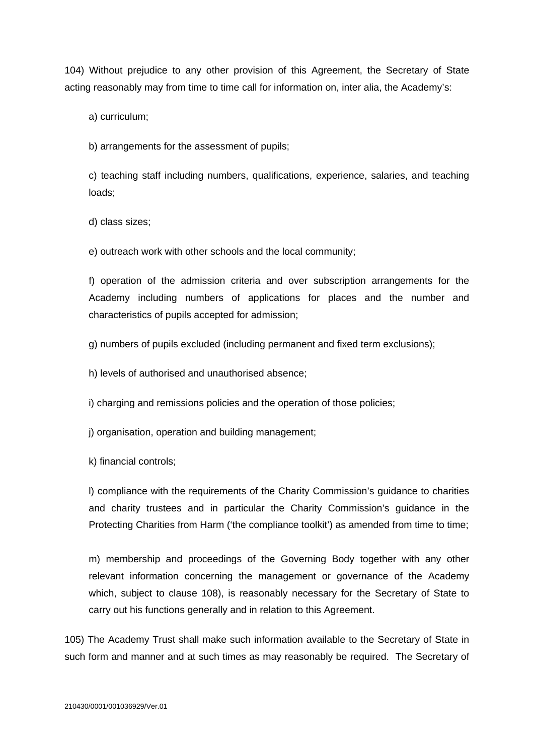104) Without prejudice to any other provision of this Agreement, the Secretary of State acting reasonably may from time to time call for information on, inter alia, the Academy's:

a) curriculum;

b) arrangements for the assessment of pupils;

c) teaching staff including numbers, qualifications, experience, salaries, and teaching loads;

d) class sizes;

e) outreach work with other schools and the local community;

f) operation of the admission criteria and over subscription arrangements for the Academy including numbers of applications for places and the number and characteristics of pupils accepted for admission;

g) numbers of pupils excluded (including permanent and fixed term exclusions);

h) levels of authorised and unauthorised absence;

i) charging and remissions policies and the operation of those policies;

j) organisation, operation and building management;

k) financial controls;

l) compliance with the requirements of the Charity Commission's guidance to charities and charity trustees and in particular the Charity Commission's guidance in the Protecting Charities from Harm ('the compliance toolkit') as amended from time to time;

m) membership and proceedings of the Governing Body together with any other relevant information concerning the management or governance of the Academy which, subject to clause 108), is reasonably necessary for the Secretary of State to carry out his functions generally and in relation to this Agreement.

105) The Academy Trust shall make such information available to the Secretary of State in such form and manner and at such times as may reasonably be required. The Secretary of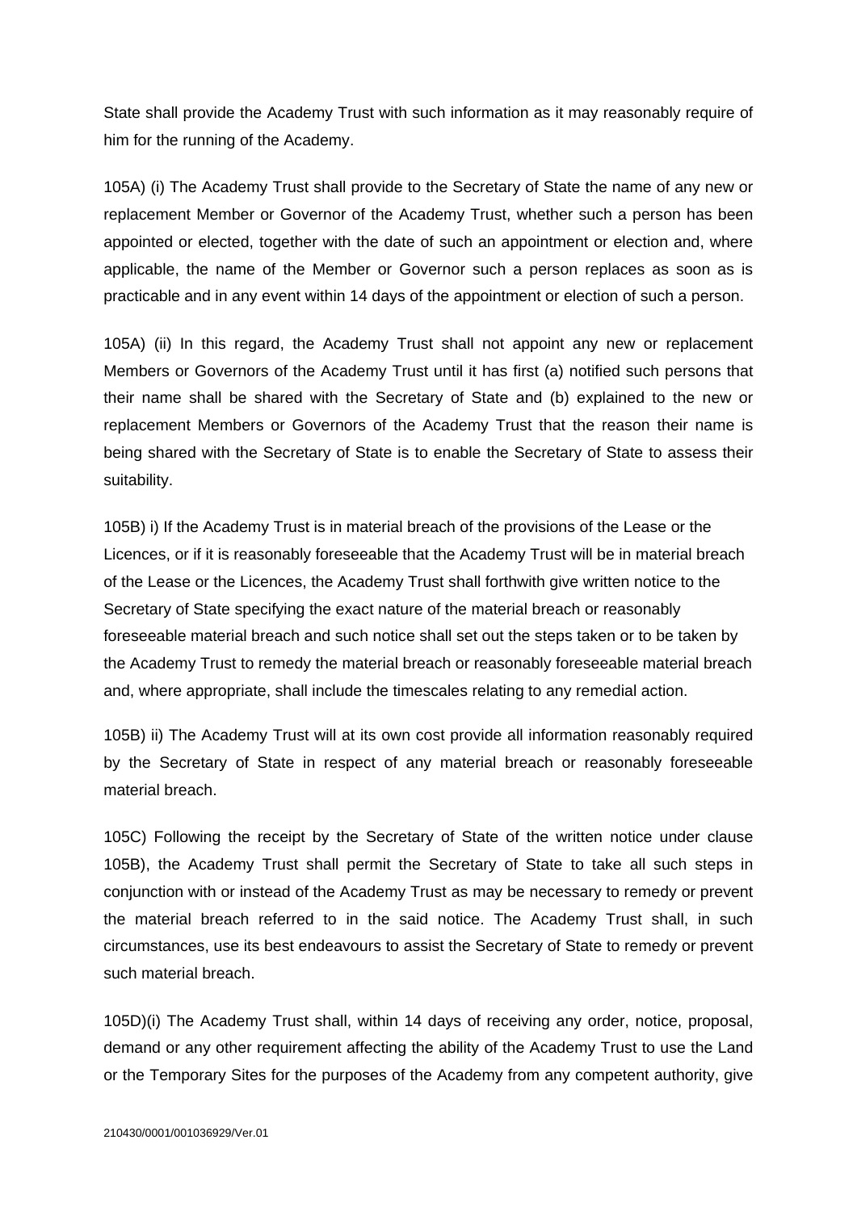State shall provide the Academy Trust with such information as it may reasonably require of him for the running of the Academy.

105A) (i) The Academy Trust shall provide to the Secretary of State the name of any new or replacement Member or Governor of the Academy Trust, whether such a person has been appointed or elected, together with the date of such an appointment or election and, where applicable, the name of the Member or Governor such a person replaces as soon as is practicable and in any event within 14 days of the appointment or election of such a person.

105A) (ii) In this regard, the Academy Trust shall not appoint any new or replacement Members or Governors of the Academy Trust until it has first (a) notified such persons that their name shall be shared with the Secretary of State and (b) explained to the new or replacement Members or Governors of the Academy Trust that the reason their name is being shared with the Secretary of State is to enable the Secretary of State to assess their suitability.

105B) i) If the Academy Trust is in material breach of the provisions of the Lease or the Licences, or if it is reasonably foreseeable that the Academy Trust will be in material breach of the Lease or the Licences, the Academy Trust shall forthwith give written notice to the Secretary of State specifying the exact nature of the material breach or reasonably foreseeable material breach and such notice shall set out the steps taken or to be taken by the Academy Trust to remedy the material breach or reasonably foreseeable material breach and, where appropriate, shall include the timescales relating to any remedial action.

105B) ii) The Academy Trust will at its own cost provide all information reasonably required by the Secretary of State in respect of any material breach or reasonably foreseeable material breach.

105C) Following the receipt by the Secretary of State of the written notice under clause 105B), the Academy Trust shall permit the Secretary of State to take all such steps in conjunction with or instead of the Academy Trust as may be necessary to remedy or prevent the material breach referred to in the said notice. The Academy Trust shall, in such circumstances, use its best endeavours to assist the Secretary of State to remedy or prevent such material breach.

105D)(i) The Academy Trust shall, within 14 days of receiving any order, notice, proposal, demand or any other requirement affecting the ability of the Academy Trust to use the Land or the Temporary Sites for the purposes of the Academy from any competent authority, give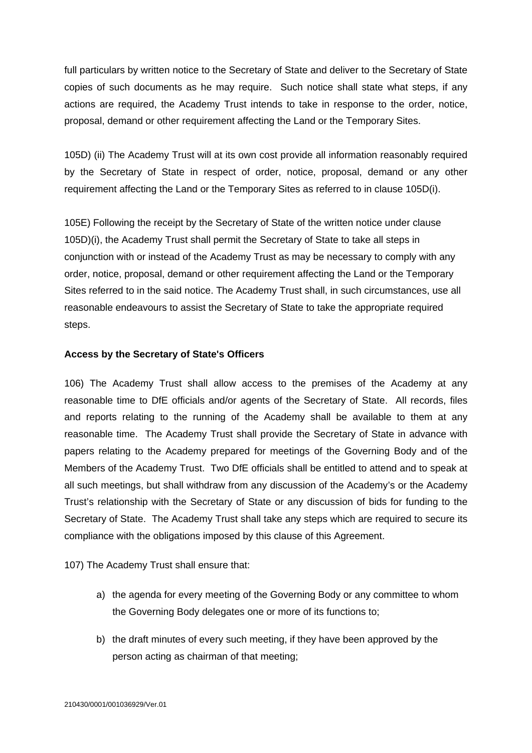full particulars by written notice to the Secretary of State and deliver to the Secretary of State copies of such documents as he may require. Such notice shall state what steps, if any actions are required, the Academy Trust intends to take in response to the order, notice, proposal, demand or other requirement affecting the Land or the Temporary Sites.

105D) (ii) The Academy Trust will at its own cost provide all information reasonably required by the Secretary of State in respect of order, notice, proposal, demand or any other requirement affecting the Land or the Temporary Sites as referred to in clause 105D(i).

105E) Following the receipt by the Secretary of State of the written notice under clause 105D)(i), the Academy Trust shall permit the Secretary of State to take all steps in conjunction with or instead of the Academy Trust as may be necessary to comply with any order, notice, proposal, demand or other requirement affecting the Land or the Temporary Sites referred to in the said notice. The Academy Trust shall, in such circumstances, use all reasonable endeavours to assist the Secretary of State to take the appropriate required steps.

**Access by the Secretary of State's Officers**

106) The Academy Trust shall allow access to the premises of the Academy at any reasonable time to DfE officials and/or agents of the Secretary of State. All records, files and reports relating to the running of the Academy shall be available to them at any reasonable time. The Academy Trust shall provide the Secretary of State in advance with papers relating to the Academy prepared for meetings of the Governing Body and of the Members of the Academy Trust. Two DfE officials shall be entitled to attend and to speak at all such meetings, but shall withdraw from any discussion of the Academy's or the Academy Trust's relationship with the Secretary of State or any discussion of bids for funding to the Secretary of State. The Academy Trust shall take any steps which are required to secure its compliance with the obligations imposed by this clause of this Agreement.

107) The Academy Trust shall ensure that:

a) the agenda for every meeting of the Governing Body or any committee to whom the Governing Body delegates one or more of its functions to;

b) the draft minutes of every such meeting, if they have been approved by the person acting as chairman of that meeting;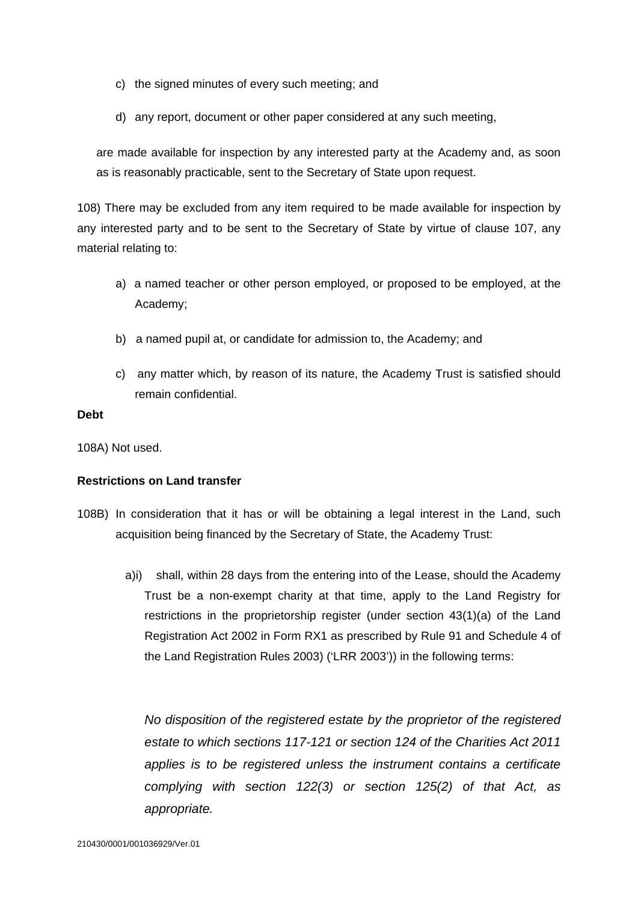c) the signed minutes of every such meeting; and

d) any report, document or other paper considered at any such meeting,

are made available for inspection by any interested party at the Academy and, as soon as is reasonably practicable, sent to the Secretary of State upon request.

108) There may be excluded from any item required to be made available for inspection by any interested party and to be sent to the Secretary of State by virtue of clause 107, any material relating to:

a) a named teacher or other person employed, or proposed to be employed, at the Academy;

b) a named pupil at, or candidate for admission to, the Academy; and

c) any matter which, by reason of its nature, the Academy Trust is satisfied should remain confidential.

**Debt**

108A) Not used.

**Restrictions on Land transfer**

108B) In consideration that it has or will be obtaining a legal interest in the Land, such acquisition being financed by the Secretary of State, the Academy Trust:

a)i) shall, within 28 days from the entering into of the Lease, should the Academy Trust be a non-exempt charity at that time, apply to the Land Registry for restrictions in the proprietorship register (under section 43(1)(a) of the Land Registration Act 2002 in Form RX1 as prescribed by Rule 91 and Schedule 4 of the Land Registration Rules 2003) ('LRR 2003')) in the following terms:

*No disposition of the registered estate by the proprietor of the registered estate to which sections 117-121 or section 124 of the Charities Act 2011 applies is to be registered unless the instrument contains a certificate complying with section 122(3) or section 125(2) of that Act, as appropriate.*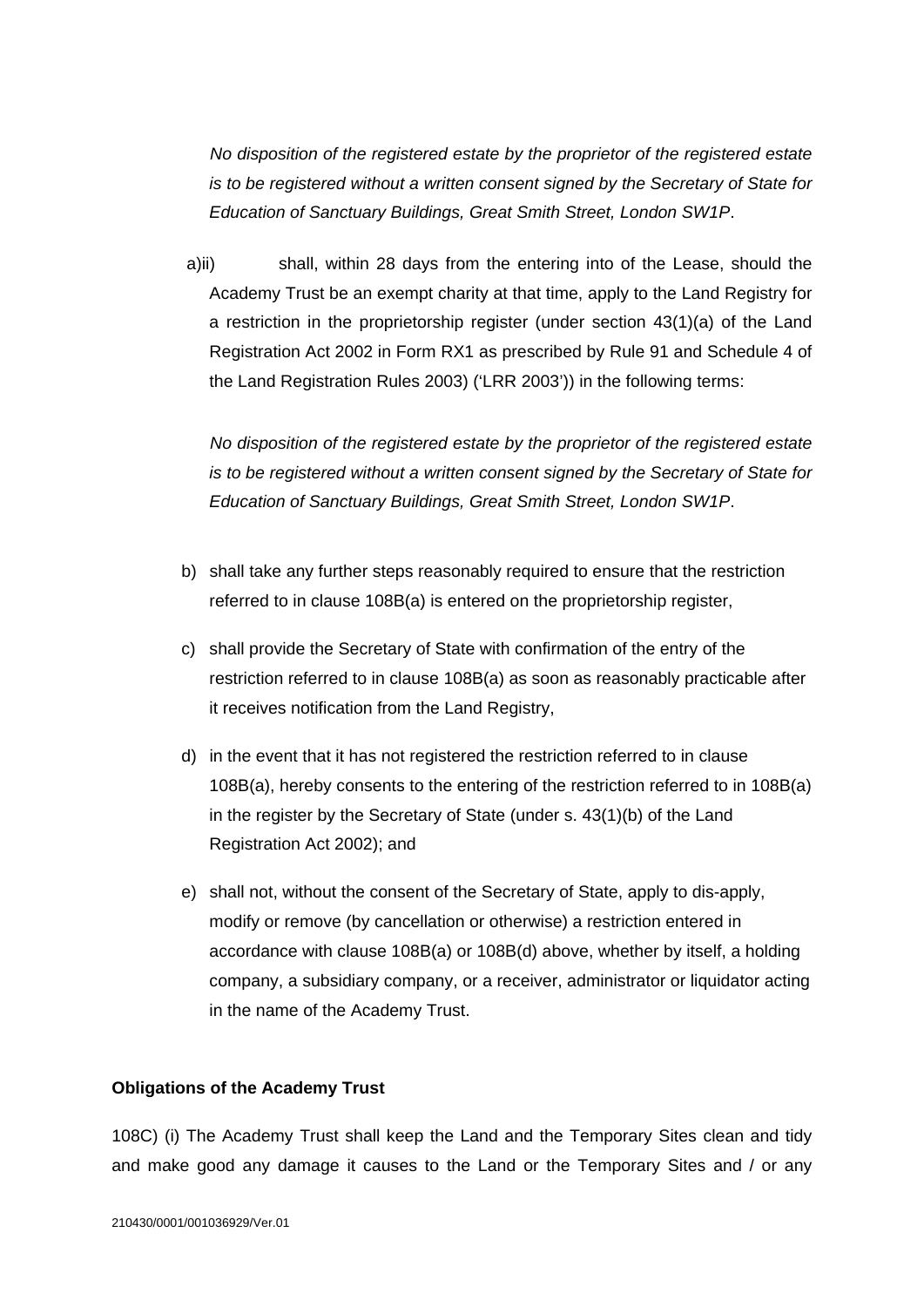*No disposition of the registered estate by the proprietor of the registered estate is to be registered without a written consent signed by the Secretary of State for Education of Sanctuary Buildings, Great Smith Street, London SW1P*.

a)ii) shall, within 28 days from the entering into of the Lease, should the Academy Trust be an exempt charity at that time, apply to the Land Registry for a restriction in the proprietorship register (under section 43(1)(a) of the Land Registration Act 2002 in Form RX1 as prescribed by Rule 91 and Schedule 4 of the Land Registration Rules 2003) ('LRR 2003')) in the following terms:

*No disposition of the registered estate by the proprietor of the registered estate is to be registered without a written consent signed by the Secretary of State for Education of Sanctuary Buildings, Great Smith Street, London SW1P*.

b) shall take any further steps reasonably required to ensure that the restriction referred to in clause 108B(a) is entered on the proprietorship register,

c) shall provide the Secretary of State with confirmation of the entry of the restriction referred to in clause 108B(a) as soon as reasonably practicable after it receives notification from the Land Registry,

d) in the event that it has not registered the restriction referred to in clause 108B(a), hereby consents to the entering of the restriction referred to in 108B(a) in the register by the Secretary of State (under s. 43(1)(b) of the Land Registration Act 2002); and

e) shall not, without the consent of the Secretary of State, apply to dis-apply, modify or remove (by cancellation or otherwise) a restriction entered in accordance with clause 108B(a) or 108B(d) above, whether by itself, a holding company, a subsidiary company, or a receiver, administrator or liquidator acting in the name of the Academy Trust.

**Obligations of the Academy Trust**

108C) (i) The Academy Trust shall keep the Land and the Temporary Sites clean and tidy and make good any damage it causes to the Land or the Temporary Sites and / or any

210430/0001/001036929/Ver.01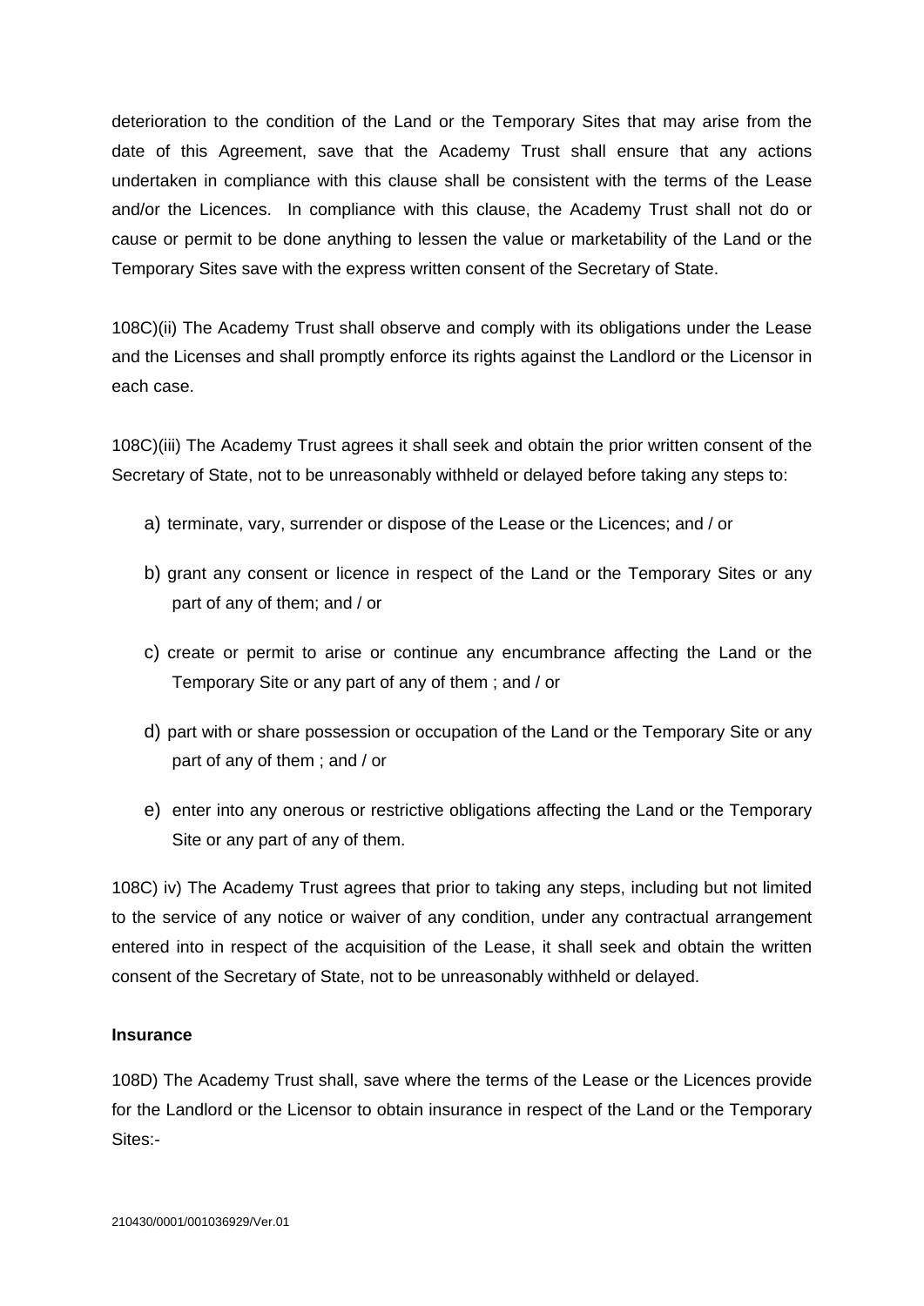deterioration to the condition of the Land or the Temporary Sites that may arise from the date of this Agreement, save that the Academy Trust shall ensure that any actions undertaken in compliance with this clause shall be consistent with the terms of the Lease and/or the Licences. In compliance with this clause, the Academy Trust shall not do or cause or permit to be done anything to lessen the value or marketability of the Land or the Temporary Sites save with the express written consent of the Secretary of State.

108C)(ii) The Academy Trust shall observe and comply with its obligations under the Lease and the Licenses and shall promptly enforce its rights against the Landlord or the Licensor in each case.

108C)(iii) The Academy Trust agrees it shall seek and obtain the prior written consent of the Secretary of State, not to be unreasonably withheld or delayed before taking any steps to:

a) terminate, vary, surrender or dispose of the Lease or the Licences; and / or

b) grant any consent or licence in respect of the Land or the Temporary Sites or any part of any of them; and / or

c) create or permit to arise or continue any encumbrance affecting the Land or the Temporary Site or any part of any of them ; and / or

d) part with or share possession or occupation of the Land or the Temporary Site or any part of any of them ; and / or

e) enter into any onerous or restrictive obligations affecting the Land or the Temporary Site or any part of any of them.

108C) iv) The Academy Trust agrees that prior to taking any steps, including but not limited to the service of any notice or waiver of any condition, under any contractual arrangement entered into in respect of the acquisition of the Lease, it shall seek and obtain the written consent of the Secretary of State, not to be unreasonably withheld or delayed.

**Insurance**

108D) The Academy Trust shall, save where the terms of the Lease or the Licences provide for the Landlord or the Licensor to obtain insurance in respect of the Land or the Temporary Sites:-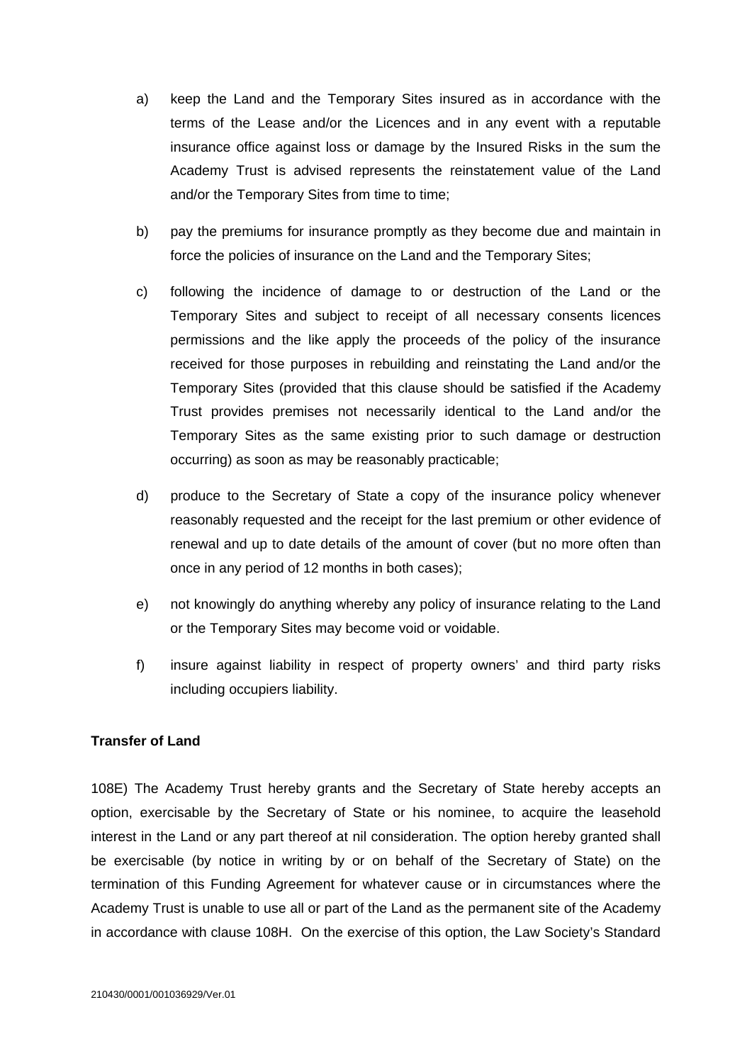a) keep the Land and the Temporary Sites insured as in accordance with the terms of the Lease and/or the Licences and in any event with a reputable insurance office against loss or damage by the Insured Risks in the sum the Academy Trust is advised represents the reinstatement value of the Land and/or the Temporary Sites from time to time;

b) pay the premiums for insurance promptly as they become due and maintain in force the policies of insurance on the Land and the Temporary Sites;

c) following the incidence of damage to or destruction of the Land or the Temporary Sites and subject to receipt of all necessary consents licences permissions and the like apply the proceeds of the policy of the insurance received for those purposes in rebuilding and reinstating the Land and/or the Temporary Sites (provided that this clause should be satisfied if the Academy Trust provides premises not necessarily identical to the Land and/or the Temporary Sites as the same existing prior to such damage or destruction occurring) as soon as may be reasonably practicable;

d) produce to the Secretary of State a copy of the insurance policy whenever reasonably requested and the receipt for the last premium or other evidence of renewal and up to date details of the amount of cover (but no more often than once in any period of 12 months in both cases);

e) not knowingly do anything whereby any policy of insurance relating to the Land or the Temporary Sites may become void or voidable.

f) insure against liability in respect of property owners' and third party risks including occupiers liability.

**Transfer of Land**

108E) The Academy Trust hereby grants and the Secretary of State hereby accepts an option, exercisable by the Secretary of State or his nominee, to acquire the leasehold interest in the Land or any part thereof at nil consideration. The option hereby granted shall be exercisable (by notice in writing by or on behalf of the Secretary of State) on the termination of this Funding Agreement for whatever cause or in circumstances where the Academy Trust is unable to use all or part of the Land as the permanent site of the Academy in accordance with clause 108H. On the exercise of this option, the Law Society's Standard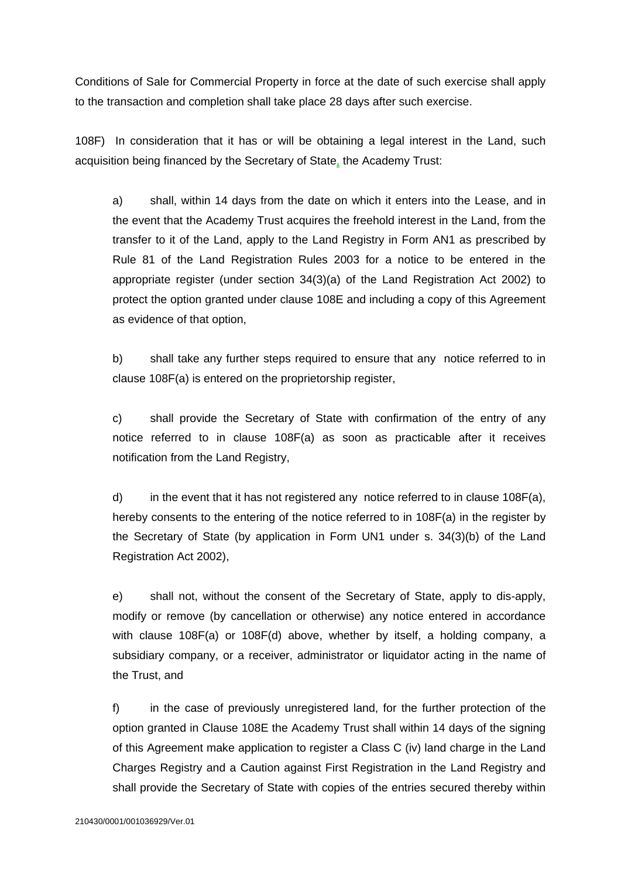Conditions of Sale for Commercial Property in force at the date of such exercise shall apply to the transaction and completion shall take place 28 days after such exercise.

108F) In consideration that it has or will be obtaining a legal interest in the Land, such acquisition being financed by the Secretary of State, the Academy Trust:

a) shall, within 14 days from the date on which it enters into the Lease, and in the event that the Academy Trust acquires the freehold interest in the Land, from the transfer to it of the Land, apply to the Land Registry in Form AN1 as prescribed by Rule 81 of the Land Registration Rules 2003 for a notice to be entered in the appropriate register (under section 34(3)(a) of the Land Registration Act 2002) to protect the option granted under clause 108E and including a copy of this Agreement as evidence of that option,

b) shall take any further steps required to ensure that any notice referred to in clause 108F(a) is entered on the proprietorship register,

c) shall provide the Secretary of State with confirmation of the entry of any notice referred to in clause 108F(a) as soon as practicable after it receives notification from the Land Registry,

d) in the event that it has not registered any notice referred to in clause 108F(a), hereby consents to the entering of the notice referred to in 108F(a) in the register by the Secretary of State (by application in Form UN1 under s. 34(3)(b) of the Land Registration Act 2002),

e) shall not, without the consent of the Secretary of State, apply to dis-apply, modify or remove (by cancellation or otherwise) any notice entered in accordance with clause 108F(a) or 108F(d) above, whether by itself, a holding company, a subsidiary company, or a receiver, administrator or liquidator acting in the name of the Trust, and

f) in the case of previously unregistered land, for the further protection of the option granted in Clause 108E the Academy Trust shall within 14 days of the signing of this Agreement make application to register a Class C (iv) land charge in the Land Charges Registry and a Caution against First Registration in the Land Registry and shall provide the Secretary of State with copies of the entries secured thereby within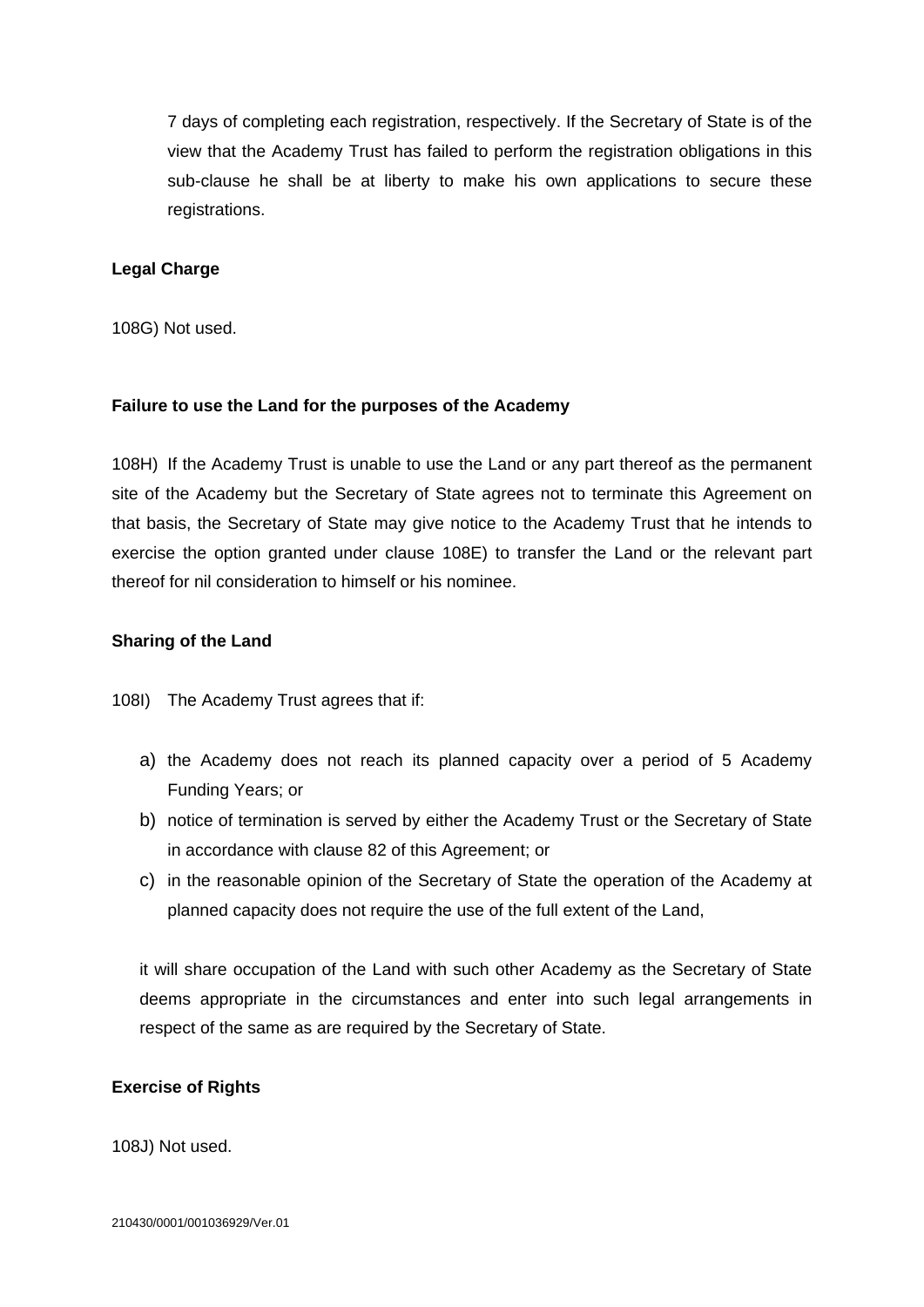7 days of completing each registration, respectively. If the Secretary of State is of the view that the Academy Trust has failed to perform the registration obligations in this sub-clause he shall be at liberty to make his own applications to secure these registrations.

**Legal Charge**

108G) Not used.

**Failure to use the Land for the purposes of the Academy**

108H) If the Academy Trust is unable to use the Land or any part thereof as the permanent site of the Academy but the Secretary of State agrees not to terminate this Agreement on that basis, the Secretary of State may give notice to the Academy Trust that he intends to exercise the option granted under clause 108E) to transfer the Land or the relevant part thereof for nil consideration to himself or his nominee.

**Sharing of the Land**

108I) The Academy Trust agrees that if:

a) the Academy does not reach its planned capacity over a period of 5 Academy Funding Years; or
b) notice of termination is served by either the Academy Trust or the Secretary of State in accordance with clause 82 of this Agreement; or
c) in the reasonable opinion of the Secretary of State the operation of the Academy at planned capacity does not require the use of the full extent of the Land,

it will share occupation of the Land with such other Academy as the Secretary of State deems appropriate in the circumstances and enter into such legal arrangements in respect of the same as are required by the Secretary of State.

**Exercise of Rights**

108J) Not used.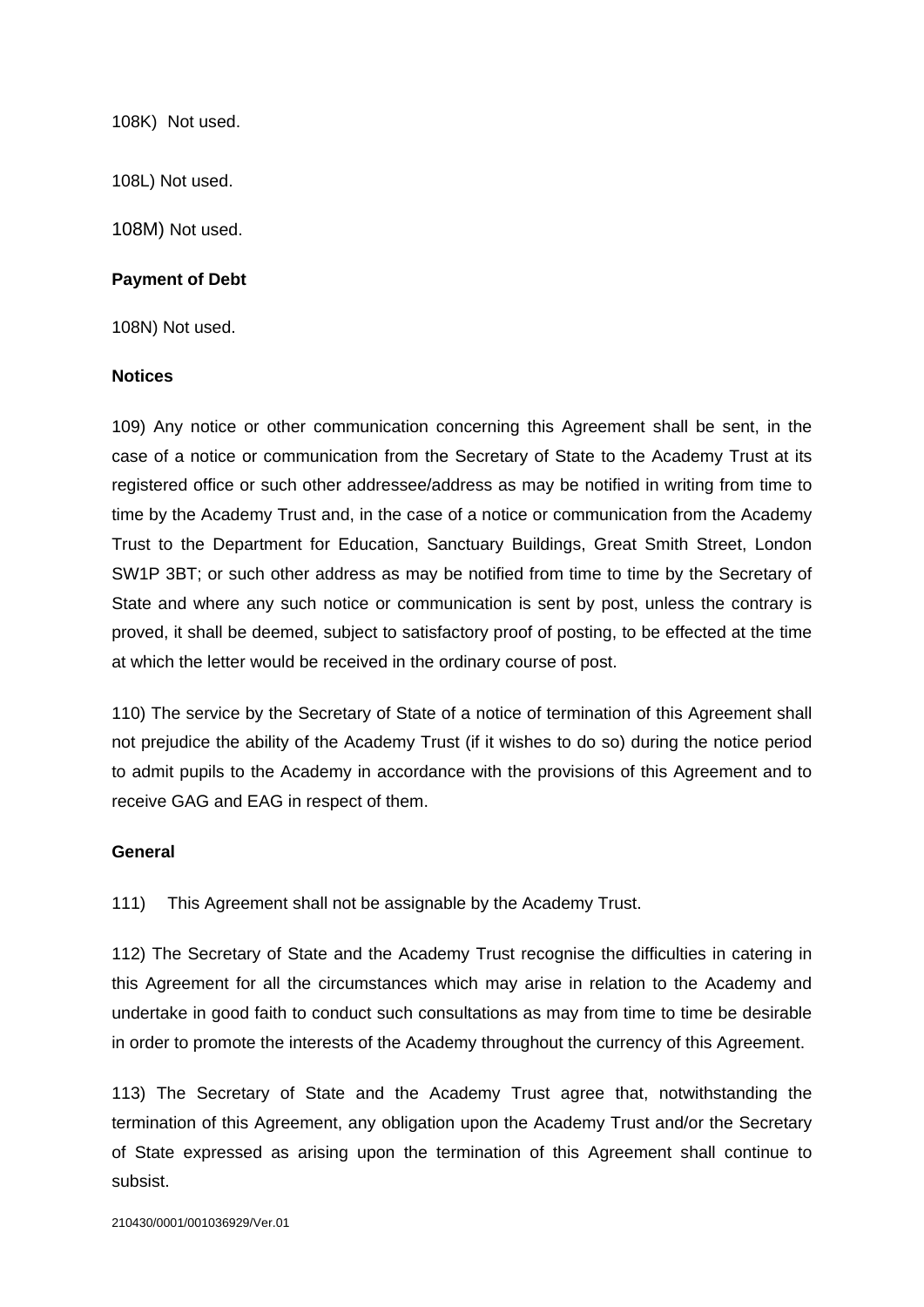108K) Not used.

108L) Not used.

108M) Not used.

**Payment of Debt**

108N) Not used.

**Notices**

109) Any notice or other communication concerning this Agreement shall be sent, in the case of a notice or communication from the Secretary of State to the Academy Trust at its registered office or such other addressee/address as may be notified in writing from time to time by the Academy Trust and, in the case of a notice or communication from the Academy Trust to the Department for Education, Sanctuary Buildings, Great Smith Street, London SW1P 3BT; or such other address as may be notified from time to time by the Secretary of State and where any such notice or communication is sent by post, unless the contrary is proved, it shall be deemed, subject to satisfactory proof of posting, to be effected at the time at which the letter would be received in the ordinary course of post.

110) The service by the Secretary of State of a notice of termination of this Agreement shall not prejudice the ability of the Academy Trust (if it wishes to do so) during the notice period to admit pupils to the Academy in accordance with the provisions of this Agreement and to receive GAG and EAG in respect of them.

**General**

111) This Agreement shall not be assignable by the Academy Trust.

112) The Secretary of State and the Academy Trust recognise the difficulties in catering in this Agreement for all the circumstances which may arise in relation to the Academy and undertake in good faith to conduct such consultations as may from time to time be desirable in order to promote the interests of the Academy throughout the currency of this Agreement.

113) The Secretary of State and the Academy Trust agree that, notwithstanding the termination of this Agreement, any obligation upon the Academy Trust and/or the Secretary of State expressed as arising upon the termination of this Agreement shall continue to subsist.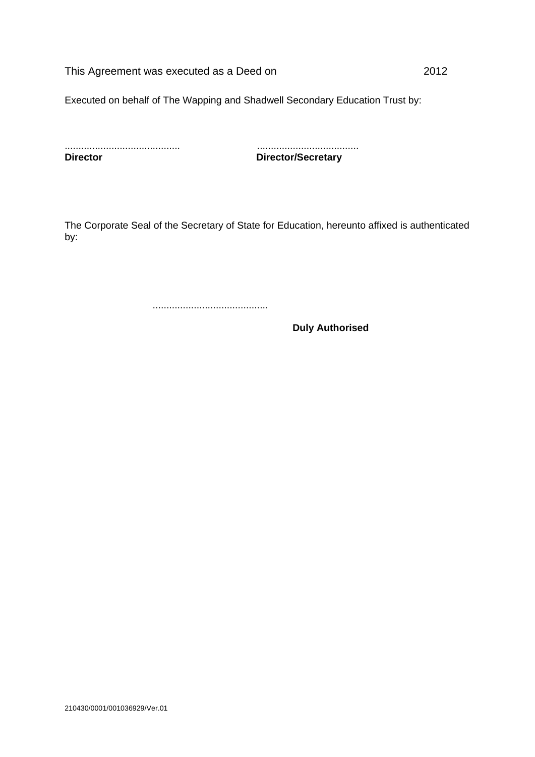This Agreement was executed as a Deed on 2012

Executed on behalf of The Wapping and Shadwell Secondary Education Trust by:

.......................................... .....................................
**Director** **Director/Secretary**

The Corporate Seal of the Secretary of State for Education, hereunto affixed is authenticated by:

..........................................

**Duly Authorised**

210430/0001/001036929/Ver.01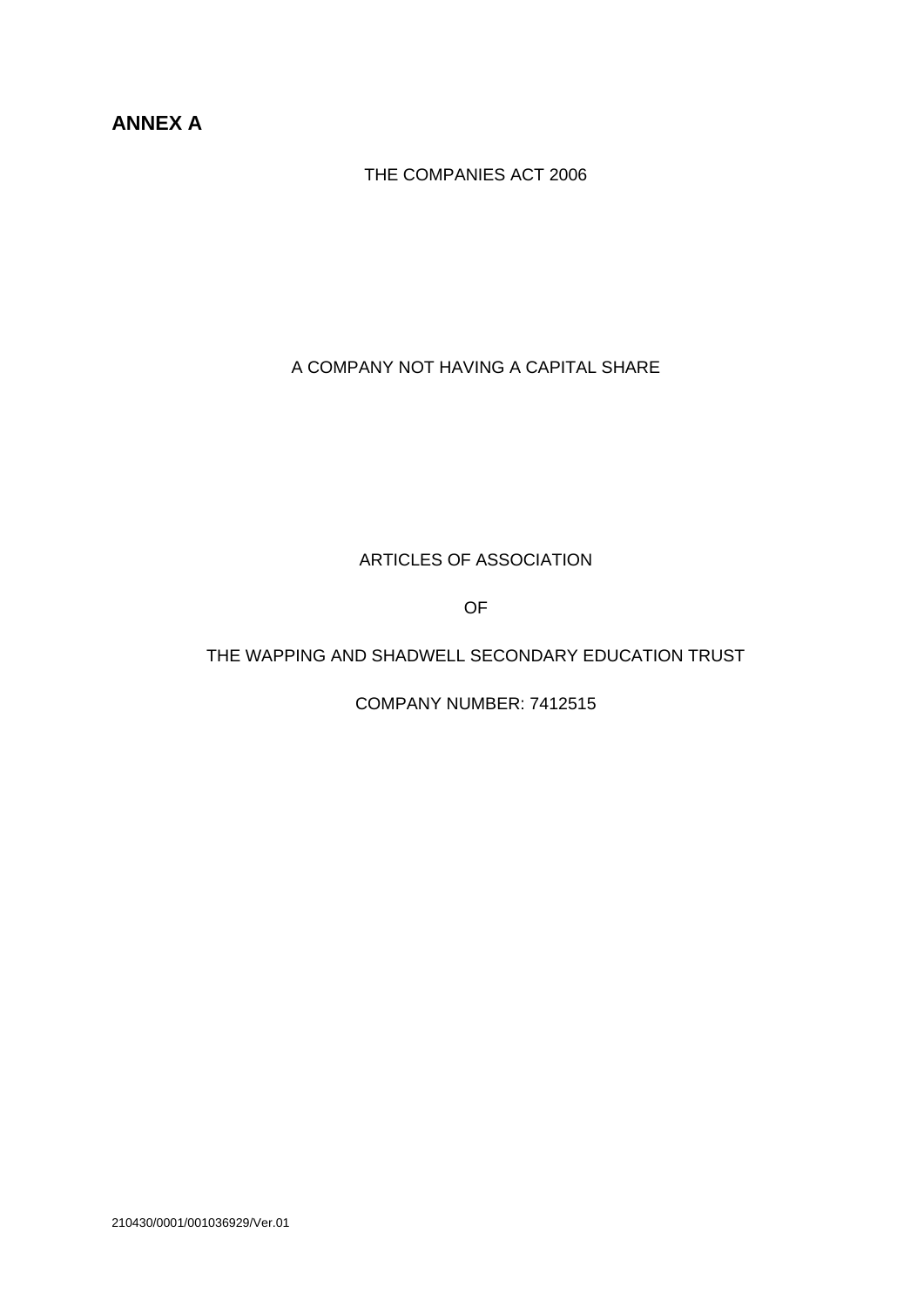**ANNEX A**

THE COMPANIES ACT 2006

A COMPANY NOT HAVING A CAPITAL SHARE

ARTICLES OF ASSOCIATION

OF

THE WAPPING AND SHADWELL SECONDARY EDUCATION TRUST

COMPANY NUMBER: 7412515

210430/0001/001036929/Ver.01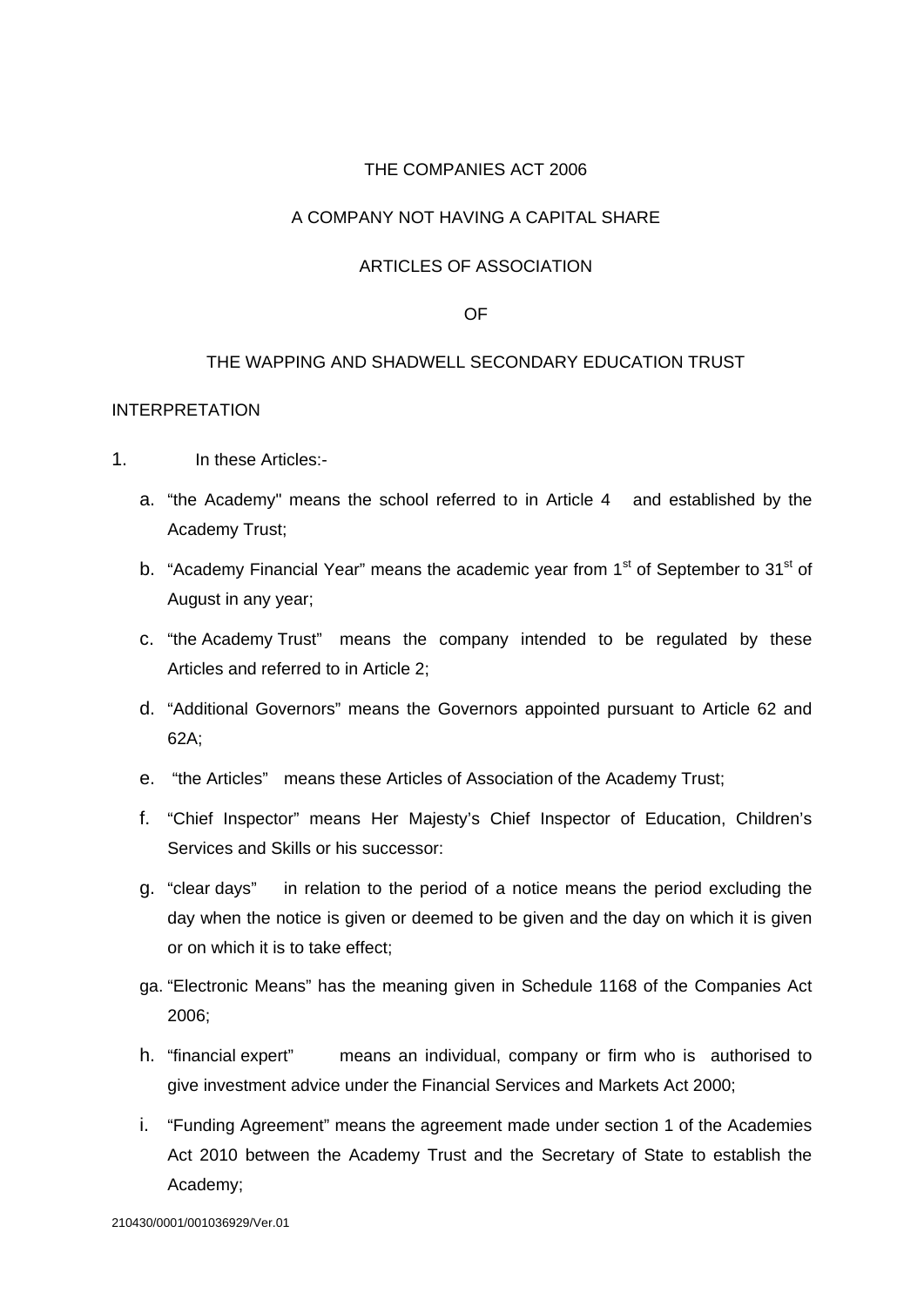THE COMPANIES ACT 2006

A COMPANY NOT HAVING A CAPITAL SHARE

ARTICLES OF ASSOCIATION

OF

THE WAPPING AND SHADWELL SECONDARY EDUCATION TRUST

INTERPRETATION

1. In these Articles:-

   a. "the Academy" means the school referred to in Article 4 and established by the Academy Trust;

   b. "Academy Financial Year" means the academic year from 1st of September to 31st of August in any year;

   c. "the Academy Trust" means the company intended to be regulated by these Articles and referred to in Article 2;

   d. "Additional Governors" means the Governors appointed pursuant to Article 62 and 62A;

   e. "the Articles" means these Articles of Association of the Academy Trust;

   f. "Chief Inspector" means Her Majesty's Chief Inspector of Education, Children's Services and Skills or his successor:

   g. "clear days" in relation to the period of a notice means the period excluding the day when the notice is given or deemed to be given and the day on which it is given or on which it is to take effect;

   ga. "Electronic Means" has the meaning given in Schedule 1168 of the Companies Act 2006;

   h. "financial expert" means an individual, company or firm who is authorised to give investment advice under the Financial Services and Markets Act 2000;

   i. "Funding Agreement" means the agreement made under section 1 of the Academies Act 2010 between the Academy Trust and the Secretary of State to establish the Academy;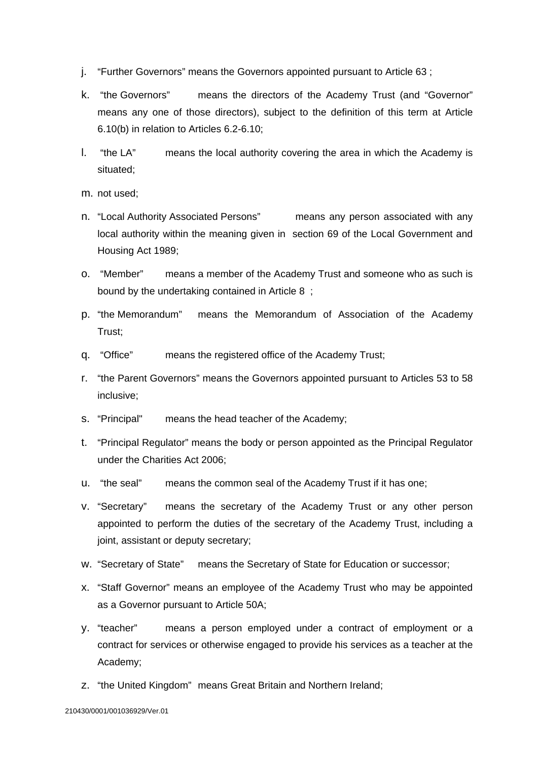j. "Further Governors" means the Governors appointed pursuant to Article 63 ;

k. "the Governors" means the directors of the Academy Trust (and "Governor" means any one of those directors), subject to the definition of this term at Article 6.10(b) in relation to Articles 6.2-6.10;

l. "the LA" means the local authority covering the area in which the Academy is situated;

m. not used;

n. "Local Authority Associated Persons" means any person associated with any local authority within the meaning given in section 69 of the Local Government and Housing Act 1989;

o. "Member" means a member of the Academy Trust and someone who as such is bound by the undertaking contained in Article 8 ;

p. "the Memorandum" means the Memorandum of Association of the Academy Trust;

q. "Office" means the registered office of the Academy Trust;

r. "the Parent Governors" means the Governors appointed pursuant to Articles 53 to 58 inclusive;

s. "Principal" means the head teacher of the Academy;

t. "Principal Regulator" means the body or person appointed as the Principal Regulator under the Charities Act 2006;

u. "the seal" means the common seal of the Academy Trust if it has one;

v. "Secretary" means the secretary of the Academy Trust or any other person appointed to perform the duties of the secretary of the Academy Trust, including a joint, assistant or deputy secretary;

w. "Secretary of State" means the Secretary of State for Education or successor;

x. "Staff Governor" means an employee of the Academy Trust who may be appointed as a Governor pursuant to Article 50A;

y. "teacher" means a person employed under a contract of employment or a contract for services or otherwise engaged to provide his services as a teacher at the Academy;

z. "the United Kingdom" means Great Britain and Northern Ireland;

210430/0001/001036929/Ver.01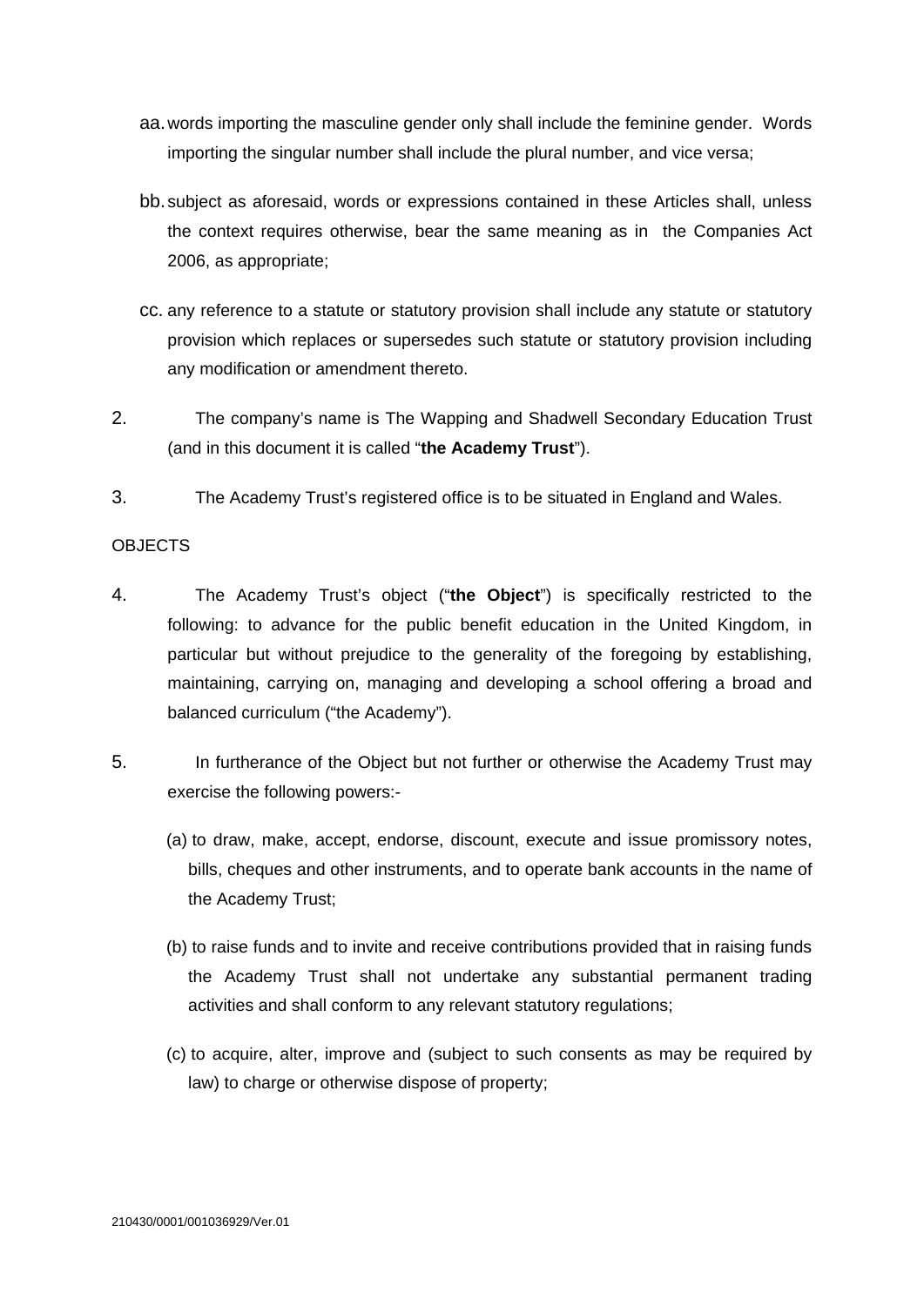aa. words importing the masculine gender only shall include the feminine gender. Words importing the singular number shall include the plural number, and vice versa;

bb. subject as aforesaid, words or expressions contained in these Articles shall, unless the context requires otherwise, bear the same meaning as in the Companies Act 2006, as appropriate;

cc. any reference to a statute or statutory provision shall include any statute or statutory provision which replaces or supersedes such statute or statutory provision including any modification or amendment thereto.

2. The company's name is The Wapping and Shadwell Secondary Education Trust (and in this document it is called "**the Academy Trust**").

3. The Academy Trust's registered office is to be situated in England and Wales.

OBJECTS

4. The Academy Trust's object ("**the Object**") is specifically restricted to the following: to advance for the public benefit education in the United Kingdom, in particular but without prejudice to the generality of the foregoing by establishing, maintaining, carrying on, managing and developing a school offering a broad and balanced curriculum ("the Academy").

5. In furtherance of the Object but not further or otherwise the Academy Trust may exercise the following powers:-

(a) to draw, make, accept, endorse, discount, execute and issue promissory notes, bills, cheques and other instruments, and to operate bank accounts in the name of the Academy Trust;

(b) to raise funds and to invite and receive contributions provided that in raising funds the Academy Trust shall not undertake any substantial permanent trading activities and shall conform to any relevant statutory regulations;

(c) to acquire, alter, improve and (subject to such consents as may be required by law) to charge or otherwise dispose of property;

210430/0001/001036929/Ver.01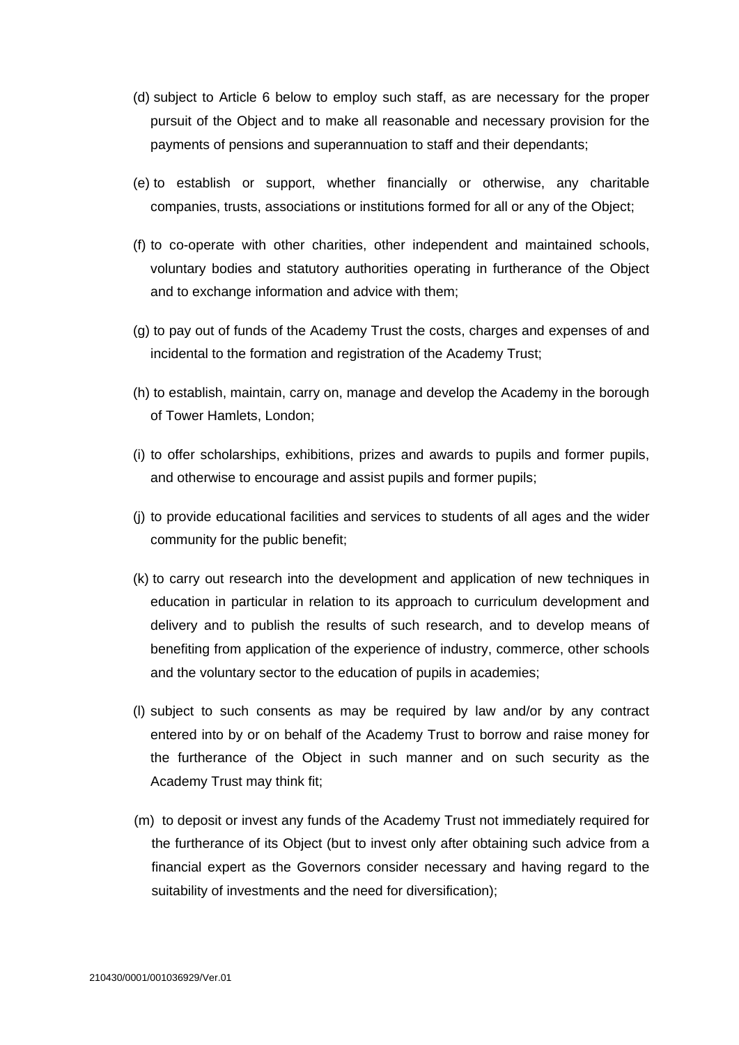(d) subject to Article 6 below to employ such staff, as are necessary for the proper pursuit of the Object and to make all reasonable and necessary provision for the payments of pensions and superannuation to staff and their dependants;

(e) to establish or support, whether financially or otherwise, any charitable companies, trusts, associations or institutions formed for all or any of the Object;

(f) to co-operate with other charities, other independent and maintained schools, voluntary bodies and statutory authorities operating in furtherance of the Object and to exchange information and advice with them;

(g) to pay out of funds of the Academy Trust the costs, charges and expenses of and incidental to the formation and registration of the Academy Trust;

(h) to establish, maintain, carry on, manage and develop the Academy in the borough of Tower Hamlets, London;

(i) to offer scholarships, exhibitions, prizes and awards to pupils and former pupils, and otherwise to encourage and assist pupils and former pupils;

(j) to provide educational facilities and services to students of all ages and the wider community for the public benefit;

(k) to carry out research into the development and application of new techniques in education in particular in relation to its approach to curriculum development and delivery and to publish the results of such research, and to develop means of benefiting from application of the experience of industry, commerce, other schools and the voluntary sector to the education of pupils in academies;

(l) subject to such consents as may be required by law and/or by any contract entered into by or on behalf of the Academy Trust to borrow and raise money for the furtherance of the Object in such manner and on such security as the Academy Trust may think fit;

(m) to deposit or invest any funds of the Academy Trust not immediately required for the furtherance of its Object (but to invest only after obtaining such advice from a financial expert as the Governors consider necessary and having regard to the suitability of investments and the need for diversification);

210430/0001/001036929/Ver.01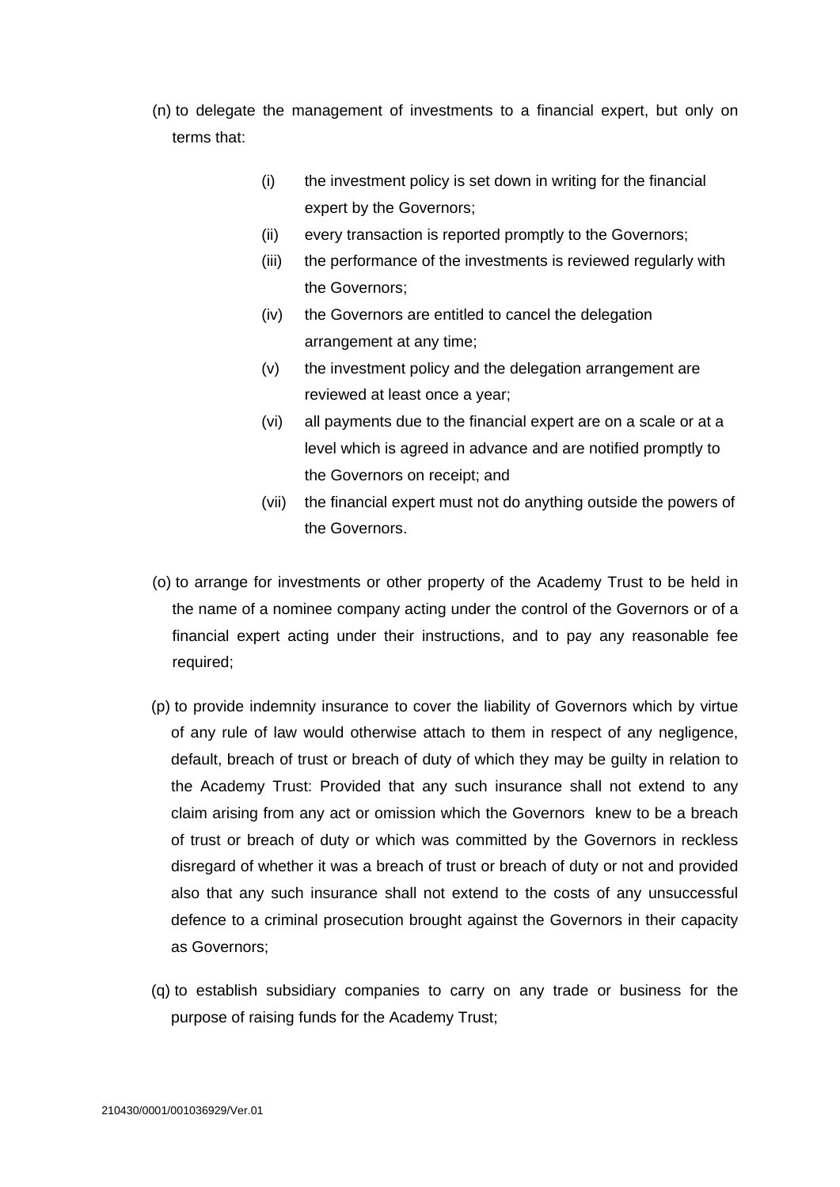(n) to delegate the management of investments to a financial expert, but only on terms that:

   (i) the investment policy is set down in writing for the financial expert by the Governors;
   (ii) every transaction is reported promptly to the Governors;
   (iii) the performance of the investments is reviewed regularly with the Governors;
   (iv) the Governors are entitled to cancel the delegation arrangement at any time;
   (v) the investment policy and the delegation arrangement are reviewed at least once a year;
   (vi) all payments due to the financial expert are on a scale or at a level which is agreed in advance and are notified promptly to the Governors on receipt; and
   (vii) the financial expert must not do anything outside the powers of the Governors.

(o) to arrange for investments or other property of the Academy Trust to be held in the name of a nominee company acting under the control of the Governors or of a financial expert acting under their instructions, and to pay any reasonable fee required;

(p) to provide indemnity insurance to cover the liability of Governors which by virtue of any rule of law would otherwise attach to them in respect of any negligence, default, breach of trust or breach of duty of which they may be guilty in relation to the Academy Trust: Provided that any such insurance shall not extend to any claim arising from any act or omission which the Governors knew to be a breach of trust or breach of duty or which was committed by the Governors in reckless disregard of whether it was a breach of trust or breach of duty or not and provided also that any such insurance shall not extend to the costs of any unsuccessful defence to a criminal prosecution brought against the Governors in their capacity as Governors;

(q) to establish subsidiary companies to carry on any trade or business for the purpose of raising funds for the Academy Trust;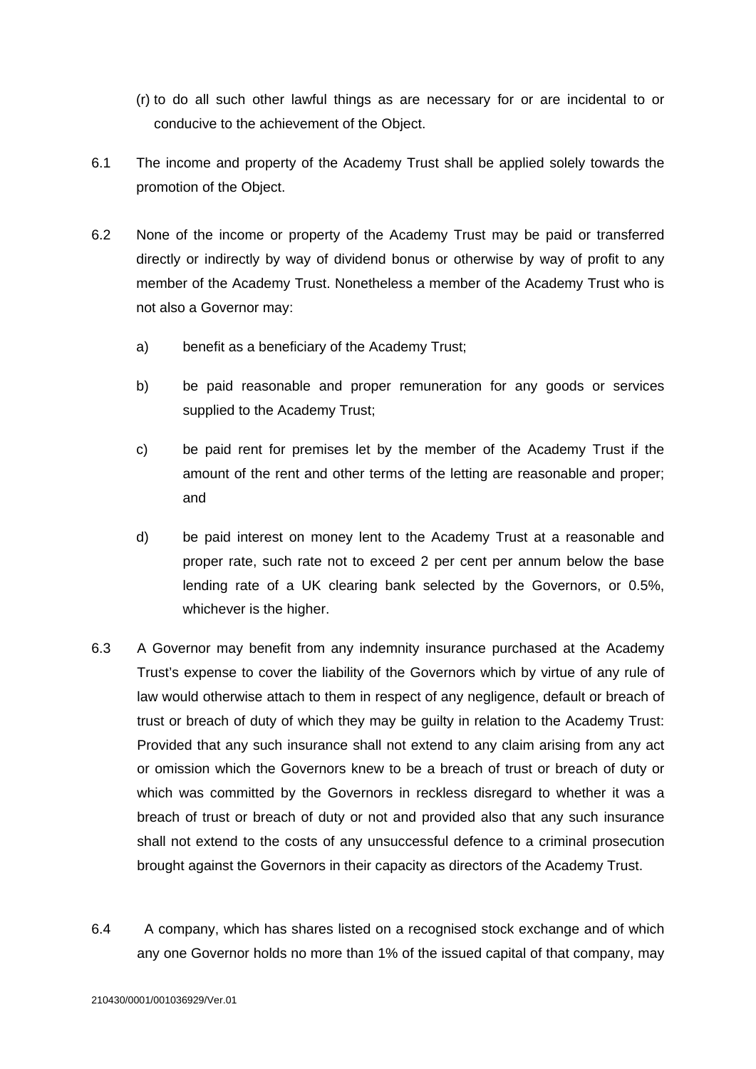(r) to do all such other lawful things as are necessary for or are incidental to or conducive to the achievement of the Object.

6.1 The income and property of the Academy Trust shall be applied solely towards the promotion of the Object.

6.2 None of the income or property of the Academy Trust may be paid or transferred directly or indirectly by way of dividend bonus or otherwise by way of profit to any member of the Academy Trust. Nonetheless a member of the Academy Trust who is not also a Governor may:

a) benefit as a beneficiary of the Academy Trust;

b) be paid reasonable and proper remuneration for any goods or services supplied to the Academy Trust;

c) be paid rent for premises let by the member of the Academy Trust if the amount of the rent and other terms of the letting are reasonable and proper; and

d) be paid interest on money lent to the Academy Trust at a reasonable and proper rate, such rate not to exceed 2 per cent per annum below the base lending rate of a UK clearing bank selected by the Governors, or 0.5%, whichever is the higher.

6.3 A Governor may benefit from any indemnity insurance purchased at the Academy Trust's expense to cover the liability of the Governors which by virtue of any rule of law would otherwise attach to them in respect of any negligence, default or breach of trust or breach of duty of which they may be guilty in relation to the Academy Trust: Provided that any such insurance shall not extend to any claim arising from any act or omission which the Governors knew to be a breach of trust or breach of duty or which was committed by the Governors in reckless disregard to whether it was a breach of trust or breach of duty or not and provided also that any such insurance shall not extend to the costs of any unsuccessful defence to a criminal prosecution brought against the Governors in their capacity as directors of the Academy Trust.

6.4 A company, which has shares listed on a recognised stock exchange and of which any one Governor holds no more than 1% of the issued capital of that company, may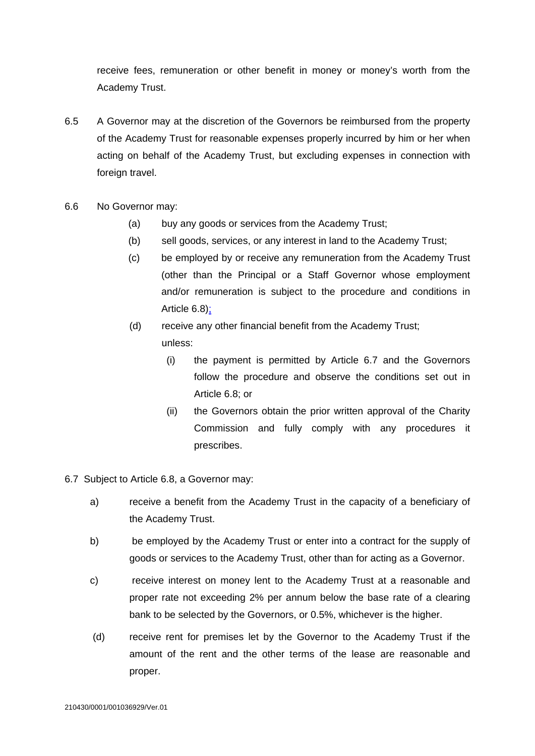receive fees, remuneration or other benefit in money or money's worth from the Academy Trust.

6.5 A Governor may at the discretion of the Governors be reimbursed from the property of the Academy Trust for reasonable expenses properly incurred by him or her when acting on behalf of the Academy Trust, but excluding expenses in connection with foreign travel.

6.6 No Governor may:

(a) buy any goods or services from the Academy Trust;

(b) sell goods, services, or any interest in land to the Academy Trust;

(c) be employed by or receive any remuneration from the Academy Trust (other than the Principal or a Staff Governor whose employment and/or remuneration is subject to the procedure and conditions in Article 6.8);

(d) receive any other financial benefit from the Academy Trust;

unless:

(i) the payment is permitted by Article 6.7 and the Governors follow the procedure and observe the conditions set out in Article 6.8; or

(ii) the Governors obtain the prior written approval of the Charity Commission and fully comply with any procedures it prescribes.

6.7 Subject to Article 6.8, a Governor may:

a) receive a benefit from the Academy Trust in the capacity of a beneficiary of the Academy Trust.

b) be employed by the Academy Trust or enter into a contract for the supply of goods or services to the Academy Trust, other than for acting as a Governor.

c) receive interest on money lent to the Academy Trust at a reasonable and proper rate not exceeding 2% per annum below the base rate of a clearing bank to be selected by the Governors, or 0.5%, whichever is the higher.

(d) receive rent for premises let by the Governor to the Academy Trust if the amount of the rent and the other terms of the lease are reasonable and proper.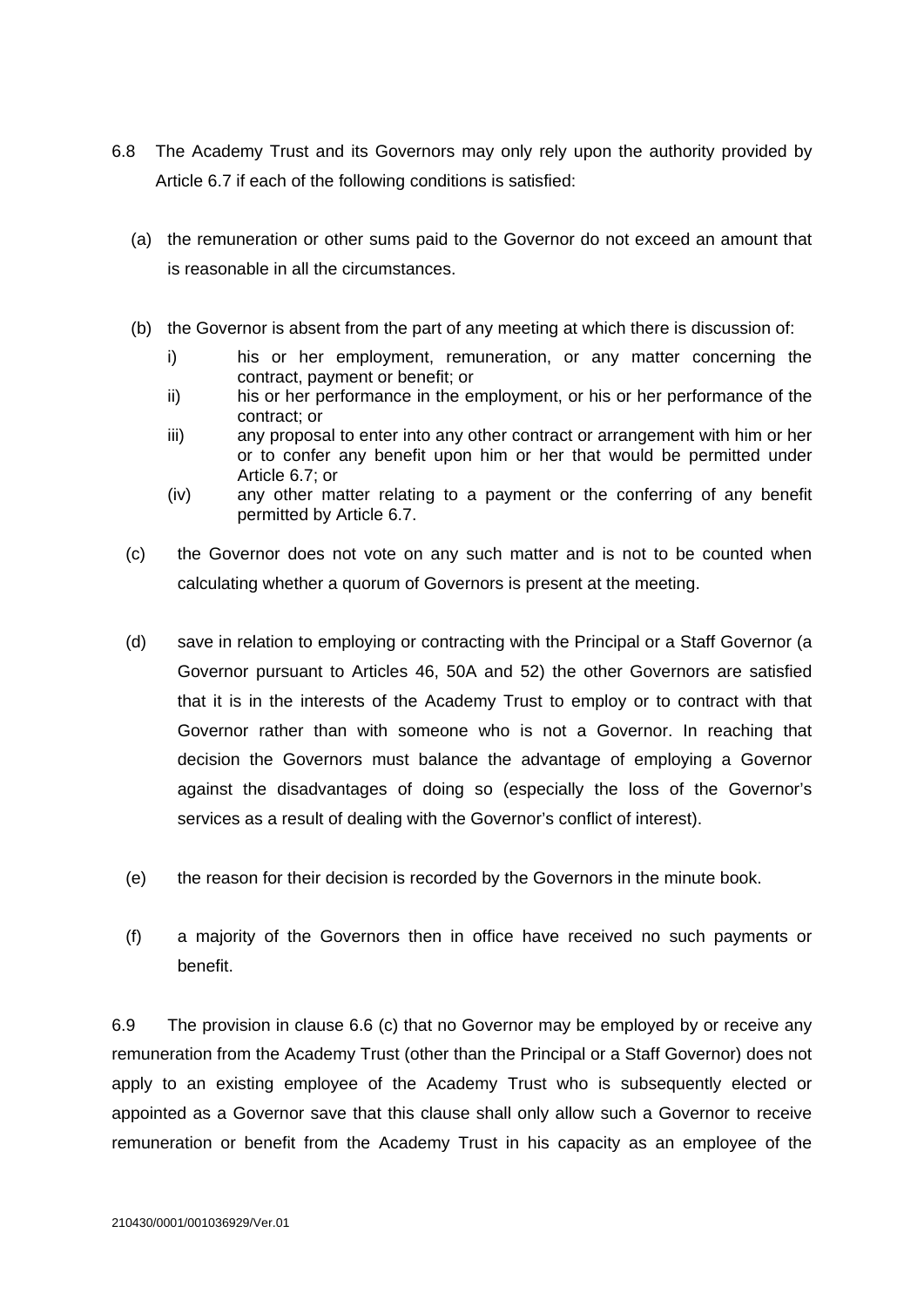6.8 The Academy Trust and its Governors may only rely upon the authority provided by Article 6.7 if each of the following conditions is satisfied:

(a) the remuneration or other sums paid to the Governor do not exceed an amount that is reasonable in all the circumstances.

(b) the Governor is absent from the part of any meeting at which there is discussion of:

i) his or her employment, remuneration, or any matter concerning the contract, payment or benefit; or
ii) his or her performance in the employment, or his or her performance of the contract; or
iii) any proposal to enter into any other contract or arrangement with him or her or to confer any benefit upon him or her that would be permitted under Article 6.7; or
(iv) any other matter relating to a payment or the conferring of any benefit permitted by Article 6.7.

(c) the Governor does not vote on any such matter and is not to be counted when calculating whether a quorum of Governors is present at the meeting.

(d) save in relation to employing or contracting with the Principal or a Staff Governor (a Governor pursuant to Articles 46, 50A and 52) the other Governors are satisfied that it is in the interests of the Academy Trust to employ or to contract with that Governor rather than with someone who is not a Governor. In reaching that decision the Governors must balance the advantage of employing a Governor against the disadvantages of doing so (especially the loss of the Governor's services as a result of dealing with the Governor's conflict of interest).

(e) the reason for their decision is recorded by the Governors in the minute book.

(f) a majority of the Governors then in office have received no such payments or benefit.

6.9 The provision in clause 6.6 (c) that no Governor may be employed by or receive any remuneration from the Academy Trust (other than the Principal or a Staff Governor) does not apply to an existing employee of the Academy Trust who is subsequently elected or appointed as a Governor save that this clause shall only allow such a Governor to receive remuneration or benefit from the Academy Trust in his capacity as an employee of the

210430/0001/001036929/Ver.01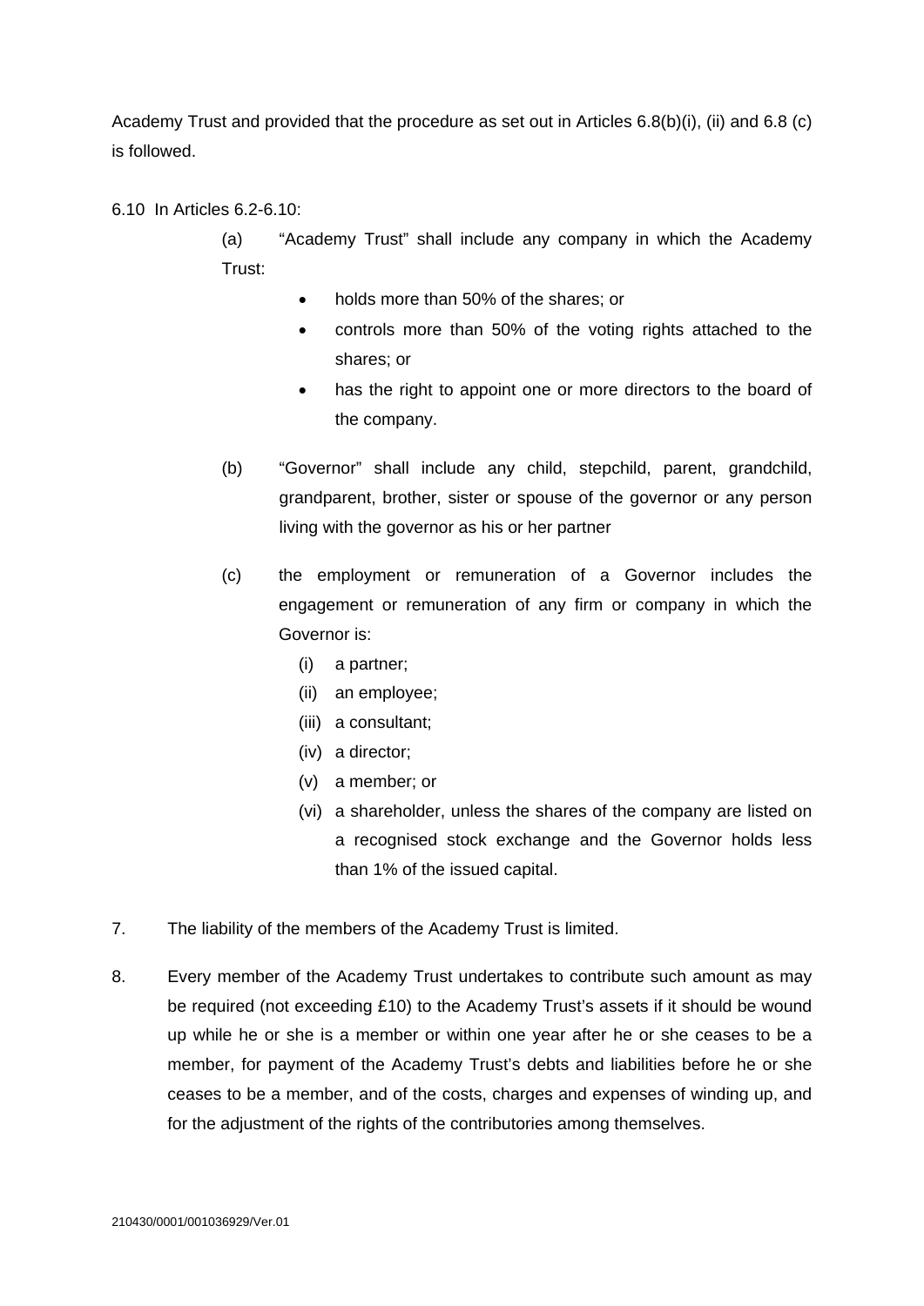Academy Trust and provided that the procedure as set out in Articles 6.8(b)(i), (ii) and 6.8 (c) is followed.

6.10 In Articles 6.2-6.10:

(a) “Academy Trust” shall include any company in which the Academy Trust:

- holds more than 50% of the shares; or
- controls more than 50% of the voting rights attached to the shares; or
- has the right to appoint one or more directors to the board of the company.

(b) “Governor” shall include any child, stepchild, parent, grandchild, grandparent, brother, sister or spouse of the governor or any person living with the governor as his or her partner

(c) the employment or remuneration of a Governor includes the engagement or remuneration of any firm or company in which the Governor is:

(i) a partner;
(ii) an employee;
(iii) a consultant;
(iv) a director;
(v) a member; or
(vi) a shareholder, unless the shares of the company are listed on a recognised stock exchange and the Governor holds less than 1% of the issued capital.

7. The liability of the members of the Academy Trust is limited.

8. Every member of the Academy Trust undertakes to contribute such amount as may be required (not exceeding £10) to the Academy Trust’s assets if it should be wound up while he or she is a member or within one year after he or she ceases to be a member, for payment of the Academy Trust’s debts and liabilities before he or she ceases to be a member, and of the costs, charges and expenses of winding up, and for the adjustment of the rights of the contributories among themselves.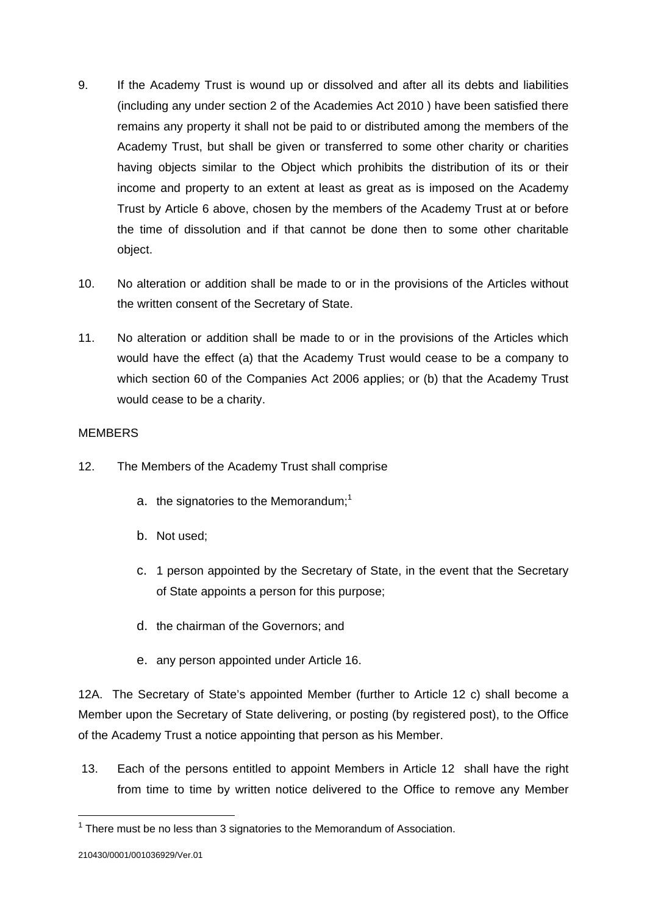9. If the Academy Trust is wound up or dissolved and after all its debts and liabilities (including any under section 2 of the Academies Act 2010 ) have been satisfied there remains any property it shall not be paid to or distributed among the members of the Academy Trust, but shall be given or transferred to some other charity or charities having objects similar to the Object which prohibits the distribution of its or their income and property to an extent at least as great as is imposed on the Academy Trust by Article 6 above, chosen by the members of the Academy Trust at or before the time of dissolution and if that cannot be done then to some other charitable object.

10. No alteration or addition shall be made to or in the provisions of the Articles without the written consent of the Secretary of State.

11. No alteration or addition shall be made to or in the provisions of the Articles which would have the effect (a) that the Academy Trust would cease to be a company to which section 60 of the Companies Act 2006 applies; or (b) that the Academy Trust would cease to be a charity.

MEMBERS

12. The Members of the Academy Trust shall comprise

   a. the signatories to the Memorandum;[1]

   b. Not used;

   c. 1 person appointed by the Secretary of State, in the event that the Secretary of State appoints a person for this purpose;

   d. the chairman of the Governors; and

   e. any person appointed under Article 16.

12A. The Secretary of State's appointed Member (further to Article 12 c) shall become a Member upon the Secretary of State delivering, or posting (by registered post), to the Office of the Academy Trust a notice appointing that person as his Member.

13. Each of the persons entitled to appoint Members in Article 12 shall have the right from time to time by written notice delivered to the Office to remove any Member

[1] There must be no less than 3 signatories to the Memorandum of Association.

210430/0001/001036929/Ver.01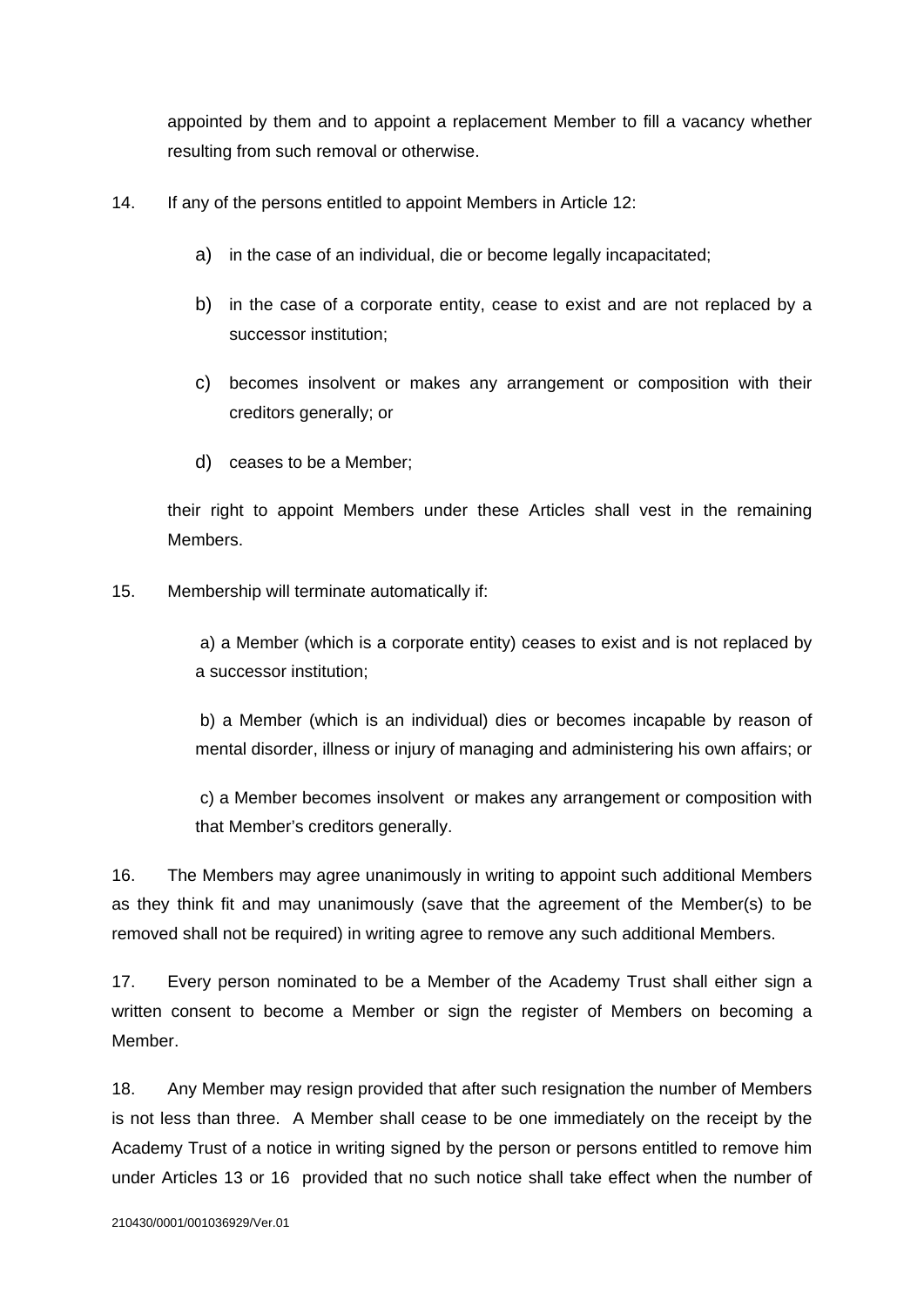appointed by them and to appoint a replacement Member to fill a vacancy whether resulting from such removal or otherwise.

14. If any of the persons entitled to appoint Members in Article 12:

   a) in the case of an individual, die or become legally incapacitated;

   b) in the case of a corporate entity, cease to exist and are not replaced by a successor institution;

   c) becomes insolvent or makes any arrangement or composition with their creditors generally; or

   d) ceases to be a Member;

   their right to appoint Members under these Articles shall vest in the remaining Members.

15. Membership will terminate automatically if:

   a) a Member (which is a corporate entity) ceases to exist and is not replaced by a successor institution;

   b) a Member (which is an individual) dies or becomes incapable by reason of mental disorder, illness or injury of managing and administering his own affairs; or

   c) a Member becomes insolvent or makes any arrangement or composition with that Member's creditors generally.

16. The Members may agree unanimously in writing to appoint such additional Members as they think fit and may unanimously (save that the agreement of the Member(s) to be removed shall not be required) in writing agree to remove any such additional Members.

17. Every person nominated to be a Member of the Academy Trust shall either sign a written consent to become a Member or sign the register of Members on becoming a Member.

18. Any Member may resign provided that after such resignation the number of Members is not less than three. A Member shall cease to be one immediately on the receipt by the Academy Trust of a notice in writing signed by the person or persons entitled to remove him under Articles 13 or 16 provided that no such notice shall take effect when the number of

210430/0001/001036929/Ver.01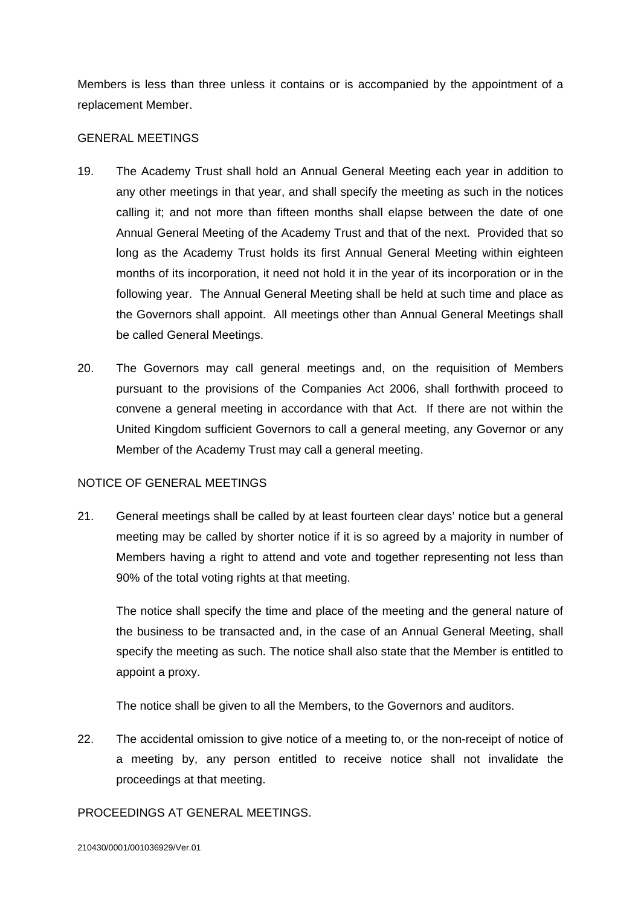Members is less than three unless it contains or is accompanied by the appointment of a replacement Member.

GENERAL MEETINGS

19. The Academy Trust shall hold an Annual General Meeting each year in addition to any other meetings in that year, and shall specify the meeting as such in the notices calling it; and not more than fifteen months shall elapse between the date of one Annual General Meeting of the Academy Trust and that of the next. Provided that so long as the Academy Trust holds its first Annual General Meeting within eighteen months of its incorporation, it need not hold it in the year of its incorporation or in the following year. The Annual General Meeting shall be held at such time and place as the Governors shall appoint. All meetings other than Annual General Meetings shall be called General Meetings.

20. The Governors may call general meetings and, on the requisition of Members pursuant to the provisions of the Companies Act 2006, shall forthwith proceed to convene a general meeting in accordance with that Act. If there are not within the United Kingdom sufficient Governors to call a general meeting, any Governor or any Member of the Academy Trust may call a general meeting.

NOTICE OF GENERAL MEETINGS

21. General meetings shall be called by at least fourteen clear days' notice but a general meeting may be called by shorter notice if it is so agreed by a majority in number of Members having a right to attend and vote and together representing not less than 90% of the total voting rights at that meeting.

    The notice shall specify the time and place of the meeting and the general nature of the business to be transacted and, in the case of an Annual General Meeting, shall specify the meeting as such. The notice shall also state that the Member is entitled to appoint a proxy.

    The notice shall be given to all the Members, to the Governors and auditors.

22. The accidental omission to give notice of a meeting to, or the non-receipt of notice of a meeting by, any person entitled to receive notice shall not invalidate the proceedings at that meeting.

PROCEEDINGS AT GENERAL MEETINGS.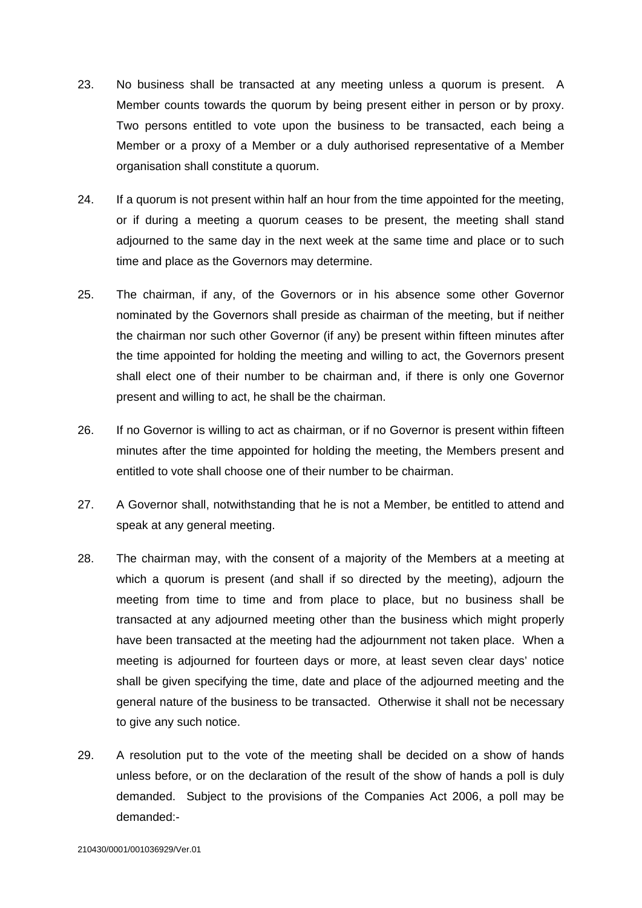23. No business shall be transacted at any meeting unless a quorum is present. A Member counts towards the quorum by being present either in person or by proxy. Two persons entitled to vote upon the business to be transacted, each being a Member or a proxy of a Member or a duly authorised representative of a Member organisation shall constitute a quorum.

24. If a quorum is not present within half an hour from the time appointed for the meeting, or if during a meeting a quorum ceases to be present, the meeting shall stand adjourned to the same day in the next week at the same time and place or to such time and place as the Governors may determine.

25. The chairman, if any, of the Governors or in his absence some other Governor nominated by the Governors shall preside as chairman of the meeting, but if neither the chairman nor such other Governor (if any) be present within fifteen minutes after the time appointed for holding the meeting and willing to act, the Governors present shall elect one of their number to be chairman and, if there is only one Governor present and willing to act, he shall be the chairman.

26. If no Governor is willing to act as chairman, or if no Governor is present within fifteen minutes after the time appointed for holding the meeting, the Members present and entitled to vote shall choose one of their number to be chairman.

27. A Governor shall, notwithstanding that he is not a Member, be entitled to attend and speak at any general meeting.

28. The chairman may, with the consent of a majority of the Members at a meeting at which a quorum is present (and shall if so directed by the meeting), adjourn the meeting from time to time and from place to place, but no business shall be transacted at any adjourned meeting other than the business which might properly have been transacted at the meeting had the adjournment not taken place. When a meeting is adjourned for fourteen days or more, at least seven clear days' notice shall be given specifying the time, date and place of the adjourned meeting and the general nature of the business to be transacted. Otherwise it shall not be necessary to give any such notice.

29. A resolution put to the vote of the meeting shall be decided on a show of hands unless before, or on the declaration of the result of the show of hands a poll is duly demanded. Subject to the provisions of the Companies Act 2006, a poll may be demanded:-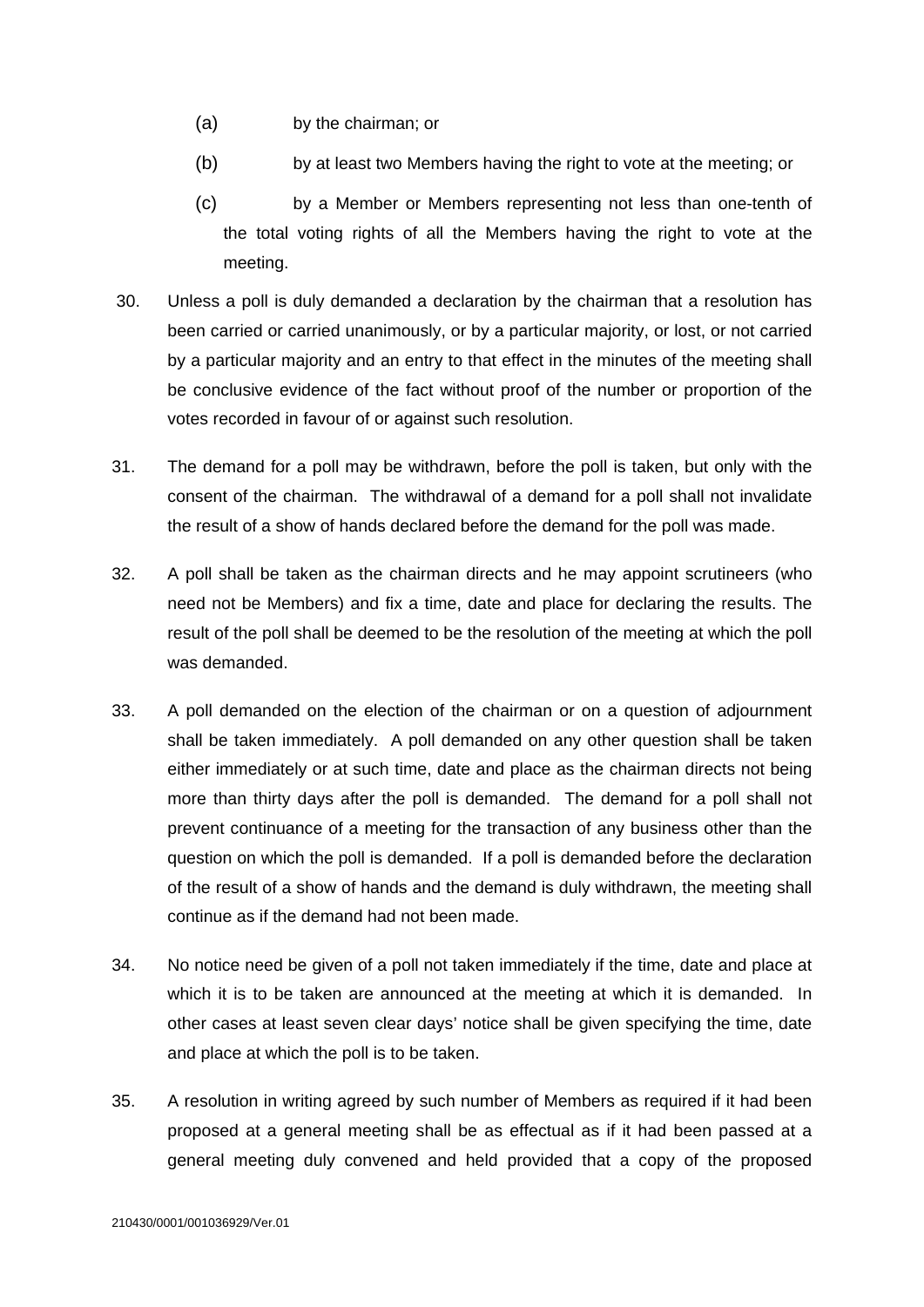(a) by the chairman; or

(b) by at least two Members having the right to vote at the meeting; or

(c) by a Member or Members representing not less than one-tenth of the total voting rights of all the Members having the right to vote at the meeting.

30. Unless a poll is duly demanded a declaration by the chairman that a resolution has been carried or carried unanimously, or by a particular majority, or lost, or not carried by a particular majority and an entry to that effect in the minutes of the meeting shall be conclusive evidence of the fact without proof of the number or proportion of the votes recorded in favour of or against such resolution.

31. The demand for a poll may be withdrawn, before the poll is taken, but only with the consent of the chairman. The withdrawal of a demand for a poll shall not invalidate the result of a show of hands declared before the demand for the poll was made.

32. A poll shall be taken as the chairman directs and he may appoint scrutineers (who need not be Members) and fix a time, date and place for declaring the results. The result of the poll shall be deemed to be the resolution of the meeting at which the poll was demanded.

33. A poll demanded on the election of the chairman or on a question of adjournment shall be taken immediately. A poll demanded on any other question shall be taken either immediately or at such time, date and place as the chairman directs not being more than thirty days after the poll is demanded. The demand for a poll shall not prevent continuance of a meeting for the transaction of any business other than the question on which the poll is demanded. If a poll is demanded before the declaration of the result of a show of hands and the demand is duly withdrawn, the meeting shall continue as if the demand had not been made.

34. No notice need be given of a poll not taken immediately if the time, date and place at which it is to be taken are announced at the meeting at which it is demanded. In other cases at least seven clear days' notice shall be given specifying the time, date and place at which the poll is to be taken.

35. A resolution in writing agreed by such number of Members as required if it had been proposed at a general meeting shall be as effectual as if it had been passed at a general meeting duly convened and held provided that a copy of the proposed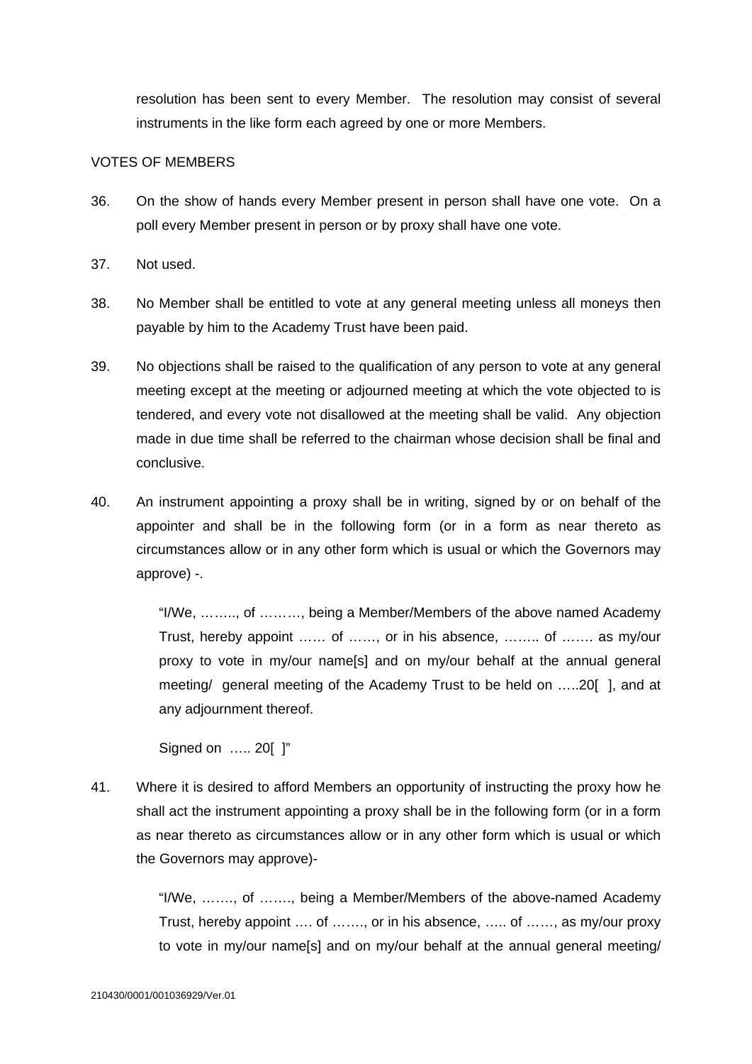resolution has been sent to every Member. The resolution may consist of several instruments in the like form each agreed by one or more Members.

VOTES OF MEMBERS

36. On the show of hands every Member present in person shall have one vote. On a poll every Member present in person or by proxy shall have one vote.

37. Not used.

38. No Member shall be entitled to vote at any general meeting unless all moneys then payable by him to the Academy Trust have been paid.

39. No objections shall be raised to the qualification of any person to vote at any general meeting except at the meeting or adjourned meeting at which the vote objected to is tendered, and every vote not disallowed at the meeting shall be valid. Any objection made in due time shall be referred to the chairman whose decision shall be final and conclusive.

40. An instrument appointing a proxy shall be in writing, signed by or on behalf of the appointer and shall be in the following form (or in a form as near thereto as circumstances allow or in any other form which is usual or which the Governors may approve) -.

> "I/We, …….., of ………, being a Member/Members of the above named Academy Trust, hereby appoint …… of ……, or in his absence, …….. of ……. as my/our proxy to vote in my/our name[s] and on my/our behalf at the annual general meeting/ general meeting of the Academy Trust to be held on …..20[ ], and at any adjournment thereof.
>
> Signed on ….. 20[ ]"

41. Where it is desired to afford Members an opportunity of instructing the proxy how he shall act the instrument appointing a proxy shall be in the following form (or in a form as near thereto as circumstances allow or in any other form which is usual or which the Governors may approve)-

> "I/We, ……., of ……., being a Member/Members of the above-named Academy Trust, hereby appoint …. of ……., or in his absence, ….. of ……, as my/our proxy to vote in my/our name[s] and on my/our behalf at the annual general meeting/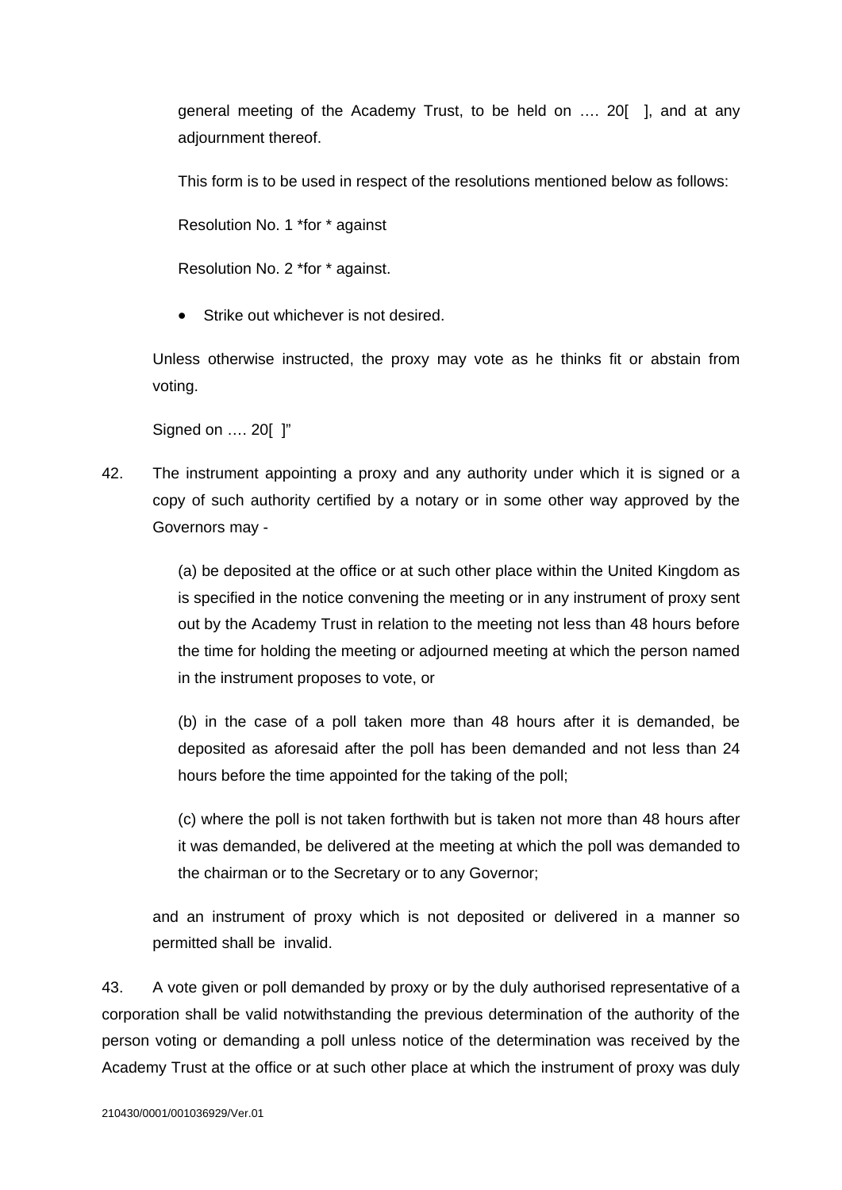general meeting of the Academy Trust, to be held on …. 20[ ], and at any adjournment thereof.

This form is to be used in respect of the resolutions mentioned below as follows:

Resolution No. 1 *for * against

Resolution No. 2 *for * against.

- Strike out whichever is not desired.

Unless otherwise instructed, the proxy may vote as he thinks fit or abstain from voting.

Signed on …. 20[ ]"

42. The instrument appointing a proxy and any authority under which it is signed or a copy of such authority certified by a notary or in some other way approved by the Governors may -

(a) be deposited at the office or at such other place within the United Kingdom as is specified in the notice convening the meeting or in any instrument of proxy sent out by the Academy Trust in relation to the meeting not less than 48 hours before the time for holding the meeting or adjourned meeting at which the person named in the instrument proposes to vote, or

(b) in the case of a poll taken more than 48 hours after it is demanded, be deposited as aforesaid after the poll has been demanded and not less than 24 hours before the time appointed for the taking of the poll;

(c) where the poll is not taken forthwith but is taken not more than 48 hours after it was demanded, be delivered at the meeting at which the poll was demanded to the chairman or to the Secretary or to any Governor;

and an instrument of proxy which is not deposited or delivered in a manner so permitted shall be invalid.

43. A vote given or poll demanded by proxy or by the duly authorised representative of a corporation shall be valid notwithstanding the previous determination of the authority of the person voting or demanding a poll unless notice of the determination was received by the Academy Trust at the office or at such other place at which the instrument of proxy was duly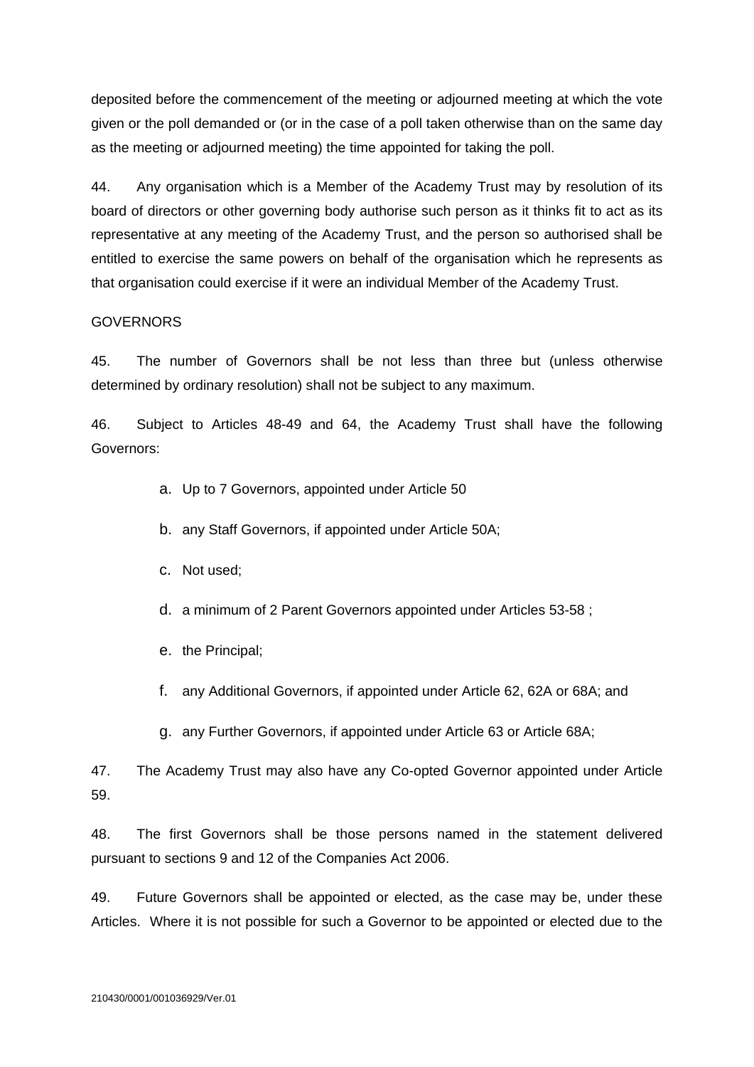deposited before the commencement of the meeting or adjourned meeting at which the vote given or the poll demanded or (or in the case of a poll taken otherwise than on the same day as the meeting or adjourned meeting) the time appointed for taking the poll.

44. Any organisation which is a Member of the Academy Trust may by resolution of its board of directors or other governing body authorise such person as it thinks fit to act as its representative at any meeting of the Academy Trust, and the person so authorised shall be entitled to exercise the same powers on behalf of the organisation which he represents as that organisation could exercise if it were an individual Member of the Academy Trust.

GOVERNORS

45. The number of Governors shall be not less than three but (unless otherwise determined by ordinary resolution) shall not be subject to any maximum.

46. Subject to Articles 48-49 and 64, the Academy Trust shall have the following Governors:

a. Up to 7 Governors, appointed under Article 50

b. any Staff Governors, if appointed under Article 50A;

c. Not used;

d. a minimum of 2 Parent Governors appointed under Articles 53-58 ;

e. the Principal;

f. any Additional Governors, if appointed under Article 62, 62A or 68A; and

g. any Further Governors, if appointed under Article 63 or Article 68A;

47. The Academy Trust may also have any Co-opted Governor appointed under Article 59.

48. The first Governors shall be those persons named in the statement delivered pursuant to sections 9 and 12 of the Companies Act 2006.

49. Future Governors shall be appointed or elected, as the case may be, under these Articles. Where it is not possible for such a Governor to be appointed or elected due to the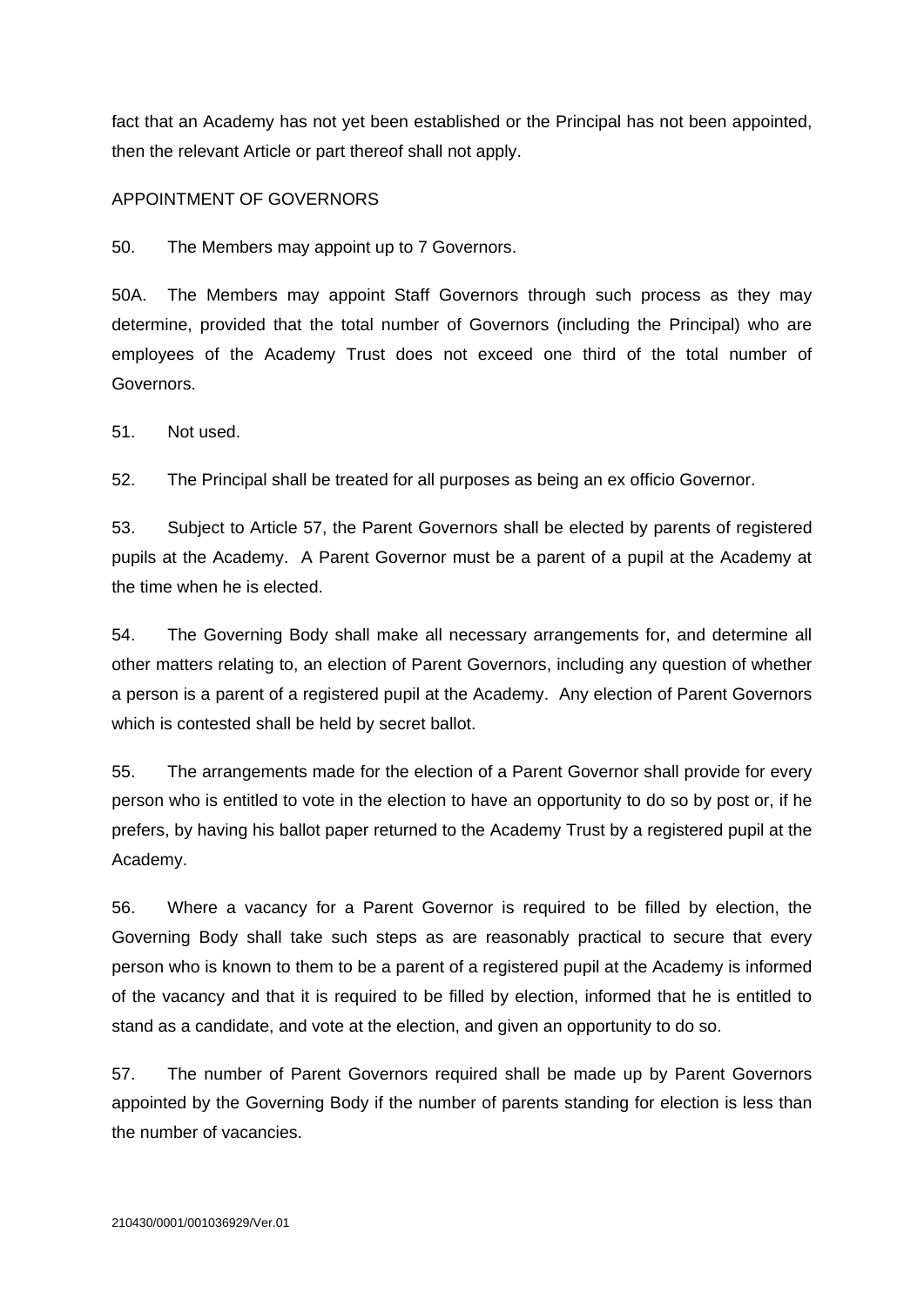fact that an Academy has not yet been established or the Principal has not been appointed, then the relevant Article or part thereof shall not apply.

APPOINTMENT OF GOVERNORS

50. The Members may appoint up to 7 Governors.

50A. The Members may appoint Staff Governors through such process as they may determine, provided that the total number of Governors (including the Principal) who are employees of the Academy Trust does not exceed one third of the total number of Governors.

51. Not used.

52. The Principal shall be treated for all purposes as being an ex officio Governor.

53. Subject to Article 57, the Parent Governors shall be elected by parents of registered pupils at the Academy. A Parent Governor must be a parent of a pupil at the Academy at the time when he is elected.

54. The Governing Body shall make all necessary arrangements for, and determine all other matters relating to, an election of Parent Governors, including any question of whether a person is a parent of a registered pupil at the Academy. Any election of Parent Governors which is contested shall be held by secret ballot.

55. The arrangements made for the election of a Parent Governor shall provide for every person who is entitled to vote in the election to have an opportunity to do so by post or, if he prefers, by having his ballot paper returned to the Academy Trust by a registered pupil at the Academy.

56. Where a vacancy for a Parent Governor is required to be filled by election, the Governing Body shall take such steps as are reasonably practical to secure that every person who is known to them to be a parent of a registered pupil at the Academy is informed of the vacancy and that it is required to be filled by election, informed that he is entitled to stand as a candidate, and vote at the election, and given an opportunity to do so.

57. The number of Parent Governors required shall be made up by Parent Governors appointed by the Governing Body if the number of parents standing for election is less than the number of vacancies.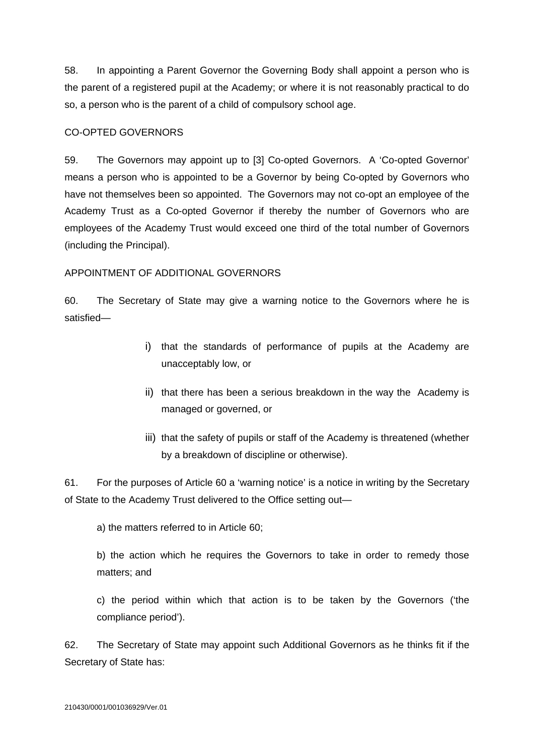58. In appointing a Parent Governor the Governing Body shall appoint a person who is the parent of a registered pupil at the Academy; or where it is not reasonably practical to do so, a person who is the parent of a child of compulsory school age.

CO-OPTED GOVERNORS

59. The Governors may appoint up to [3] Co-opted Governors. A 'Co-opted Governor' means a person who is appointed to be a Governor by being Co-opted by Governors who have not themselves been so appointed. The Governors may not co-opt an employee of the Academy Trust as a Co-opted Governor if thereby the number of Governors who are employees of the Academy Trust would exceed one third of the total number of Governors (including the Principal).

APPOINTMENT OF ADDITIONAL GOVERNORS

60. The Secretary of State may give a warning notice to the Governors where he is satisfied—

i) that the standards of performance of pupils at the Academy are unacceptably low, or

ii) that there has been a serious breakdown in the way the Academy is managed or governed, or

iii) that the safety of pupils or staff of the Academy is threatened (whether by a breakdown of discipline or otherwise).

61. For the purposes of Article 60 a 'warning notice' is a notice in writing by the Secretary of State to the Academy Trust delivered to the Office setting out—

a) the matters referred to in Article 60;

b) the action which he requires the Governors to take in order to remedy those matters; and

c) the period within which that action is to be taken by the Governors ('the compliance period').

62. The Secretary of State may appoint such Additional Governors as he thinks fit if the Secretary of State has: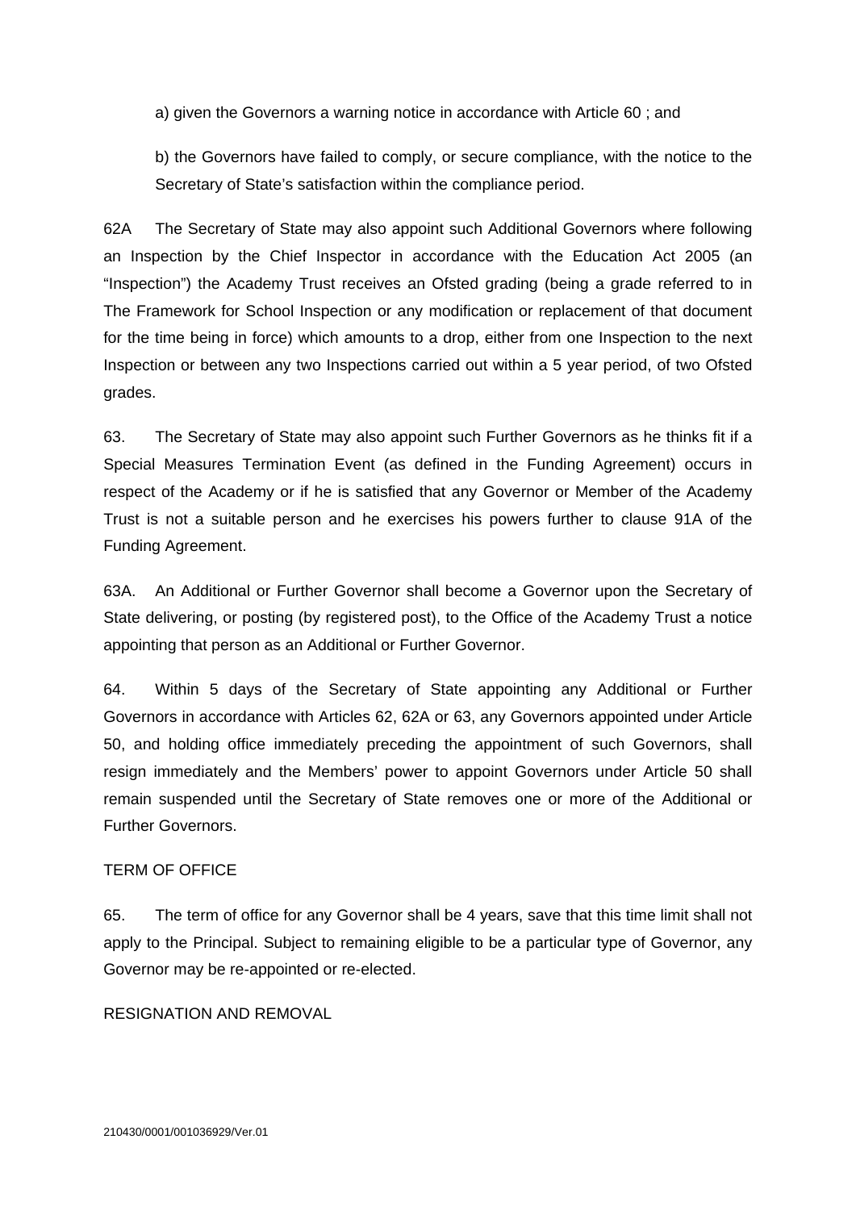a) given the Governors a warning notice in accordance with Article 60 ; and

b) the Governors have failed to comply, or secure compliance, with the notice to the Secretary of State's satisfaction within the compliance period.

62A The Secretary of State may also appoint such Additional Governors where following an Inspection by the Chief Inspector in accordance with the Education Act 2005 (an "Inspection") the Academy Trust receives an Ofsted grading (being a grade referred to in The Framework for School Inspection or any modification or replacement of that document for the time being in force) which amounts to a drop, either from one Inspection to the next Inspection or between any two Inspections carried out within a 5 year period, of two Ofsted grades.

63. The Secretary of State may also appoint such Further Governors as he thinks fit if a Special Measures Termination Event (as defined in the Funding Agreement) occurs in respect of the Academy or if he is satisfied that any Governor or Member of the Academy Trust is not a suitable person and he exercises his powers further to clause 91A of the Funding Agreement.

63A. An Additional or Further Governor shall become a Governor upon the Secretary of State delivering, or posting (by registered post), to the Office of the Academy Trust a notice appointing that person as an Additional or Further Governor.

64. Within 5 days of the Secretary of State appointing any Additional or Further Governors in accordance with Articles 62, 62A or 63, any Governors appointed under Article 50, and holding office immediately preceding the appointment of such Governors, shall resign immediately and the Members' power to appoint Governors under Article 50 shall remain suspended until the Secretary of State removes one or more of the Additional or Further Governors.

TERM OF OFFICE

65. The term of office for any Governor shall be 4 years, save that this time limit shall not apply to the Principal. Subject to remaining eligible to be a particular type of Governor, any Governor may be re-appointed or re-elected.

RESIGNATION AND REMOVAL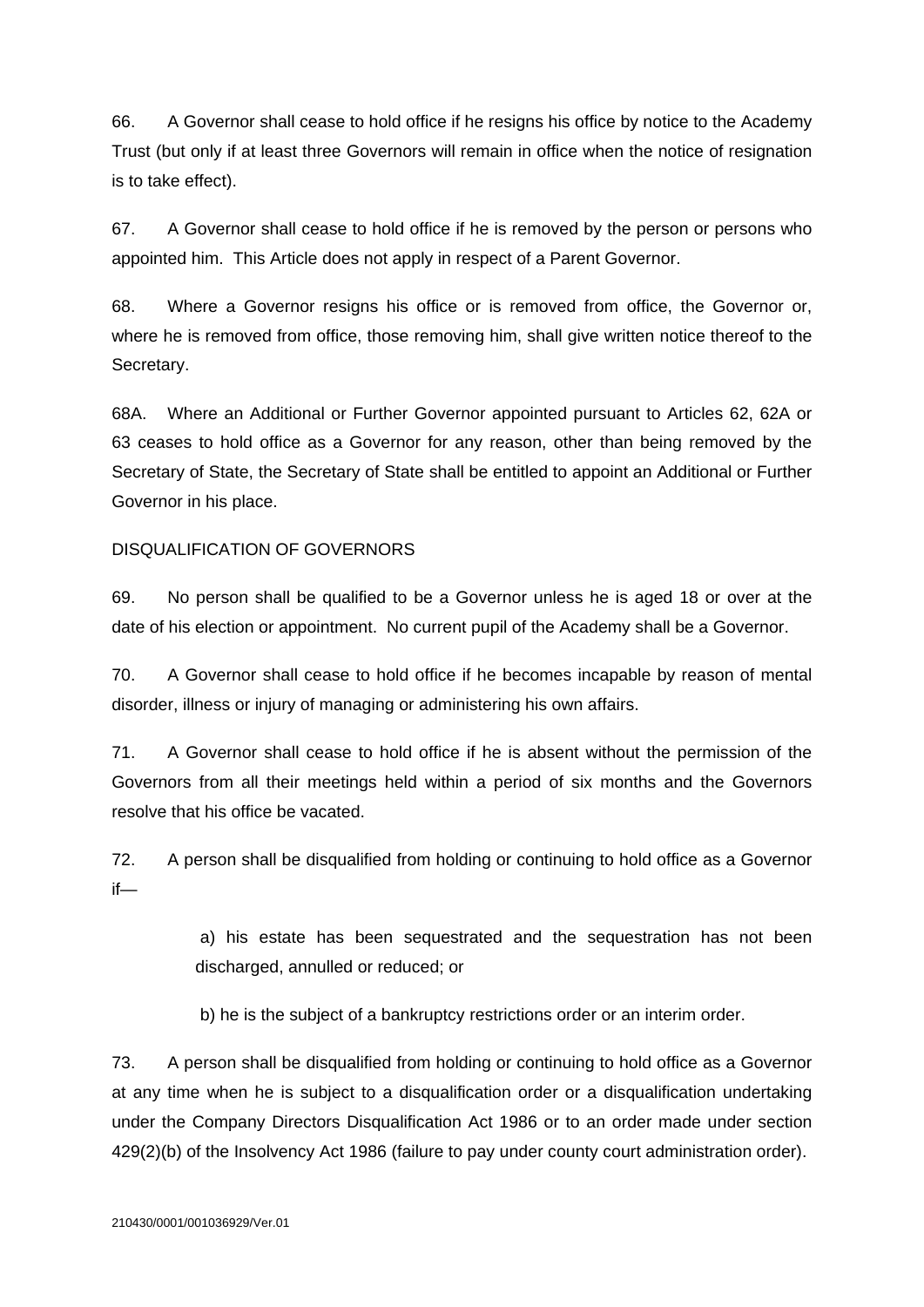66. A Governor shall cease to hold office if he resigns his office by notice to the Academy Trust (but only if at least three Governors will remain in office when the notice of resignation is to take effect).

67. A Governor shall cease to hold office if he is removed by the person or persons who appointed him. This Article does not apply in respect of a Parent Governor.

68. Where a Governor resigns his office or is removed from office, the Governor or, where he is removed from office, those removing him, shall give written notice thereof to the Secretary.

68A. Where an Additional or Further Governor appointed pursuant to Articles 62, 62A or 63 ceases to hold office as a Governor for any reason, other than being removed by the Secretary of State, the Secretary of State shall be entitled to appoint an Additional or Further Governor in his place.

DISQUALIFICATION OF GOVERNORS

69. No person shall be qualified to be a Governor unless he is aged 18 or over at the date of his election or appointment. No current pupil of the Academy shall be a Governor.

70. A Governor shall cease to hold office if he becomes incapable by reason of mental disorder, illness or injury of managing or administering his own affairs.

71. A Governor shall cease to hold office if he is absent without the permission of the Governors from all their meetings held within a period of six months and the Governors resolve that his office be vacated.

72. A person shall be disqualified from holding or continuing to hold office as a Governor if—

a) his estate has been sequestrated and the sequestration has not been discharged, annulled or reduced; or

b) he is the subject of a bankruptcy restrictions order or an interim order.

73. A person shall be disqualified from holding or continuing to hold office as a Governor at any time when he is subject to a disqualification order or a disqualification undertaking under the Company Directors Disqualification Act 1986 or to an order made under section 429(2)(b) of the Insolvency Act 1986 (failure to pay under county court administration order).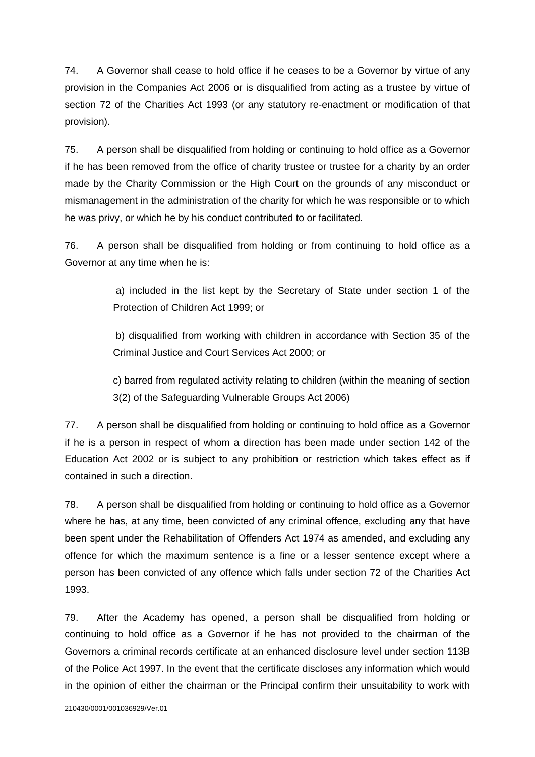74. A Governor shall cease to hold office if he ceases to be a Governor by virtue of any provision in the Companies Act 2006 or is disqualified from acting as a trustee by virtue of section 72 of the Charities Act 1993 (or any statutory re-enactment or modification of that provision).

75. A person shall be disqualified from holding or continuing to hold office as a Governor if he has been removed from the office of charity trustee or trustee for a charity by an order made by the Charity Commission or the High Court on the grounds of any misconduct or mismanagement in the administration of the charity for which he was responsible or to which he was privy, or which he by his conduct contributed to or facilitated.

76. A person shall be disqualified from holding or from continuing to hold office as a Governor at any time when he is:

a) included in the list kept by the Secretary of State under section 1 of the Protection of Children Act 1999; or

b) disqualified from working with children in accordance with Section 35 of the Criminal Justice and Court Services Act 2000; or

c) barred from regulated activity relating to children (within the meaning of section 3(2) of the Safeguarding Vulnerable Groups Act 2006)

77. A person shall be disqualified from holding or continuing to hold office as a Governor if he is a person in respect of whom a direction has been made under section 142 of the Education Act 2002 or is subject to any prohibition or restriction which takes effect as if contained in such a direction.

78. A person shall be disqualified from holding or continuing to hold office as a Governor where he has, at any time, been convicted of any criminal offence, excluding any that have been spent under the Rehabilitation of Offenders Act 1974 as amended, and excluding any offence for which the maximum sentence is a fine or a lesser sentence except where a person has been convicted of any offence which falls under section 72 of the Charities Act 1993.

79. After the Academy has opened, a person shall be disqualified from holding or continuing to hold office as a Governor if he has not provided to the chairman of the Governors a criminal records certificate at an enhanced disclosure level under section 113B of the Police Act 1997. In the event that the certificate discloses any information which would in the opinion of either the chairman or the Principal confirm their unsuitability to work with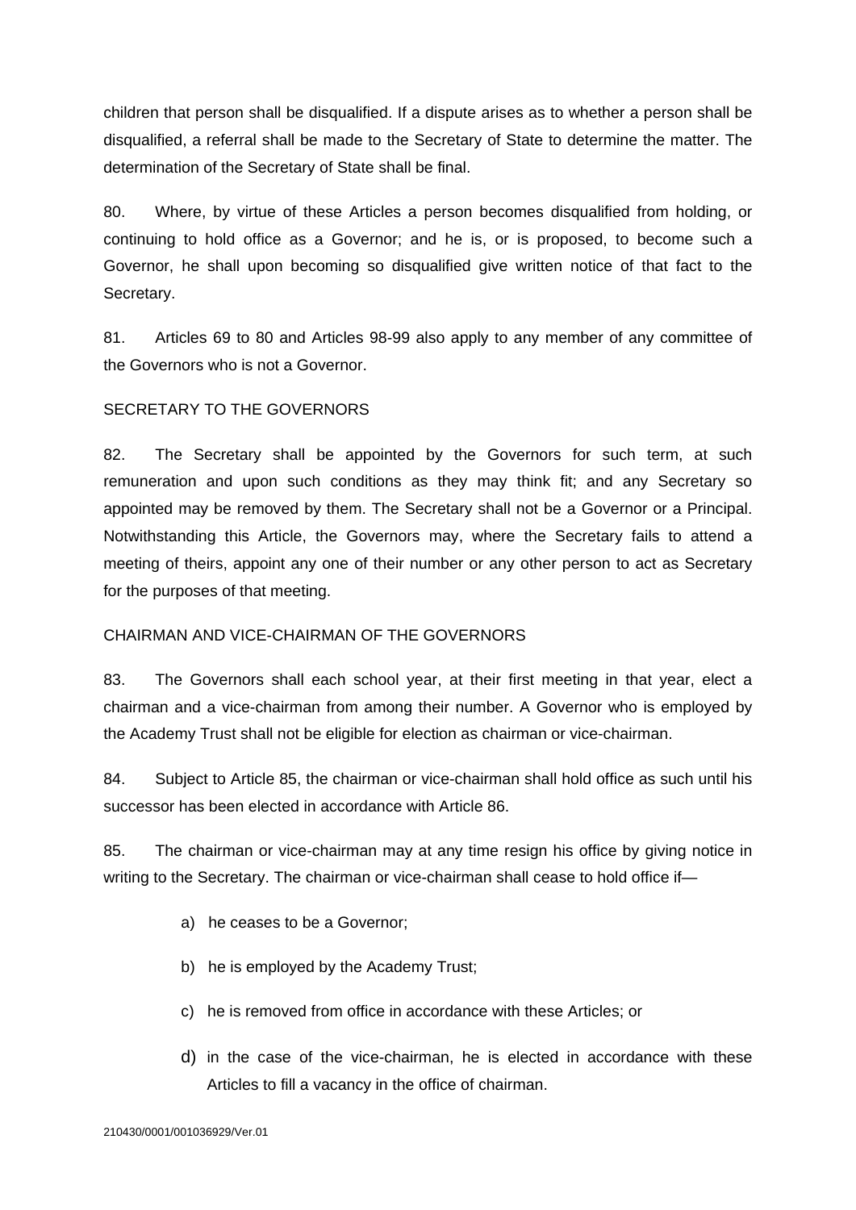children that person shall be disqualified. If a dispute arises as to whether a person shall be disqualified, a referral shall be made to the Secretary of State to determine the matter. The determination of the Secretary of State shall be final.

80. Where, by virtue of these Articles a person becomes disqualified from holding, or continuing to hold office as a Governor; and he is, or is proposed, to become such a Governor, he shall upon becoming so disqualified give written notice of that fact to the Secretary.

81. Articles 69 to 80 and Articles 98-99 also apply to any member of any committee of the Governors who is not a Governor.

SECRETARY TO THE GOVERNORS

82. The Secretary shall be appointed by the Governors for such term, at such remuneration and upon such conditions as they may think fit; and any Secretary so appointed may be removed by them. The Secretary shall not be a Governor or a Principal. Notwithstanding this Article, the Governors may, where the Secretary fails to attend a meeting of theirs, appoint any one of their number or any other person to act as Secretary for the purposes of that meeting.

CHAIRMAN AND VICE-CHAIRMAN OF THE GOVERNORS

83. The Governors shall each school year, at their first meeting in that year, elect a chairman and a vice-chairman from among their number. A Governor who is employed by the Academy Trust shall not be eligible for election as chairman or vice-chairman.

84. Subject to Article 85, the chairman or vice-chairman shall hold office as such until his successor has been elected in accordance with Article 86.

85. The chairman or vice-chairman may at any time resign his office by giving notice in writing to the Secretary. The chairman or vice-chairman shall cease to hold office if—

a) he ceases to be a Governor;

b) he is employed by the Academy Trust;

c) he is removed from office in accordance with these Articles; or

d) in the case of the vice-chairman, he is elected in accordance with these Articles to fill a vacancy in the office of chairman.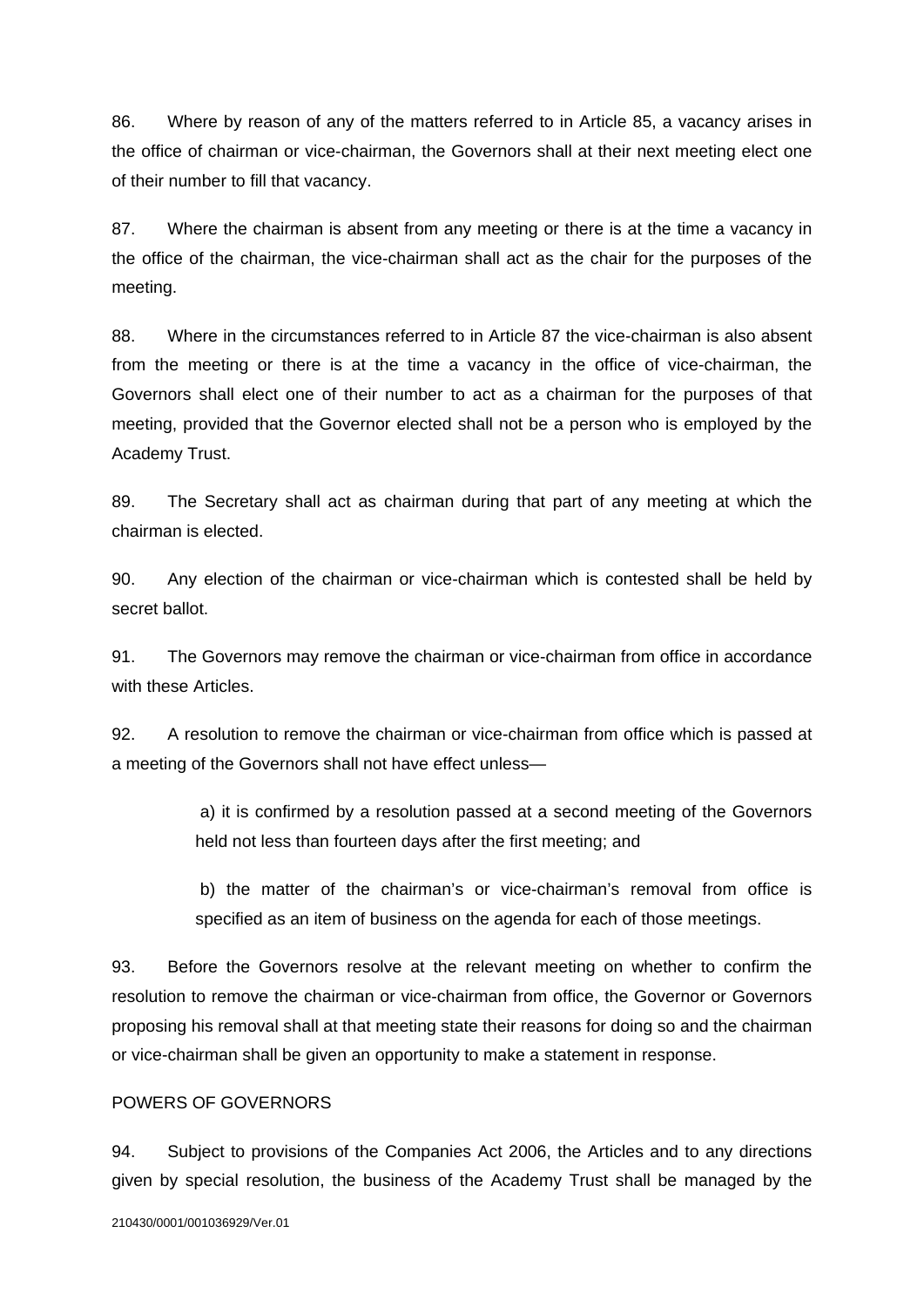86. Where by reason of any of the matters referred to in Article 85, a vacancy arises in the office of chairman or vice-chairman, the Governors shall at their next meeting elect one of their number to fill that vacancy.

87. Where the chairman is absent from any meeting or there is at the time a vacancy in the office of the chairman, the vice-chairman shall act as the chair for the purposes of the meeting.

88. Where in the circumstances referred to in Article 87 the vice-chairman is also absent from the meeting or there is at the time a vacancy in the office of vice-chairman, the Governors shall elect one of their number to act as a chairman for the purposes of that meeting, provided that the Governor elected shall not be a person who is employed by the Academy Trust.

89. The Secretary shall act as chairman during that part of any meeting at which the chairman is elected.

90. Any election of the chairman or vice-chairman which is contested shall be held by secret ballot.

91. The Governors may remove the chairman or vice-chairman from office in accordance with these Articles.

92. A resolution to remove the chairman or vice-chairman from office which is passed at a meeting of the Governors shall not have effect unless—

> a) it is confirmed by a resolution passed at a second meeting of the Governors held not less than fourteen days after the first meeting; and
>
> b) the matter of the chairman's or vice-chairman's removal from office is specified as an item of business on the agenda for each of those meetings.

93. Before the Governors resolve at the relevant meeting on whether to confirm the resolution to remove the chairman or vice-chairman from office, the Governor or Governors proposing his removal shall at that meeting state their reasons for doing so and the chairman or vice-chairman shall be given an opportunity to make a statement in response.

POWERS OF GOVERNORS

94. Subject to provisions of the Companies Act 2006, the Articles and to any directions given by special resolution, the business of the Academy Trust shall be managed by the

210430/0001/001036929/Ver.01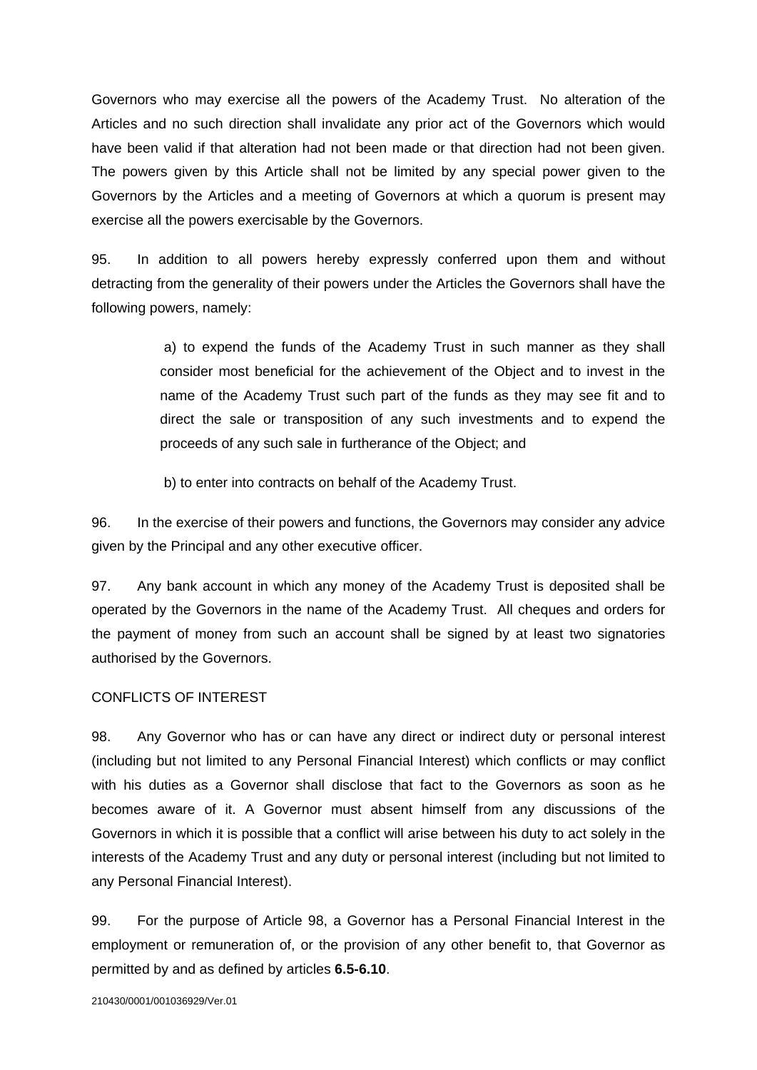Governors who may exercise all the powers of the Academy Trust. No alteration of the Articles and no such direction shall invalidate any prior act of the Governors which would have been valid if that alteration had not been made or that direction had not been given. The powers given by this Article shall not be limited by any special power given to the Governors by the Articles and a meeting of Governors at which a quorum is present may exercise all the powers exercisable by the Governors.

95. In addition to all powers hereby expressly conferred upon them and without detracting from the generality of their powers under the Articles the Governors shall have the following powers, namely:

a) to expend the funds of the Academy Trust in such manner as they shall consider most beneficial for the achievement of the Object and to invest in the name of the Academy Trust such part of the funds as they may see fit and to direct the sale or transposition of any such investments and to expend the proceeds of any such sale in furtherance of the Object; and

b) to enter into contracts on behalf of the Academy Trust.

96. In the exercise of their powers and functions, the Governors may consider any advice given by the Principal and any other executive officer.

97. Any bank account in which any money of the Academy Trust is deposited shall be operated by the Governors in the name of the Academy Trust. All cheques and orders for the payment of money from such an account shall be signed by at least two signatories authorised by the Governors.

CONFLICTS OF INTEREST

98. Any Governor who has or can have any direct or indirect duty or personal interest (including but not limited to any Personal Financial Interest) which conflicts or may conflict with his duties as a Governor shall disclose that fact to the Governors as soon as he becomes aware of it. A Governor must absent himself from any discussions of the Governors in which it is possible that a conflict will arise between his duty to act solely in the interests of the Academy Trust and any duty or personal interest (including but not limited to any Personal Financial Interest).

99. For the purpose of Article 98, a Governor has a Personal Financial Interest in the employment or remuneration of, or the provision of any other benefit to, that Governor as permitted by and as defined by articles **6.5-6.10**.

210430/0001/001036929/Ver.01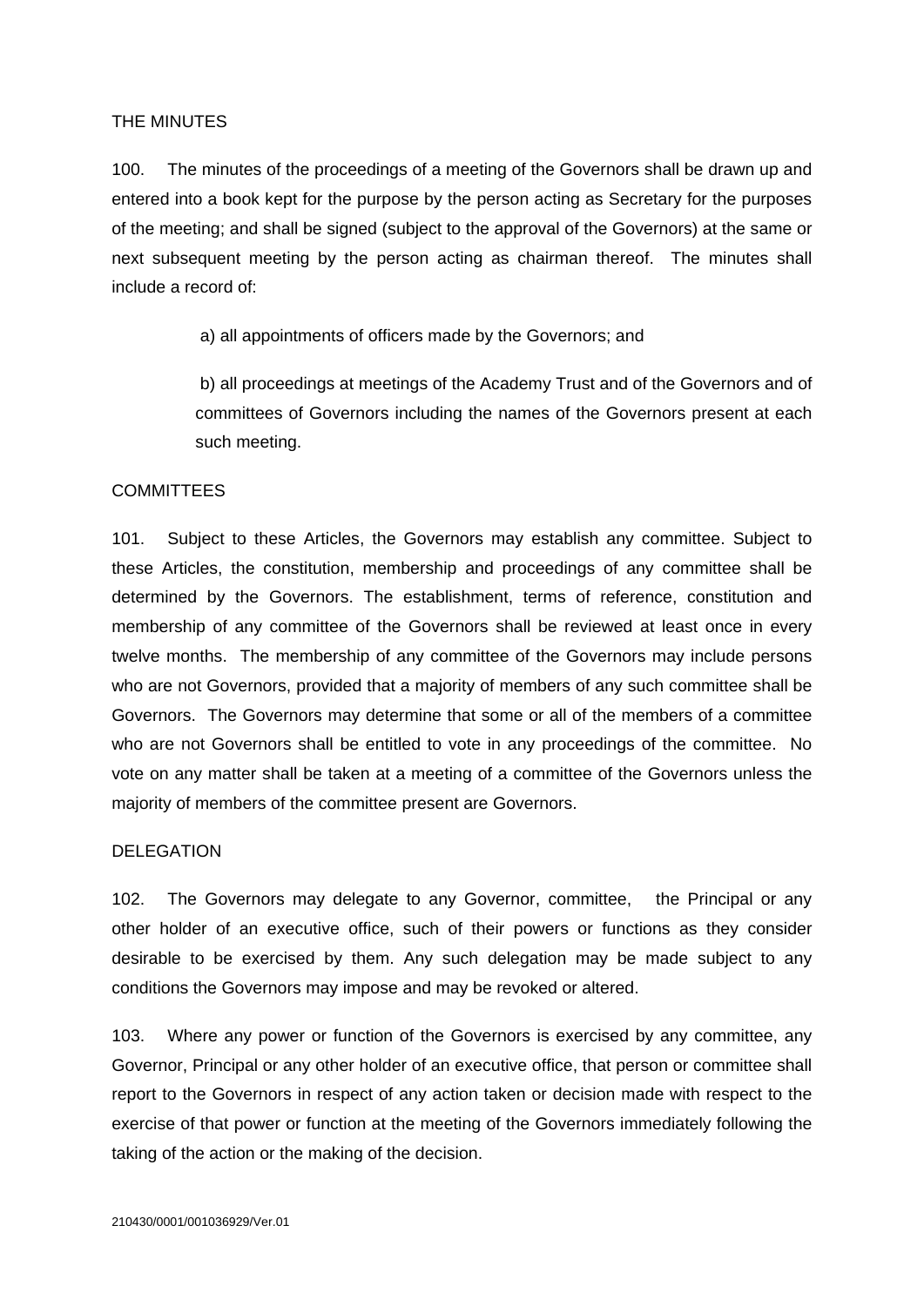THE MINUTES

100. The minutes of the proceedings of a meeting of the Governors shall be drawn up and entered into a book kept for the purpose by the person acting as Secretary for the purposes of the meeting; and shall be signed (subject to the approval of the Governors) at the same or next subsequent meeting by the person acting as chairman thereof. The minutes shall include a record of:

a) all appointments of officers made by the Governors; and

b) all proceedings at meetings of the Academy Trust and of the Governors and of committees of Governors including the names of the Governors present at each such meeting.

COMMITTEES

101. Subject to these Articles, the Governors may establish any committee. Subject to these Articles, the constitution, membership and proceedings of any committee shall be determined by the Governors. The establishment, terms of reference, constitution and membership of any committee of the Governors shall be reviewed at least once in every twelve months. The membership of any committee of the Governors may include persons who are not Governors, provided that a majority of members of any such committee shall be Governors. The Governors may determine that some or all of the members of a committee who are not Governors shall be entitled to vote in any proceedings of the committee. No vote on any matter shall be taken at a meeting of a committee of the Governors unless the majority of members of the committee present are Governors.

DELEGATION

102. The Governors may delegate to any Governor, committee, the Principal or any other holder of an executive office, such of their powers or functions as they consider desirable to be exercised by them. Any such delegation may be made subject to any conditions the Governors may impose and may be revoked or altered.

103. Where any power or function of the Governors is exercised by any committee, any Governor, Principal or any other holder of an executive office, that person or committee shall report to the Governors in respect of any action taken or decision made with respect to the exercise of that power or function at the meeting of the Governors immediately following the taking of the action or the making of the decision.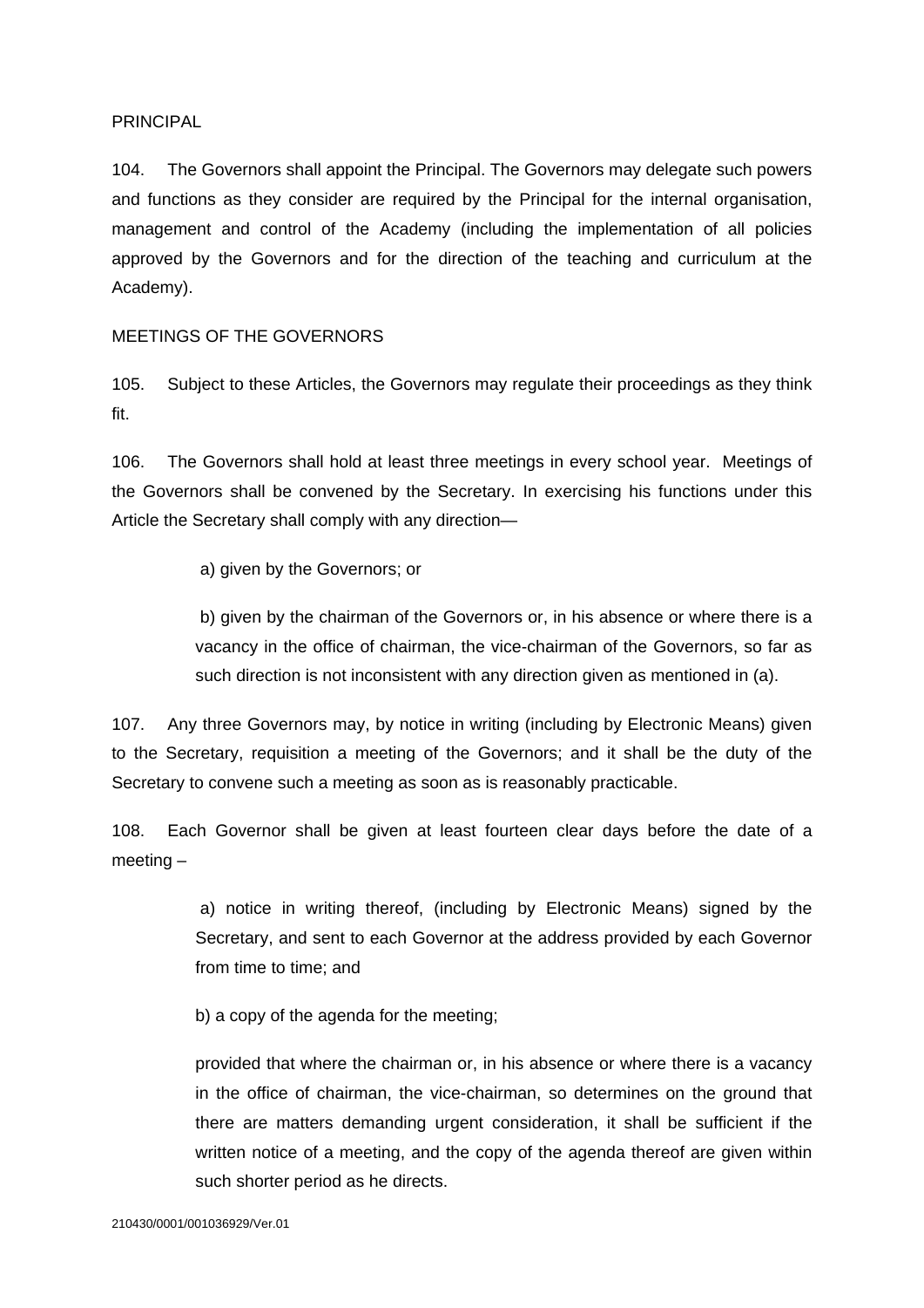PRINCIPAL

104. The Governors shall appoint the Principal. The Governors may delegate such powers and functions as they consider are required by the Principal for the internal organisation, management and control of the Academy (including the implementation of all policies approved by the Governors and for the direction of the teaching and curriculum at the Academy).

MEETINGS OF THE GOVERNORS

105. Subject to these Articles, the Governors may regulate their proceedings as they think fit.

106. The Governors shall hold at least three meetings in every school year. Meetings of the Governors shall be convened by the Secretary. In exercising his functions under this Article the Secretary shall comply with any direction—

> a) given by the Governors; or
>
> b) given by the chairman of the Governors or, in his absence or where there is a vacancy in the office of chairman, the vice-chairman of the Governors, so far as such direction is not inconsistent with any direction given as mentioned in (a).

107. Any three Governors may, by notice in writing (including by Electronic Means) given to the Secretary, requisition a meeting of the Governors; and it shall be the duty of the Secretary to convene such a meeting as soon as is reasonably practicable.

108. Each Governor shall be given at least fourteen clear days before the date of a meeting –

> a) notice in writing thereof, (including by Electronic Means) signed by the Secretary, and sent to each Governor at the address provided by each Governor from time to time; and
>
> b) a copy of the agenda for the meeting;
>
> provided that where the chairman or, in his absence or where there is a vacancy in the office of chairman, the vice-chairman, so determines on the ground that there are matters demanding urgent consideration, it shall be sufficient if the written notice of a meeting, and the copy of the agenda thereof are given within such shorter period as he directs.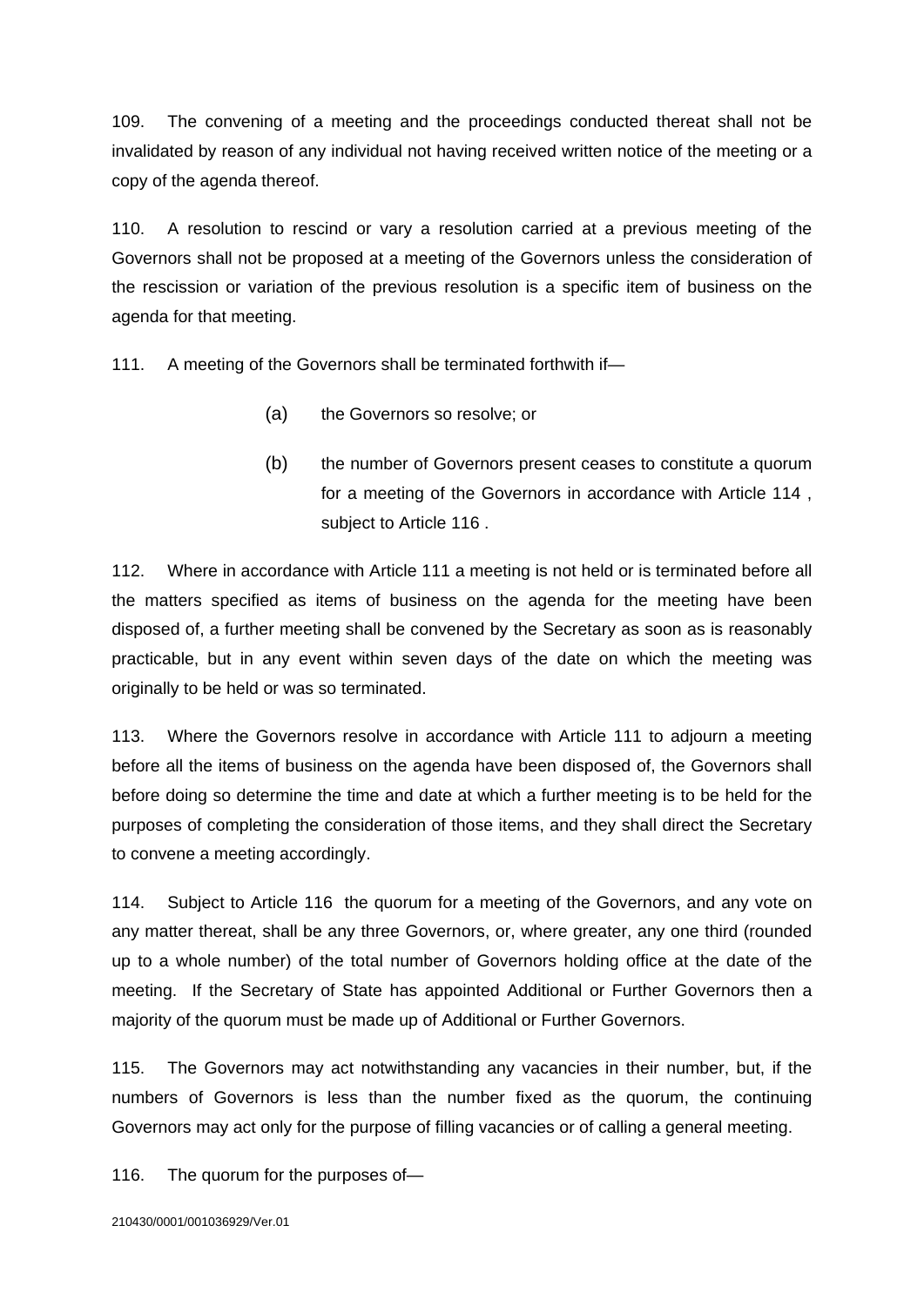109. The convening of a meeting and the proceedings conducted thereat shall not be invalidated by reason of any individual not having received written notice of the meeting or a copy of the agenda thereof.

110. A resolution to rescind or vary a resolution carried at a previous meeting of the Governors shall not be proposed at a meeting of the Governors unless the consideration of the rescission or variation of the previous resolution is a specific item of business on the agenda for that meeting.

111. A meeting of the Governors shall be terminated forthwith if—

> (a) the Governors so resolve; or
>
> (b) the number of Governors present ceases to constitute a quorum for a meeting of the Governors in accordance with Article 114 , subject to Article 116 .

112. Where in accordance with Article 111 a meeting is not held or is terminated before all the matters specified as items of business on the agenda for the meeting have been disposed of, a further meeting shall be convened by the Secretary as soon as is reasonably practicable, but in any event within seven days of the date on which the meeting was originally to be held or was so terminated.

113. Where the Governors resolve in accordance with Article 111 to adjourn a meeting before all the items of business on the agenda have been disposed of, the Governors shall before doing so determine the time and date at which a further meeting is to be held for the purposes of completing the consideration of those items, and they shall direct the Secretary to convene a meeting accordingly.

114. Subject to Article 116 the quorum for a meeting of the Governors, and any vote on any matter thereat, shall be any three Governors, or, where greater, any one third (rounded up to a whole number) of the total number of Governors holding office at the date of the meeting. If the Secretary of State has appointed Additional or Further Governors then a majority of the quorum must be made up of Additional or Further Governors.

115. The Governors may act notwithstanding any vacancies in their number, but, if the numbers of Governors is less than the number fixed as the quorum, the continuing Governors may act only for the purpose of filling vacancies or of calling a general meeting.

116. The quorum for the purposes of—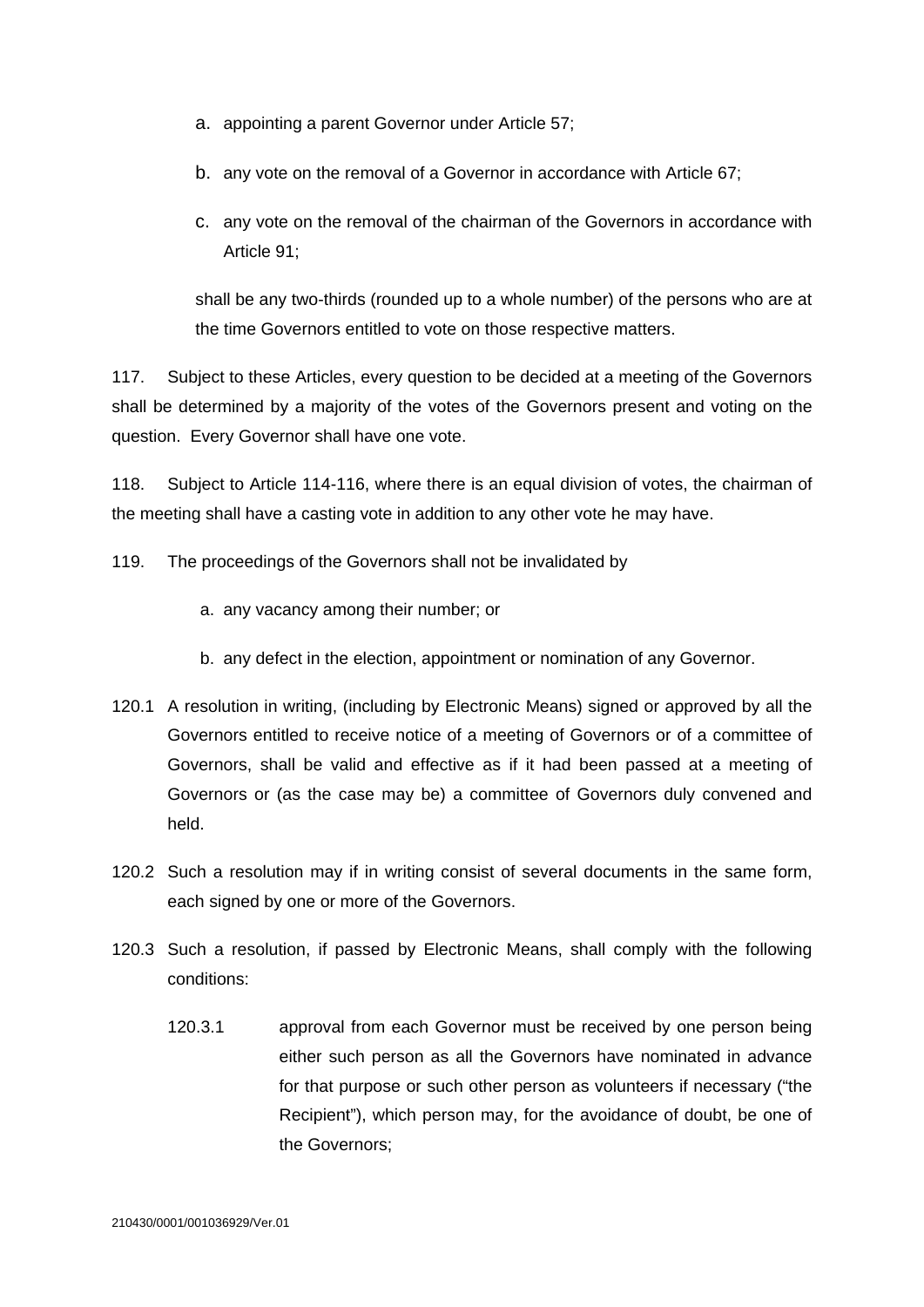a. appointing a parent Governor under Article 57;

b. any vote on the removal of a Governor in accordance with Article 67;

c. any vote on the removal of the chairman of the Governors in accordance with Article 91;

shall be any two-thirds (rounded up to a whole number) of the persons who are at the time Governors entitled to vote on those respective matters.

117. Subject to these Articles, every question to be decided at a meeting of the Governors shall be determined by a majority of the votes of the Governors present and voting on the question. Every Governor shall have one vote.

118. Subject to Article 114-116, where there is an equal division of votes, the chairman of the meeting shall have a casting vote in addition to any other vote he may have.

119. The proceedings of the Governors shall not be invalidated by

a. any vacancy among their number; or

b. any defect in the election, appointment or nomination of any Governor.

120.1 A resolution in writing, (including by Electronic Means) signed or approved by all the Governors entitled to receive notice of a meeting of Governors or of a committee of Governors, shall be valid and effective as if it had been passed at a meeting of Governors or (as the case may be) a committee of Governors duly convened and held.

120.2 Such a resolution may if in writing consist of several documents in the same form, each signed by one or more of the Governors.

120.3 Such a resolution, if passed by Electronic Means, shall comply with the following conditions:

120.3.1 approval from each Governor must be received by one person being either such person as all the Governors have nominated in advance for that purpose or such other person as volunteers if necessary ("the Recipient"), which person may, for the avoidance of doubt, be one of the Governors;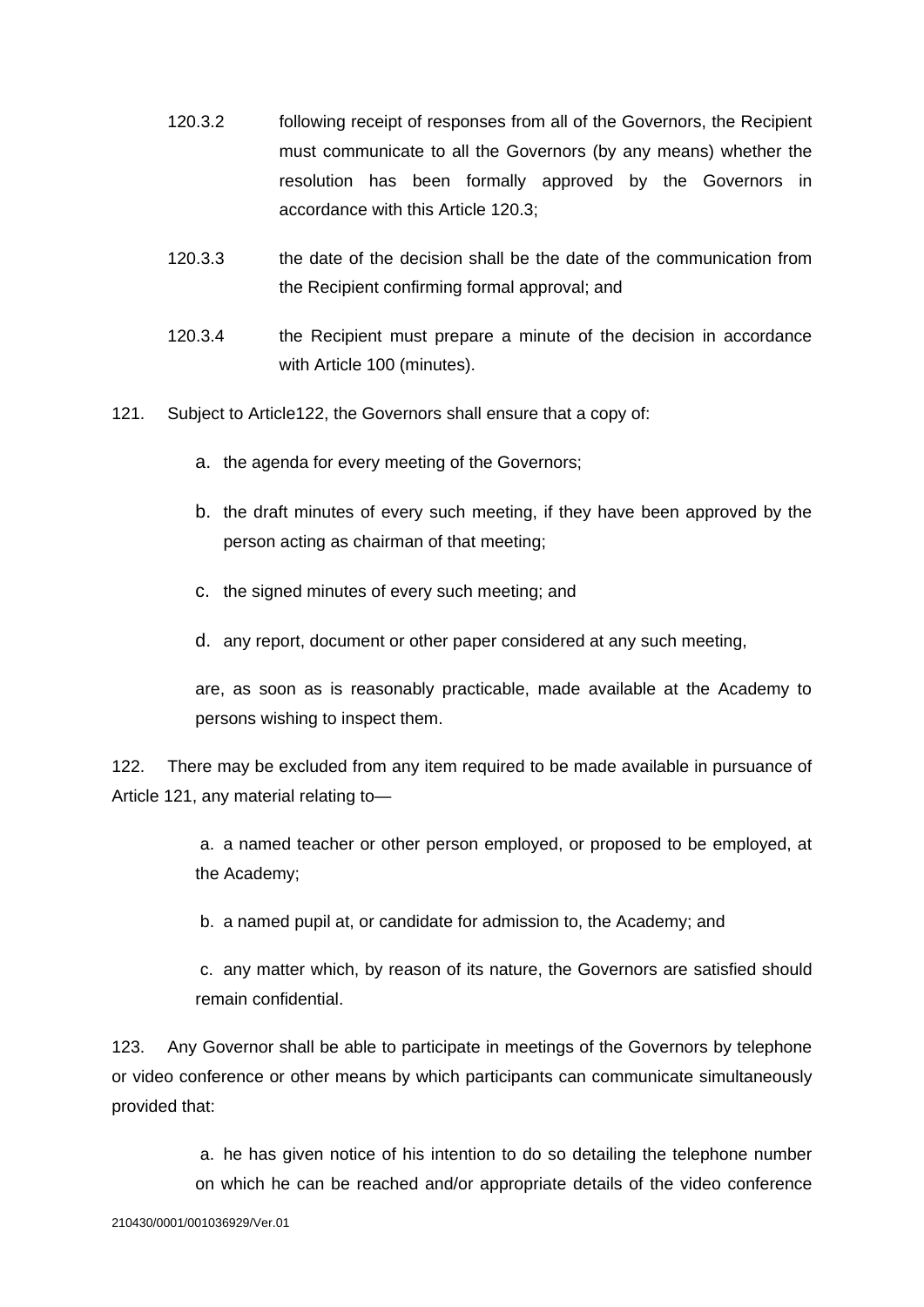120.3.2 following receipt of responses from all of the Governors, the Recipient must communicate to all the Governors (by any means) whether the resolution has been formally approved by the Governors in accordance with this Article 120.3;

120.3.3 the date of the decision shall be the date of the communication from the Recipient confirming formal approval; and

120.3.4 the Recipient must prepare a minute of the decision in accordance with Article 100 (minutes).

121. Subject to Article122, the Governors shall ensure that a copy of:

a. the agenda for every meeting of the Governors;

b. the draft minutes of every such meeting, if they have been approved by the person acting as chairman of that meeting;

c. the signed minutes of every such meeting; and

d. any report, document or other paper considered at any such meeting,

are, as soon as is reasonably practicable, made available at the Academy to persons wishing to inspect them.

122. There may be excluded from any item required to be made available in pursuance of Article 121, any material relating to—

a. a named teacher or other person employed, or proposed to be employed, at the Academy;

b. a named pupil at, or candidate for admission to, the Academy; and

c. any matter which, by reason of its nature, the Governors are satisfied should remain confidential.

123. Any Governor shall be able to participate in meetings of the Governors by telephone or video conference or other means by which participants can communicate simultaneously provided that:

a. he has given notice of his intention to do so detailing the telephone number on which he can be reached and/or appropriate details of the video conference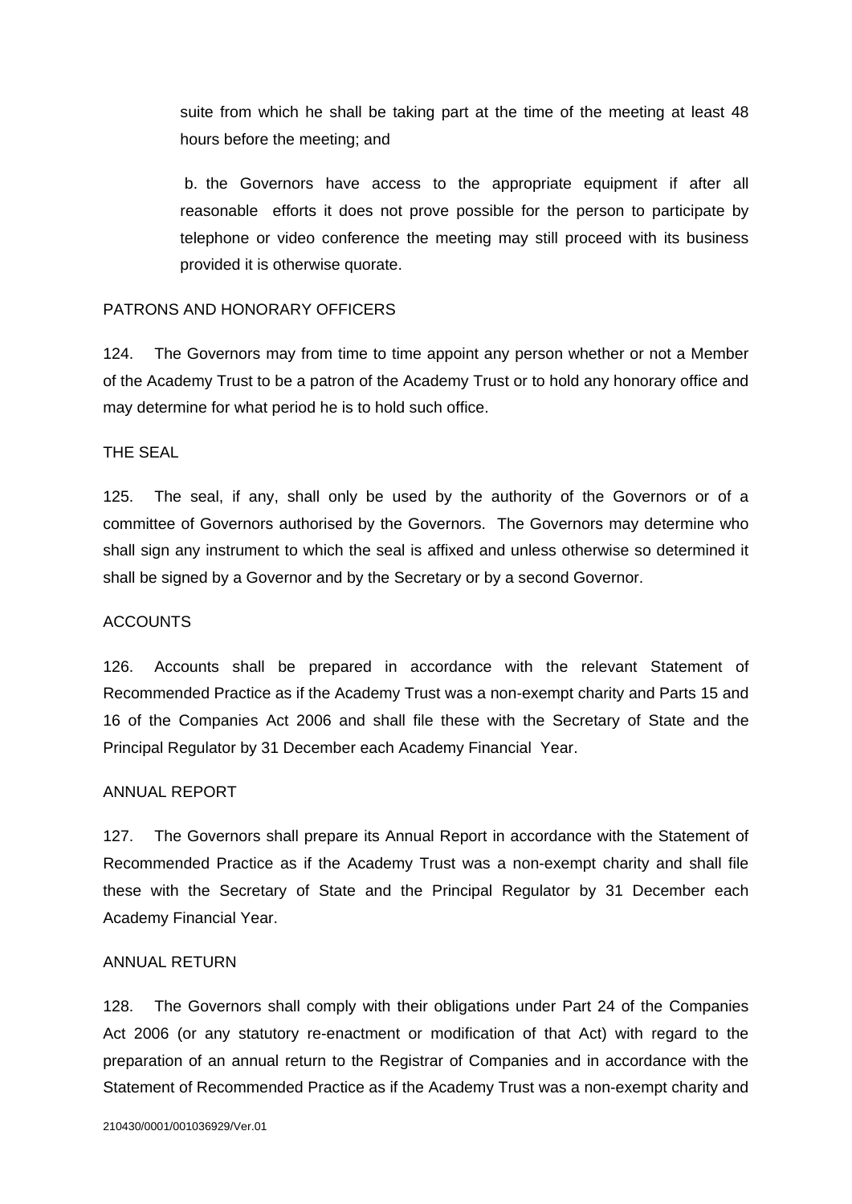suite from which he shall be taking part at the time of the meeting at least 48 hours before the meeting; and

b. the Governors have access to the appropriate equipment if after all reasonable efforts it does not prove possible for the person to participate by telephone or video conference the meeting may still proceed with its business provided it is otherwise quorate.

PATRONS AND HONORARY OFFICERS

124. The Governors may from time to time appoint any person whether or not a Member of the Academy Trust to be a patron of the Academy Trust or to hold any honorary office and may determine for what period he is to hold such office.

THE SEAL

125. The seal, if any, shall only be used by the authority of the Governors or of a committee of Governors authorised by the Governors. The Governors may determine who shall sign any instrument to which the seal is affixed and unless otherwise so determined it shall be signed by a Governor and by the Secretary or by a second Governor.

ACCOUNTS

126. Accounts shall be prepared in accordance with the relevant Statement of Recommended Practice as if the Academy Trust was a non-exempt charity and Parts 15 and 16 of the Companies Act 2006 and shall file these with the Secretary of State and the Principal Regulator by 31 December each Academy Financial Year.

ANNUAL REPORT

127. The Governors shall prepare its Annual Report in accordance with the Statement of Recommended Practice as if the Academy Trust was a non-exempt charity and shall file these with the Secretary of State and the Principal Regulator by 31 December each Academy Financial Year.

ANNUAL RETURN

128. The Governors shall comply with their obligations under Part 24 of the Companies Act 2006 (or any statutory re-enactment or modification of that Act) with regard to the preparation of an annual return to the Registrar of Companies and in accordance with the Statement of Recommended Practice as if the Academy Trust was a non-exempt charity and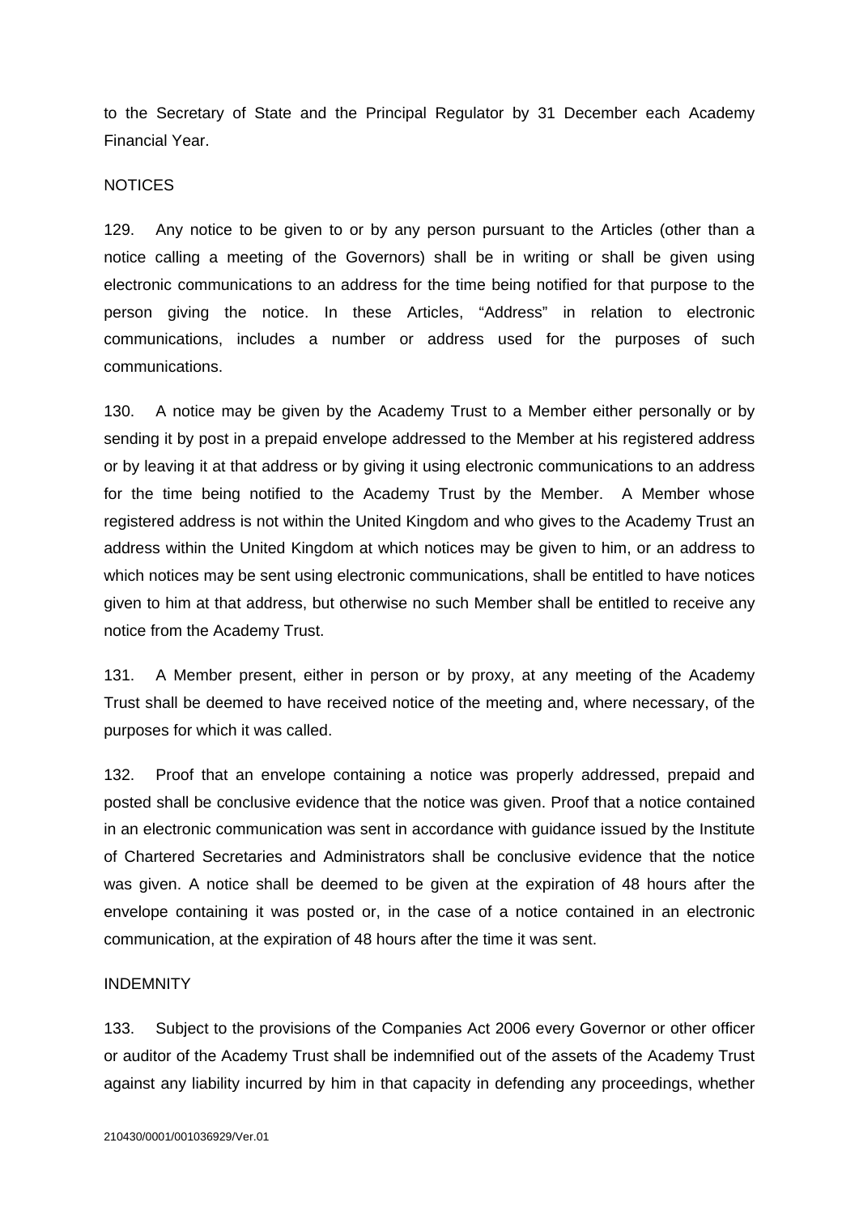to the Secretary of State and the Principal Regulator by 31 December each Academy Financial Year.

## NOTICES

129. Any notice to be given to or by any person pursuant to the Articles (other than a notice calling a meeting of the Governors) shall be in writing or shall be given using electronic communications to an address for the time being notified for that purpose to the person giving the notice. In these Articles, "Address" in relation to electronic communications, includes a number or address used for the purposes of such communications.

130. A notice may be given by the Academy Trust to a Member either personally or by sending it by post in a prepaid envelope addressed to the Member at his registered address or by leaving it at that address or by giving it using electronic communications to an address for the time being notified to the Academy Trust by the Member. A Member whose registered address is not within the United Kingdom and who gives to the Academy Trust an address within the United Kingdom at which notices may be given to him, or an address to which notices may be sent using electronic communications, shall be entitled to have notices given to him at that address, but otherwise no such Member shall be entitled to receive any notice from the Academy Trust.

131. A Member present, either in person or by proxy, at any meeting of the Academy Trust shall be deemed to have received notice of the meeting and, where necessary, of the purposes for which it was called.

132. Proof that an envelope containing a notice was properly addressed, prepaid and posted shall be conclusive evidence that the notice was given. Proof that a notice contained in an electronic communication was sent in accordance with guidance issued by the Institute of Chartered Secretaries and Administrators shall be conclusive evidence that the notice was given. A notice shall be deemed to be given at the expiration of 48 hours after the envelope containing it was posted or, in the case of a notice contained in an electronic communication, at the expiration of 48 hours after the time it was sent.

## INDEMNITY

133. Subject to the provisions of the Companies Act 2006 every Governor or other officer or auditor of the Academy Trust shall be indemnified out of the assets of the Academy Trust against any liability incurred by him in that capacity in defending any proceedings, whether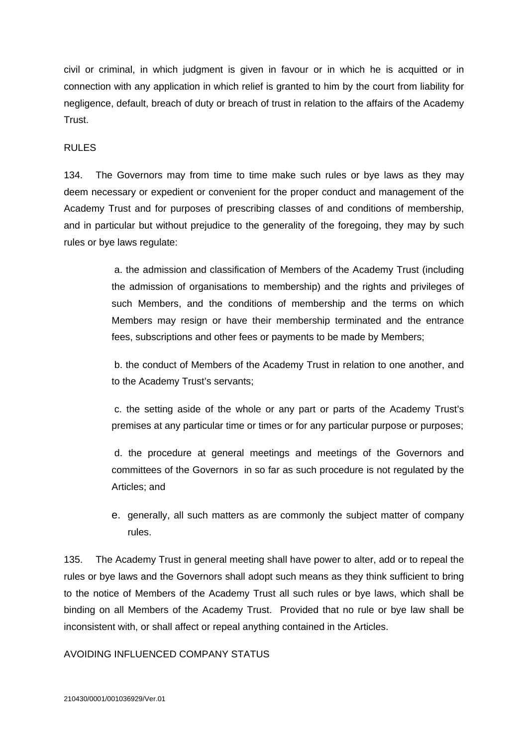civil or criminal, in which judgment is given in favour or in which he is acquitted or in connection with any application in which relief is granted to him by the court from liability for negligence, default, breach of duty or breach of trust in relation to the affairs of the Academy Trust.

RULES

134. The Governors may from time to time make such rules or bye laws as they may deem necessary or expedient or convenient for the proper conduct and management of the Academy Trust and for purposes of prescribing classes of and conditions of membership, and in particular but without prejudice to the generality of the foregoing, they may by such rules or bye laws regulate:

a. the admission and classification of Members of the Academy Trust (including the admission of organisations to membership) and the rights and privileges of such Members, and the conditions of membership and the terms on which Members may resign or have their membership terminated and the entrance fees, subscriptions and other fees or payments to be made by Members;

b. the conduct of Members of the Academy Trust in relation to one another, and to the Academy Trust's servants;

c. the setting aside of the whole or any part or parts of the Academy Trust's premises at any particular time or times or for any particular purpose or purposes;

d. the procedure at general meetings and meetings of the Governors and committees of the Governors in so far as such procedure is not regulated by the Articles; and

e. generally, all such matters as are commonly the subject matter of company rules.

135. The Academy Trust in general meeting shall have power to alter, add or to repeal the rules or bye laws and the Governors shall adopt such means as they think sufficient to bring to the notice of Members of the Academy Trust all such rules or bye laws, which shall be binding on all Members of the Academy Trust. Provided that no rule or bye law shall be inconsistent with, or shall affect or repeal anything contained in the Articles.

AVOIDING INFLUENCED COMPANY STATUS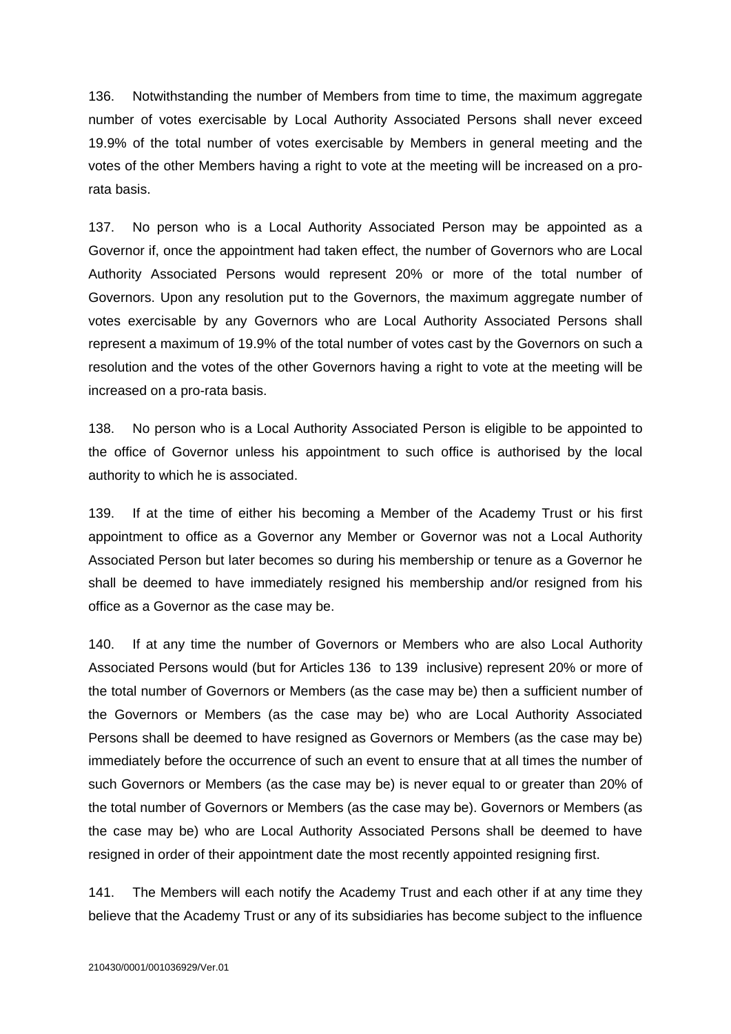136. Notwithstanding the number of Members from time to time, the maximum aggregate number of votes exercisable by Local Authority Associated Persons shall never exceed 19.9% of the total number of votes exercisable by Members in general meeting and the votes of the other Members having a right to vote at the meeting will be increased on a pro-rata basis.

137. No person who is a Local Authority Associated Person may be appointed as a Governor if, once the appointment had taken effect, the number of Governors who are Local Authority Associated Persons would represent 20% or more of the total number of Governors. Upon any resolution put to the Governors, the maximum aggregate number of votes exercisable by any Governors who are Local Authority Associated Persons shall represent a maximum of 19.9% of the total number of votes cast by the Governors on such a resolution and the votes of the other Governors having a right to vote at the meeting will be increased on a pro-rata basis.

138. No person who is a Local Authority Associated Person is eligible to be appointed to the office of Governor unless his appointment to such office is authorised by the local authority to which he is associated.

139. If at the time of either his becoming a Member of the Academy Trust or his first appointment to office as a Governor any Member or Governor was not a Local Authority Associated Person but later becomes so during his membership or tenure as a Governor he shall be deemed to have immediately resigned his membership and/or resigned from his office as a Governor as the case may be.

140. If at any time the number of Governors or Members who are also Local Authority Associated Persons would (but for Articles 136 to 139 inclusive) represent 20% or more of the total number of Governors or Members (as the case may be) then a sufficient number of the Governors or Members (as the case may be) who are Local Authority Associated Persons shall be deemed to have resigned as Governors or Members (as the case may be) immediately before the occurrence of such an event to ensure that at all times the number of such Governors or Members (as the case may be) is never equal to or greater than 20% of the total number of Governors or Members (as the case may be). Governors or Members (as the case may be) who are Local Authority Associated Persons shall be deemed to have resigned in order of their appointment date the most recently appointed resigning first.

141. The Members will each notify the Academy Trust and each other if at any time they believe that the Academy Trust or any of its subsidiaries has become subject to the influence

210430/0001/001036929/Ver.01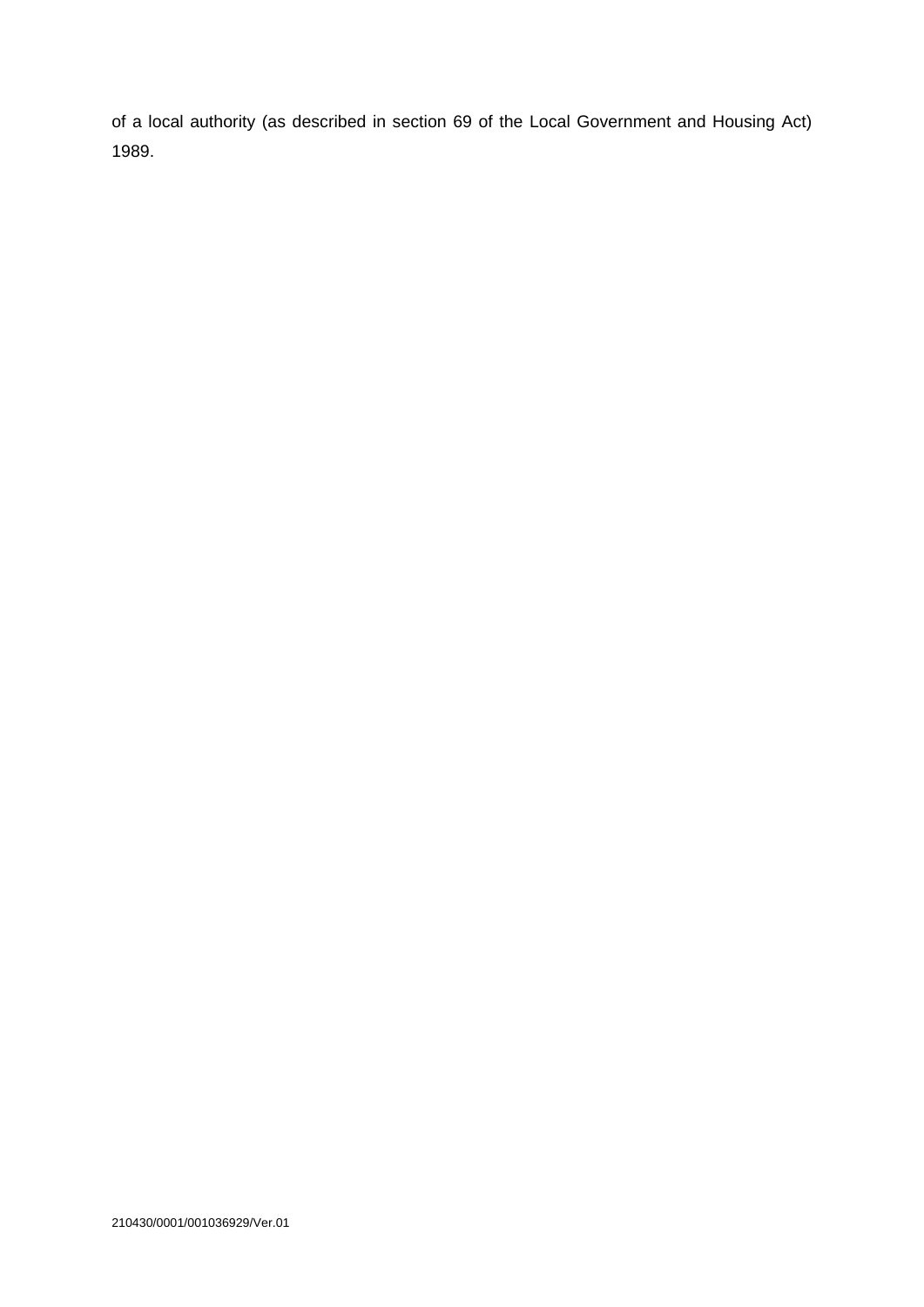of a local authority (as described in section 69 of the Local Government and Housing Act) 1989.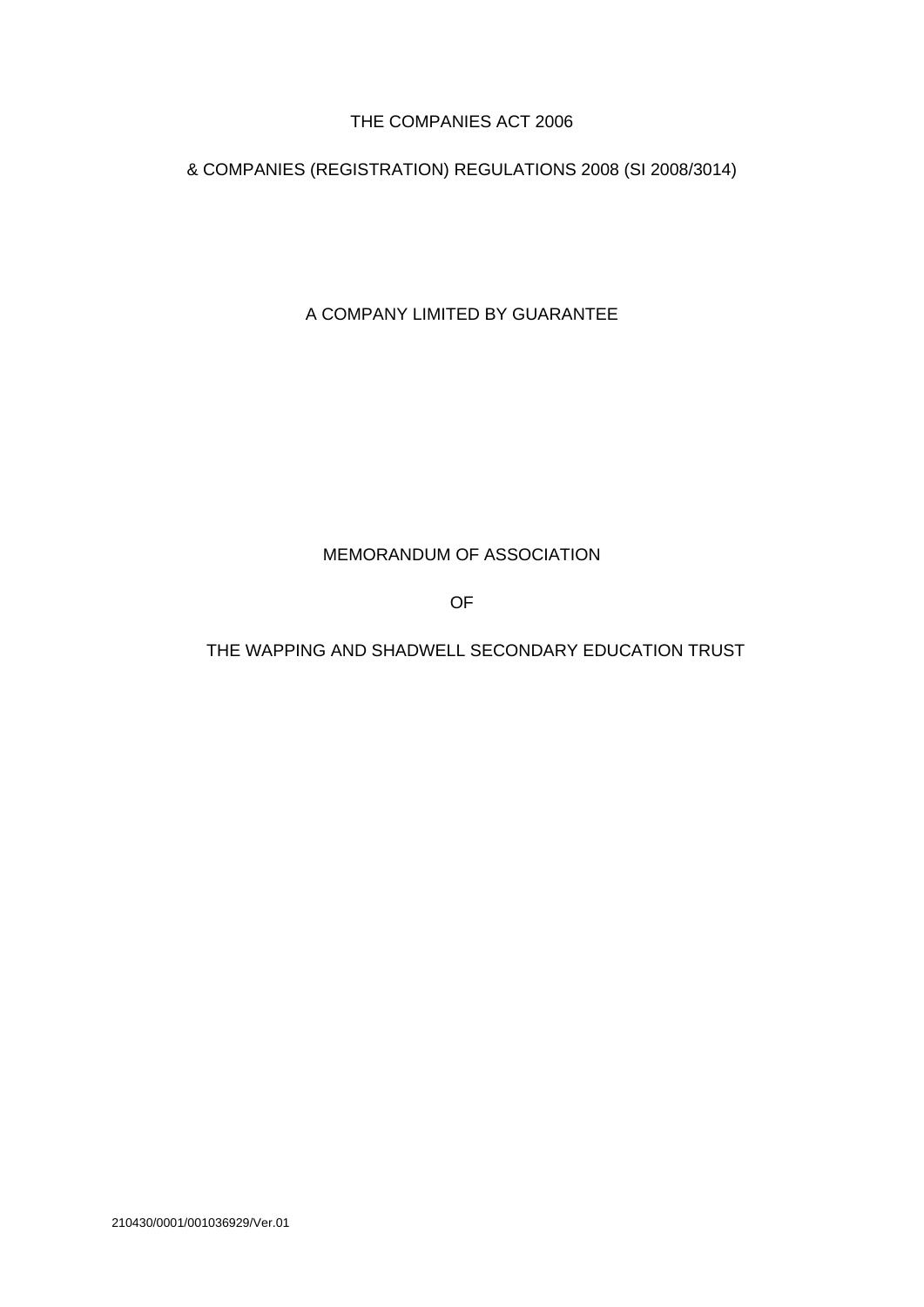THE COMPANIES ACT 2006

& COMPANIES (REGISTRATION) REGULATIONS 2008 (SI 2008/3014)

A COMPANY LIMITED BY GUARANTEE

# MEMORANDUM OF ASSOCIATION

OF

THE WAPPING AND SHADWELL SECONDARY EDUCATION TRUST

210430/0001/001036929/Ver.01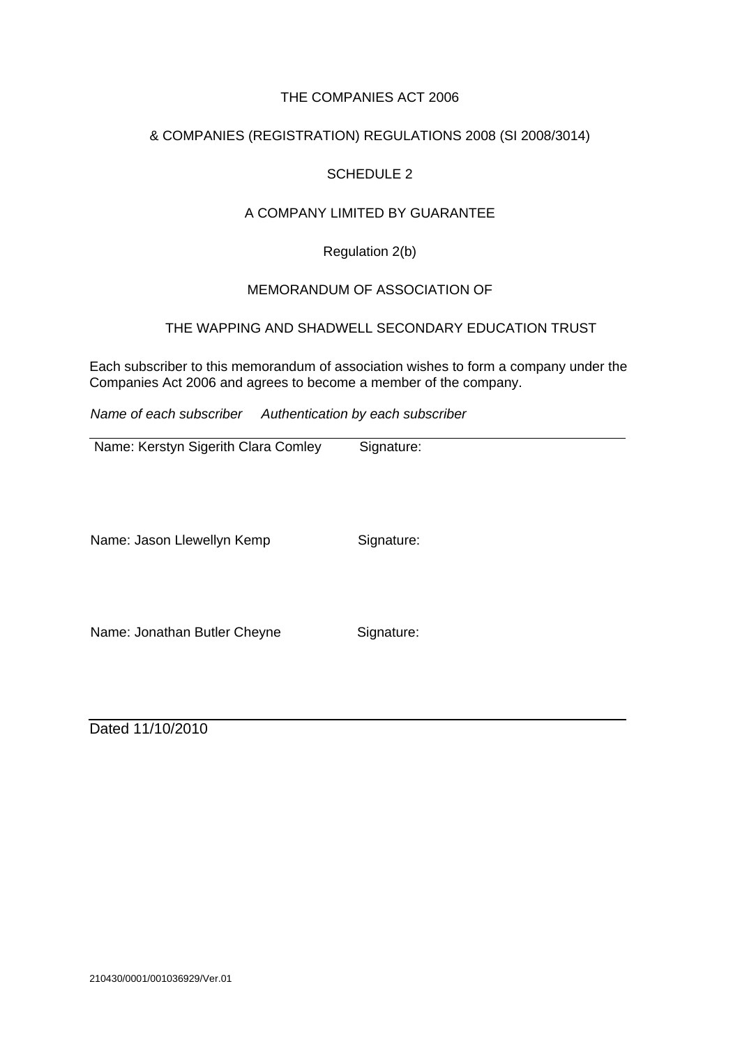THE COMPANIES ACT 2006

& COMPANIES (REGISTRATION) REGULATIONS 2008 (SI 2008/3014)

SCHEDULE 2

A COMPANY LIMITED BY GUARANTEE

Regulation 2(b)

MEMORANDUM OF ASSOCIATION OF

THE WAPPING AND SHADWELL SECONDARY EDUCATION TRUST

Each subscriber to this memorandum of association wishes to form a company under the Companies Act 2006 and agrees to become a member of the company.

| *Name of each subscriber* | *Authentication by each subscriber* |
| --- | --- |
| Name: Kerstyn Sigerith Clara Comley | Signature: |
| Name: Jason Llewellyn Kemp | Signature: |
| Name: Jonathan Butler Cheyne | Signature: |

Dated 11/10/2010

210430/0001/001036929/Ver.01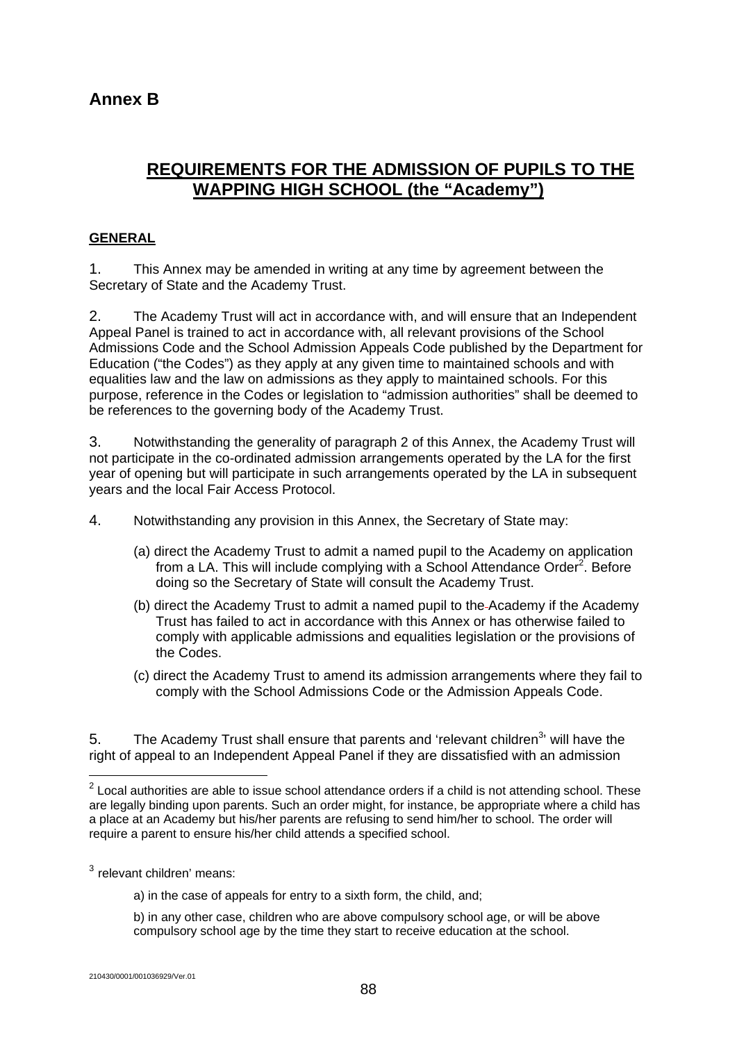## Annex B

# REQUIREMENTS FOR THE ADMISSION OF PUPILS TO THE WAPPING HIGH SCHOOL (the "Academy")

### GENERAL

1. This Annex may be amended in writing at any time by agreement between the Secretary of State and the Academy Trust.

2. The Academy Trust will act in accordance with, and will ensure that an Independent Appeal Panel is trained to act in accordance with, all relevant provisions of the School Admissions Code and the School Admission Appeals Code published by the Department for Education ("the Codes") as they apply at any given time to maintained schools and with equalities law and the law on admissions as they apply to maintained schools. For this purpose, reference in the Codes or legislation to "admission authorities" shall be deemed to be references to the governing body of the Academy Trust.

3. Notwithstanding the generality of paragraph 2 of this Annex, the Academy Trust will not participate in the co-ordinated admission arrangements operated by the LA for the first year of opening but will participate in such arrangements operated by the LA in subsequent years and the local Fair Access Protocol.

4. Notwithstanding any provision in this Annex, the Secretary of State may:

   (a) direct the Academy Trust to admit a named pupil to the Academy on application from a LA. This will include complying with a School Attendance Order[2]. Before doing so the Secretary of State will consult the Academy Trust.

   (b) direct the Academy Trust to admit a named pupil to the Academy if the Academy Trust has failed to act in accordance with this Annex or has otherwise failed to comply with applicable admissions and equalities legislation or the provisions of the Codes.

   (c) direct the Academy Trust to amend its admission arrangements where they fail to comply with the School Admissions Code or the Admission Appeals Code.

5. The Academy Trust shall ensure that parents and 'relevant children[3]' will have the right of appeal to an Independent Appeal Panel if they are dissatisfied with an admission

---

[2] Local authorities are able to issue school attendance orders if a child is not attending school. These are legally binding upon parents. Such an order might, for instance, be appropriate where a child has a place at an Academy but his/her parents are refusing to send him/her to school. The order will require a parent to ensure his/her child attends a specified school.

[3] relevant children' means:

a) in the case of appeals for entry to a sixth form, the child, and;

b) in any other case, children who are above compulsory school age, or will be above compulsory school age by the time they start to receive education at the school.

210430/0001/001036929/Ver.01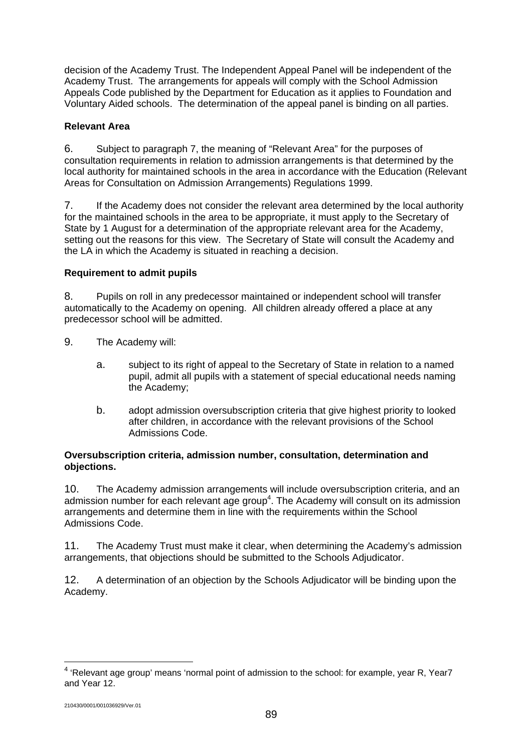decision of the Academy Trust. The Independent Appeal Panel will be independent of the Academy Trust. The arrangements for appeals will comply with the School Admission Appeals Code published by the Department for Education as it applies to Foundation and Voluntary Aided schools. The determination of the appeal panel is binding on all parties.

**Relevant Area**

6. Subject to paragraph 7, the meaning of "Relevant Area" for the purposes of consultation requirements in relation to admission arrangements is that determined by the local authority for maintained schools in the area in accordance with the Education (Relevant Areas for Consultation on Admission Arrangements) Regulations 1999.

7. If the Academy does not consider the relevant area determined by the local authority for the maintained schools in the area to be appropriate, it must apply to the Secretary of State by 1 August for a determination of the appropriate relevant area for the Academy, setting out the reasons for this view. The Secretary of State will consult the Academy and the LA in which the Academy is situated in reaching a decision.

**Requirement to admit pupils**

8. Pupils on roll in any predecessor maintained or independent school will transfer automatically to the Academy on opening. All children already offered a place at any predecessor school will be admitted.

9. The Academy will:

   a. subject to its right of appeal to the Secretary of State in relation to a named pupil, admit all pupils with a statement of special educational needs naming the Academy;

   b. adopt admission oversubscription criteria that give highest priority to looked after children, in accordance with the relevant provisions of the School Admissions Code.

**Oversubscription criteria, admission number, consultation, determination and objections.**

10. The Academy admission arrangements will include oversubscription criteria, and an admission number for each relevant age group[4]. The Academy will consult on its admission arrangements and determine them in line with the requirements within the School Admissions Code.

11. The Academy Trust must make it clear, when determining the Academy's admission arrangements, that objections should be submitted to the Schools Adjudicator.

12. A determination of an objection by the Schools Adjudicator will be binding upon the Academy.

[4] 'Relevant age group' means 'normal point of admission to the school: for example, year R, Year7 and Year 12.

210430/0001/001036929/Ver.01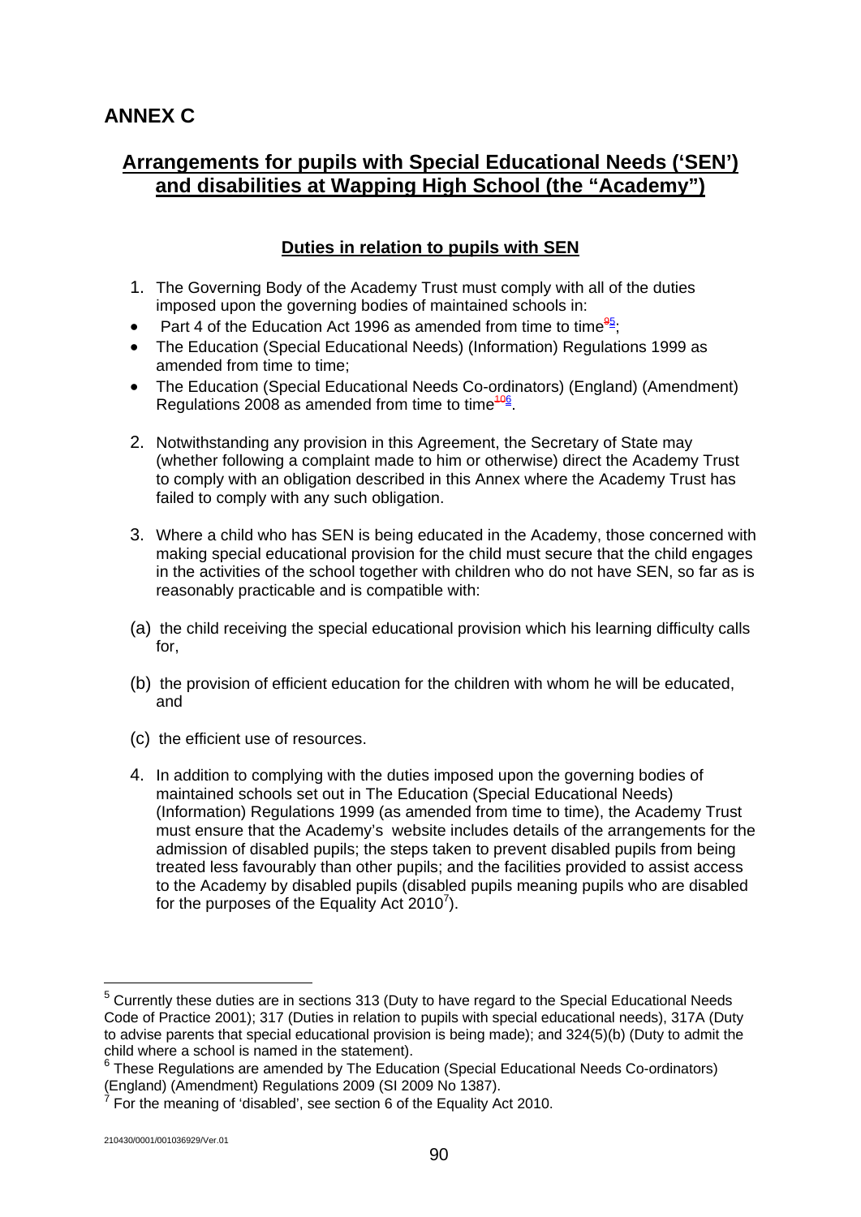# ANNEX C

## Arrangements for pupils with Special Educational Needs ('SEN') and disabilities at Wapping High School (the "Academy")

### Duties in relation to pupils with SEN

1. The Governing Body of the Academy Trust must comply with all of the duties imposed upon the governing bodies of maintained schools in:

- Part 4 of the Education Act 1996 as amended from time to time[5];
- The Education (Special Educational Needs) (Information) Regulations 1999 as amended from time to time;
- The Education (Special Educational Needs Co-ordinators) (England) (Amendment) Regulations 2008 as amended from time to time[6].

2. Notwithstanding any provision in this Agreement, the Secretary of State may (whether following a complaint made to him or otherwise) direct the Academy Trust to comply with an obligation described in this Annex where the Academy Trust has failed to comply with any such obligation.

3. Where a child who has SEN is being educated in the Academy, those concerned with making special educational provision for the child must secure that the child engages in the activities of the school together with children who do not have SEN, so far as is reasonably practicable and is compatible with:

(a) the child receiving the special educational provision which his learning difficulty calls for,

(b) the provision of efficient education for the children with whom he will be educated, and

(c) the efficient use of resources.

4. In addition to complying with the duties imposed upon the governing bodies of maintained schools set out in The Education (Special Educational Needs) (Information) Regulations 1999 (as amended from time to time), the Academy Trust must ensure that the Academy's website includes details of the arrangements for the admission of disabled pupils; the steps taken to prevent disabled pupils from being treated less favourably than other pupils; and the facilities provided to assist access to the Academy by disabled pupils (disabled pupils meaning pupils who are disabled for the purposes of the Equality Act 2010[7]).

---

[5] Currently these duties are in sections 313 (Duty to have regard to the Special Educational Needs Code of Practice 2001); 317 (Duties in relation to pupils with special educational needs), 317A (Duty to advise parents that special educational provision is being made); and 324(5)(b) (Duty to admit the child where a school is named in the statement).

[6] These Regulations are amended by The Education (Special Educational Needs Co-ordinators) (England) (Amendment) Regulations 2009 (SI 2009 No 1387).

[7] For the meaning of 'disabled', see section 6 of the Equality Act 2010.

210430/0001/001036929/Ver.01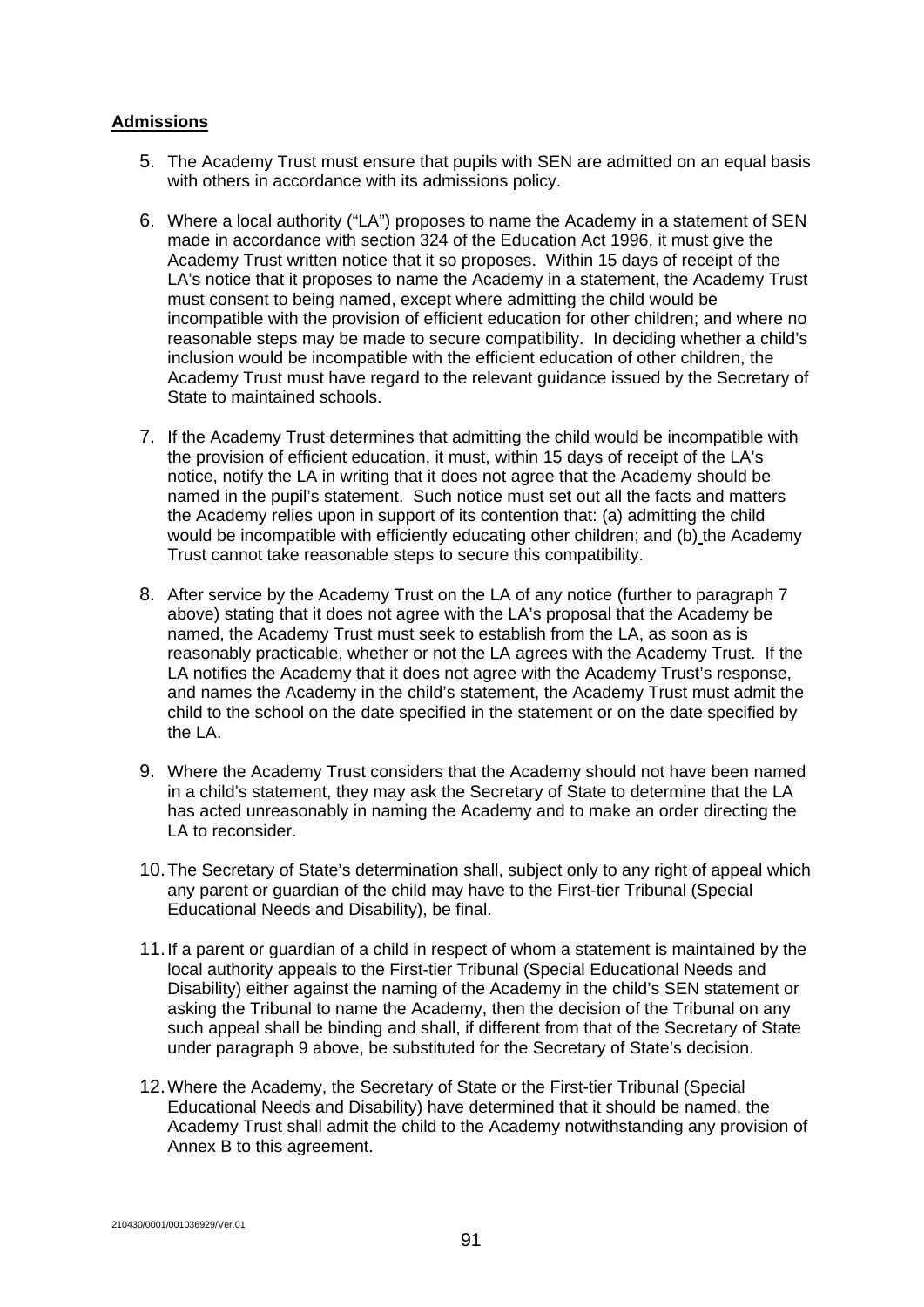**Admissions**

5. The Academy Trust must ensure that pupils with SEN are admitted on an equal basis with others in accordance with its admissions policy.

6. Where a local authority ("LA") proposes to name the Academy in a statement of SEN made in accordance with section 324 of the Education Act 1996, it must give the Academy Trust written notice that it so proposes. Within 15 days of receipt of the LA's notice that it proposes to name the Academy in a statement, the Academy Trust must consent to being named, except where admitting the child would be incompatible with the provision of efficient education for other children; and where no reasonable steps may be made to secure compatibility. In deciding whether a child's inclusion would be incompatible with the efficient education of other children, the Academy Trust must have regard to the relevant guidance issued by the Secretary of State to maintained schools.

7. If the Academy Trust determines that admitting the child would be incompatible with the provision of efficient education, it must, within 15 days of receipt of the LA's notice, notify the LA in writing that it does not agree that the Academy should be named in the pupil's statement. Such notice must set out all the facts and matters the Academy relies upon in support of its contention that: (a) admitting the child would be incompatible with efficiently educating other children; and (b) the Academy Trust cannot take reasonable steps to secure this compatibility.

8. After service by the Academy Trust on the LA of any notice (further to paragraph 7 above) stating that it does not agree with the LA's proposal that the Academy be named, the Academy Trust must seek to establish from the LA, as soon as is reasonably practicable, whether or not the LA agrees with the Academy Trust. If the LA notifies the Academy that it does not agree with the Academy Trust's response, and names the Academy in the child's statement, the Academy Trust must admit the child to the school on the date specified in the statement or on the date specified by the LA.

9. Where the Academy Trust considers that the Academy should not have been named in a child's statement, they may ask the Secretary of State to determine that the LA has acted unreasonably in naming the Academy and to make an order directing the LA to reconsider.

10. The Secretary of State's determination shall, subject only to any right of appeal which any parent or guardian of the child may have to the First-tier Tribunal (Special Educational Needs and Disability), be final.

11. If a parent or guardian of a child in respect of whom a statement is maintained by the local authority appeals to the First-tier Tribunal (Special Educational Needs and Disability) either against the naming of the Academy in the child's SEN statement or asking the Tribunal to name the Academy, then the decision of the Tribunal on any such appeal shall be binding and shall, if different from that of the Secretary of State under paragraph 9 above, be substituted for the Secretary of State's decision.

12. Where the Academy, the Secretary of State or the First-tier Tribunal (Special Educational Needs and Disability) have determined that it should be named, the Academy Trust shall admit the child to the Academy notwithstanding any provision of Annex B to this agreement.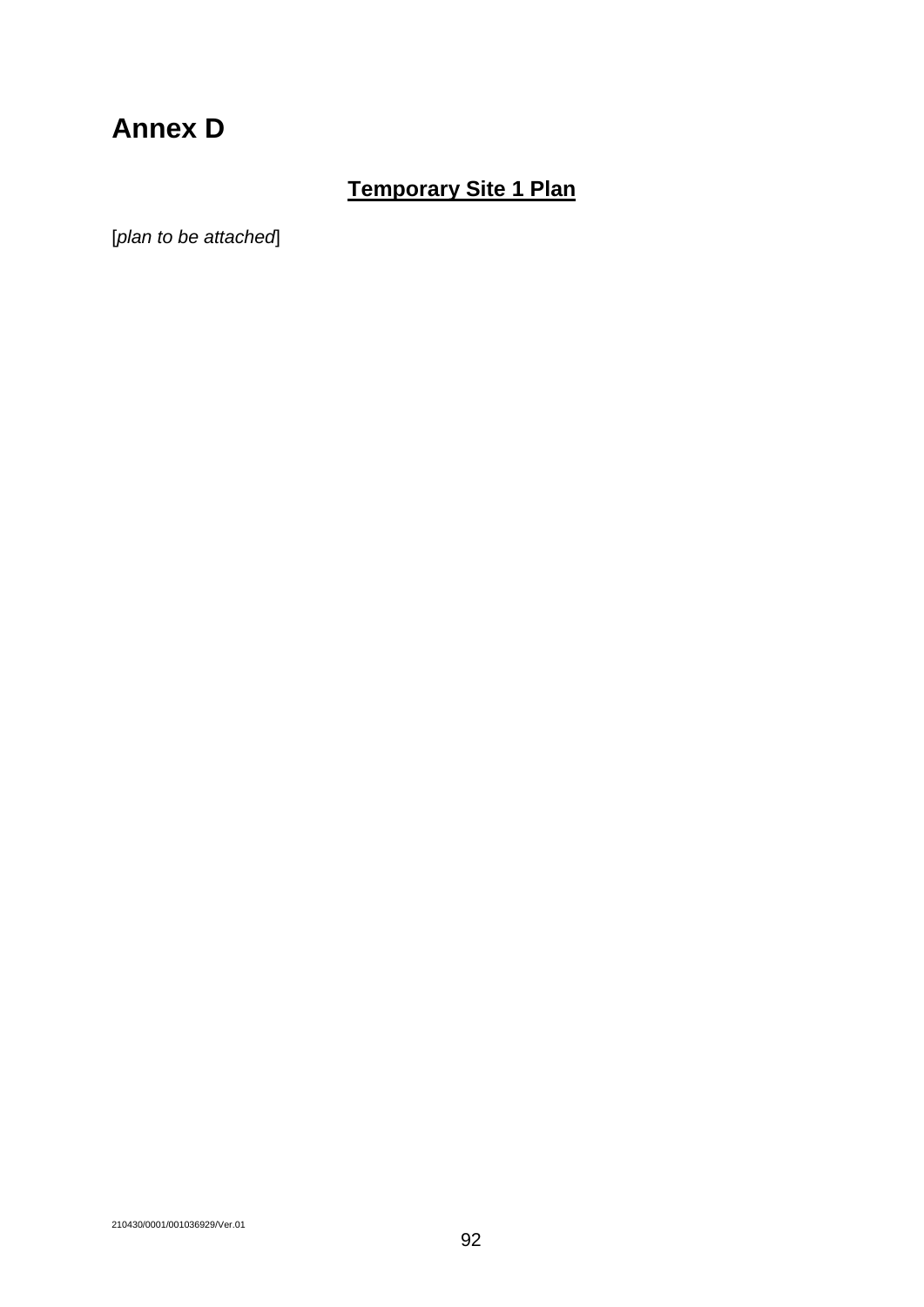# Annex D

## Temporary Site 1 Plan

[*plan to be attached*]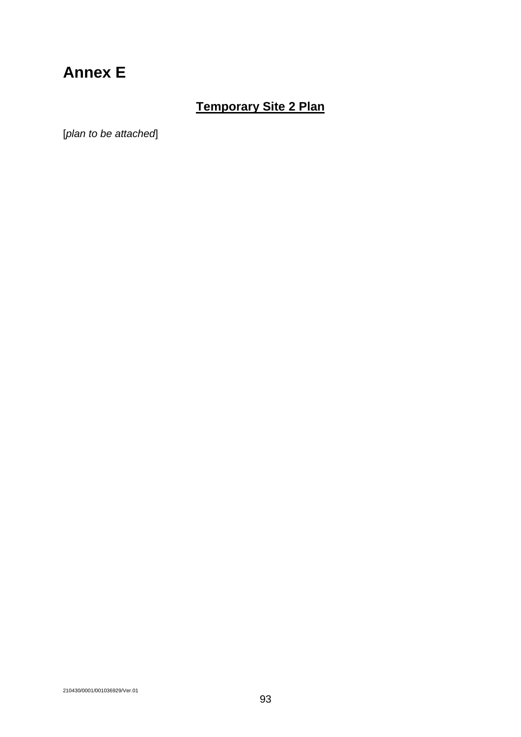# Annex E

## **Temporary Site 2 Plan**

[*plan to be attached*]

210430/0001/001036929/Ver.01